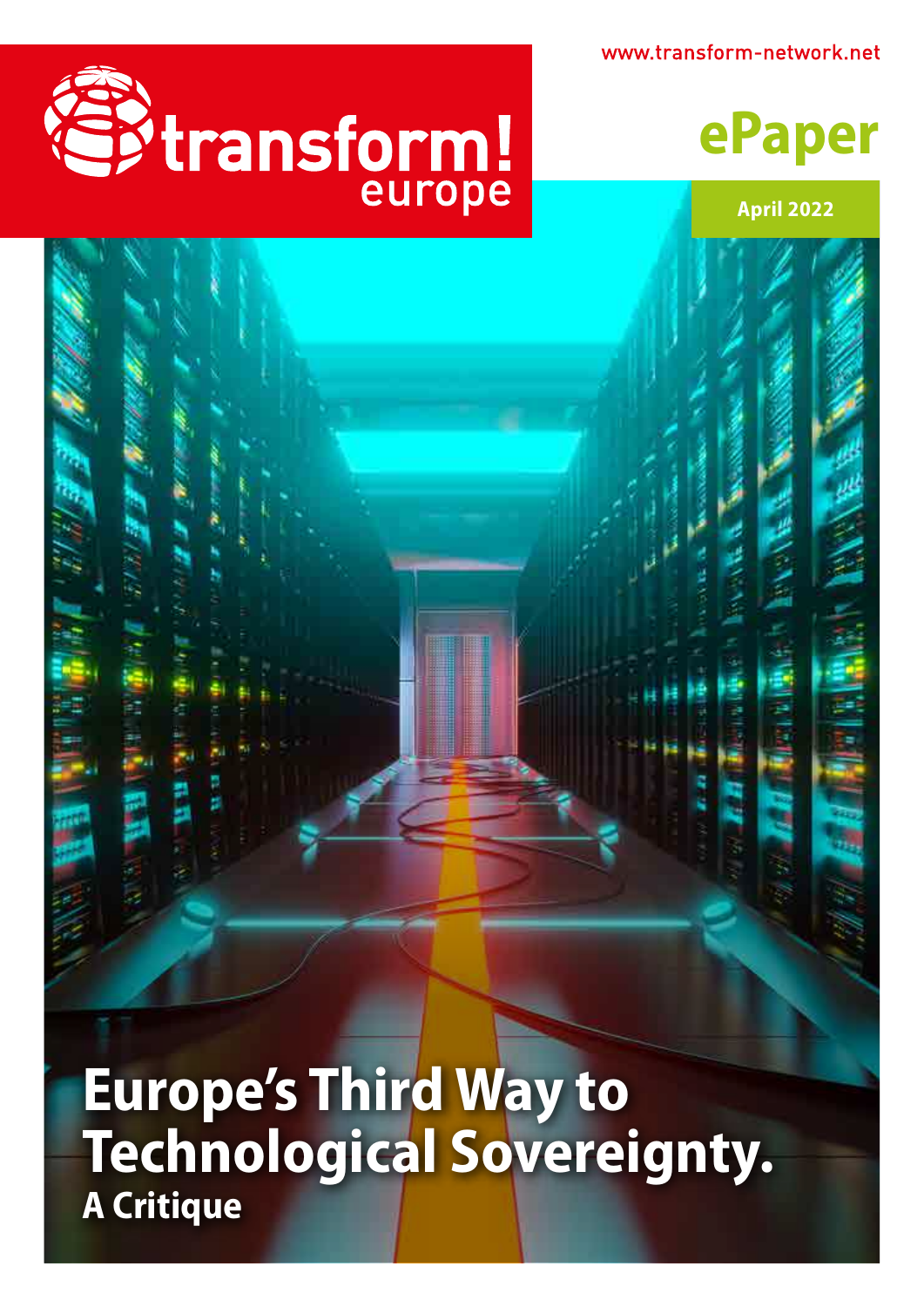www.transform-network.net

transform! europe

ePaper

April 2022

# Europe's Third Way to Technological Sovereignty.

## A Critique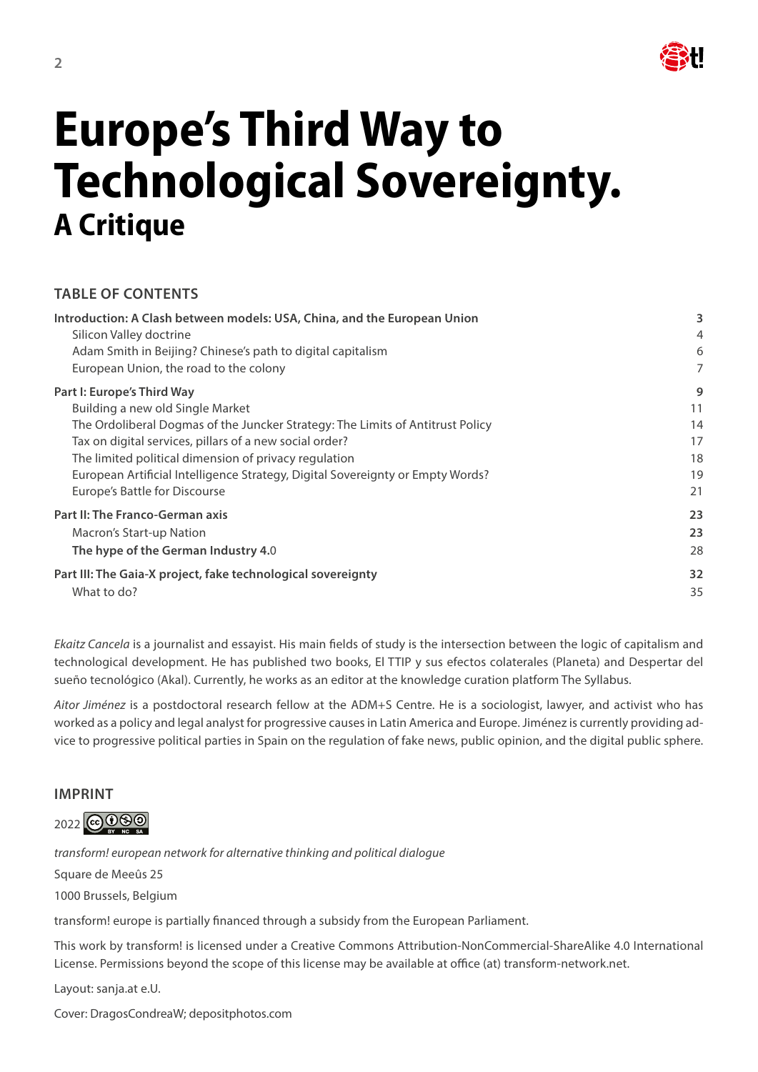# Europe's Third Way to Technological Sovereignty.

## A Critique

### TABLE OF CONTENTS

| | |
|---|---|
| **Introduction: A Clash between models: USA, China, and the European Union** | **3** |
| Silicon Valley doctrine | 4 |
| Adam Smith in Beijing? Chinese's path to digital capitalism | 6 |
| European Union, the road to the colony | 7 |
| **Part I: Europe's Third Way** | **9** |
| Building a new old Single Market | 11 |
| The Ordoliberal Dogmas of the Juncker Strategy: The Limits of Antitrust Policy | 14 |
| Tax on digital services, pillars of a new social order? | 17 |
| The limited political dimension of privacy regulation | 18 |
| European Artificial Intelligence Strategy, Digital Sovereignty or Empty Words? | 19 |
| Europe's Battle for Discourse | 21 |
| **Part II: The Franco-German axis** | **23** |
| Macron's Start-up Nation | **23** |
| **The hype of the German Industry 4.**0 | 28 |
| **Part III: The Gaia-X project, fake technological sovereignty** | **32** |
| What to do? | 35 |

*Ekaitz Cancela* is a journalist and essayist. His main fields of study is the intersection between the logic of capitalism and technological development. He has published two books, El TTIP y sus efectos colaterales (Planeta) and Despertar del sueño tecnológico (Akal). Currently, he works as an editor at the knowledge curation platform The Syllabus.

*Aitor Jiménez* is a postdoctoral research fellow at the ADM+S Centre. He is a sociologist, lawyer, and activist who has worked as a policy and legal analyst for progressive causes in Latin America and Europe. Jiménez is currently providing advice to progressive political parties in Spain on the regulation of fake news, public opinion, and the digital public sphere.

### IMPRINT

2022 CC BY NC SA

*transform! european network for alternative thinking and political dialogue*

Square de Meeûs 25

1000 Brussels, Belgium

transform! europe is partially financed through a subsidy from the European Parliament.

This work by transform! is licensed under a Creative Commons Attribution-NonCommercial-ShareAlike 4.0 International License. Permissions beyond the scope of this license may be available at office (at) transform-network.net.

Layout: sanja.at e.U.

Cover: DragosCondreaW; depositphotos.com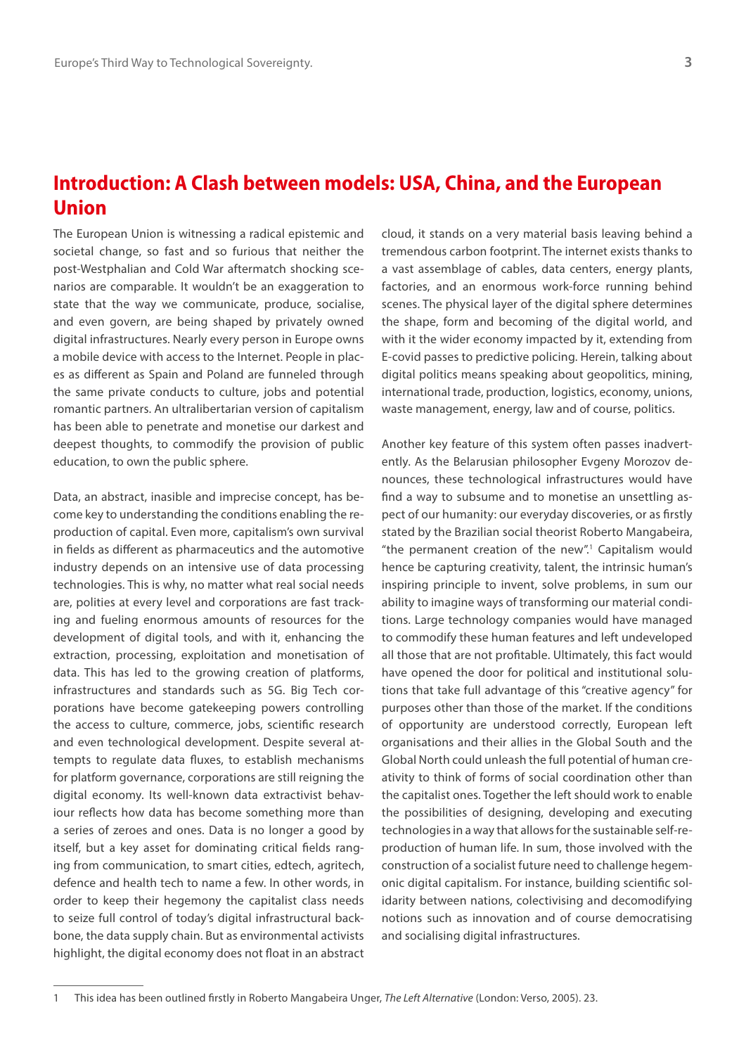## Introduction: A Clash between models: USA, China, and the European Union

The European Union is witnessing a radical epistemic and societal change, so fast and so furious that neither the post-Westphalian and Cold War aftermatch shocking scenarios are comparable. It wouldn't be an exaggeration to state that the way we communicate, produce, socialise, and even govern, are being shaped by privately owned digital infrastructures. Nearly every person in Europe owns a mobile device with access to the Internet. People in places as different as Spain and Poland are funneled through the same private conducts to culture, jobs and potential romantic partners. An ultralibertarian version of capitalism has been able to penetrate and monetise our darkest and deepest thoughts, to commodify the provision of public education, to own the public sphere.

Data, an abstract, inasible and imprecise concept, has become key to understanding the conditions enabling the reproduction of capital. Even more, capitalism's own survival in fields as different as pharmaceutics and the automotive industry depends on an intensive use of data processing technologies. This is why, no matter what real social needs are, polities at every level and corporations are fast tracking and fueling enormous amounts of resources for the development of digital tools, and with it, enhancing the extraction, processing, exploitation and monetisation of data. This has led to the growing creation of platforms, infrastructures and standards such as 5G. Big Tech corporations have become gatekeeping powers controlling the access to culture, commerce, jobs, scientific research and even technological development. Despite several attempts to regulate data fluxes, to establish mechanisms for platform governance, corporations are still reigning the digital economy. Its well-known data extractivist behaviour reflects how data has become something more than a series of zeroes and ones. Data is no longer a good by itself, but a key asset for dominating critical fields ranging from communication, to smart cities, edtech, agritech, defence and health tech to name a few. In other words, in order to keep their hegemony the capitalist class needs to seize full control of today's digital infrastructural backbone, the data supply chain. But as environmental activists highlight, the digital economy does not float in an abstract cloud, it stands on a very material basis leaving behind a tremendous carbon footprint. The internet exists thanks to a vast assemblage of cables, data centers, energy plants, factories, and an enormous work-force running behind scenes. The physical layer of the digital sphere determines the shape, form and becoming of the digital world, and with it the wider economy impacted by it, extending from E-covid passes to predictive policing. Herein, talking about digital politics means speaking about geopolitics, mining, international trade, production, logistics, economy, unions, waste management, energy, law and of course, politics.

Another key feature of this system often passes inadvertently. As the Belarusian philosopher Evgeny Morozov denounces, these technological infrastructures would have find a way to subsume and to monetise an unsettling aspect of our humanity: our everyday discoveries, or as firstly stated by the Brazilian social theorist Roberto Mangabeira, "the permanent creation of the new".[1] Capitalism would hence be capturing creativity, talent, the intrinsic human's inspiring principle to invent, solve problems, in sum our ability to imagine ways of transforming our material conditions. Large technology companies would have managed to commodify these human features and left undeveloped all those that are not profitable. Ultimately, this fact would have opened the door for political and institutional solutions that take full advantage of this "creative agency" for purposes other than those of the market. If the conditions of opportunity are understood correctly, European left organisations and their allies in the Global South and the Global North could unleash the full potential of human creativity to think of forms of social coordination other than the capitalist ones. Together the left should work to enable the possibilities of designing, developing and executing technologies in a way that allows for the sustainable self-reproduction of human life. In sum, those involved with the construction of a socialist future need to challenge hegemonic digital capitalism. For instance, building scientific solidarity between nations, colectivising and decomodifying notions such as innovation and of course democratising and socialising digital infrastructures.

---

1 This idea has been outlined firstly in Roberto Mangabeira Unger, *The Left Alternative* (London: Verso, 2005). 23.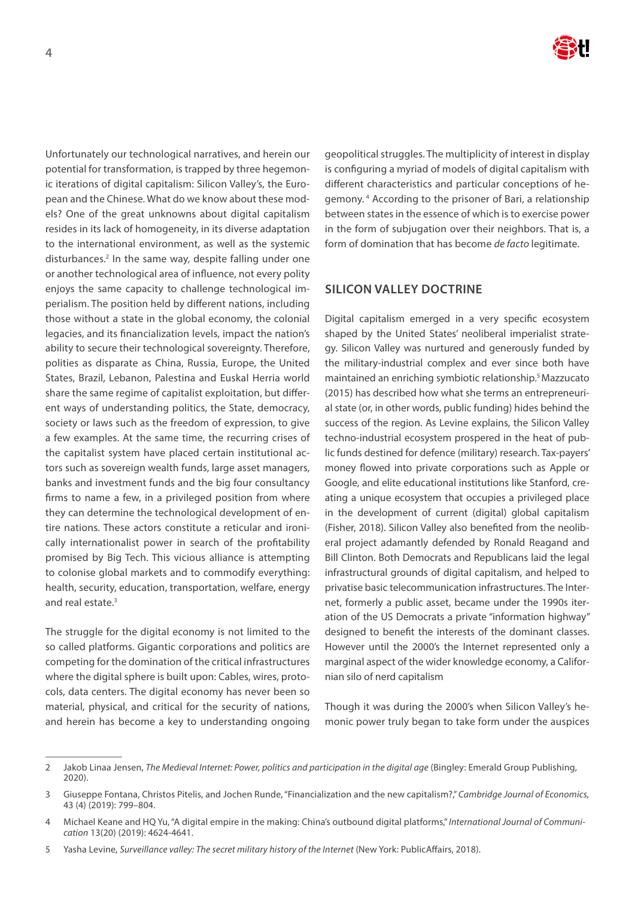Unfortunately our technological narratives, and herein our potential for transformation, is trapped by three hegemonic iterations of digital capitalism: Silicon Valley's, the European and the Chinese. What do we know about these models? One of the great unknowns about digital capitalism resides in its lack of homogeneity, in its diverse adaptation to the international environment, as well as the systemic disturbances.[2] In the same way, despite falling under one or another technological area of influence, not every polity enjoys the same capacity to challenge technological imperialism. The position held by different nations, including those without a state in the global economy, the colonial legacies, and its financialization levels, impact the nation's ability to secure their technological sovereignty. Therefore, polities as disparate as China, Russia, Europe, the United States, Brazil, Lebanon, Palestina and Euskal Herria world share the same regime of capitalist exploitation, but different ways of understanding politics, the State, democracy, society or laws such as the freedom of expression, to give a few examples. At the same time, the recurring crises of the capitalist system have placed certain institutional actors such as sovereign wealth funds, large asset managers, banks and investment funds and the big four consultancy firms to name a few, in a privileged position from where they can determine the technological development of entire nations. These actors constitute a reticular and ironically internationalist power in search of the profitability promised by Big Tech. This vicious alliance is attempting to colonise global markets and to commodify everything: health, security, education, transportation, welfare, energy and real estate.[3]

The struggle for the digital economy is not limited to the so called platforms. Gigantic corporations and politics are competing for the domination of the critical infrastructures where the digital sphere is built upon: Cables, wires, protocols, data centers. The digital economy has never been so material, physical, and critical for the security of nations, and herein has become a key to understanding ongoing geopolitical struggles. The multiplicity of interest in display is configuring a myriad of models of digital capitalism with different characteristics and particular conceptions of hegemony.[4] According to the prisoner of Bari, a relationship between states in the essence of which is to exercise power in the form of subjugation over their neighbors. That is, a form of domination that has become *de facto* legitimate.

## SILICON VALLEY DOCTRINE

Digital capitalism emerged in a very specific ecosystem shaped by the United States' neoliberal imperialist strategy. Silicon Valley was nurtured and generously funded by the military-industrial complex and ever since both have maintained an enriching symbiotic relationship.[5] Mazzucato (2015) has described how what she terms an entrepreneurial state (or, in other words, public funding) hides behind the success of the region. As Levine explains, the Silicon Valley techno-industrial ecosystem prospered in the heat of public funds destined for defence (military) research. Tax-payers' money flowed into private corporations such as Apple or Google, and elite educational institutions like Stanford, creating a unique ecosystem that occupies a privileged place in the development of current (digital) global capitalism (Fisher, 2018). Silicon Valley also benefited from the neoliberal project adamantly defended by Ronald Reagand and Bill Clinton. Both Democrats and Republicans laid the legal infrastructural grounds of digital capitalism, and helped to privatise basic telecommunication infrastructures. The Internet, formerly a public asset, became under the 1990s iteration of the US Democrats a private "information highway" designed to benefit the interests of the dominant classes. However until the 2000's the Internet represented only a marginal aspect of the wider knowledge economy, a Californian silo of nerd capitalism

Though it was during the 2000's when Silicon Valley's hemonic power truly began to take form under the auspices

---

2 Jakob Linaa Jensen, *The Medieval Internet: Power, politics and participation in the digital age* (Bingley: Emerald Group Publishing, 2020).

3 Giuseppe Fontana, Christos Pitelis, and Jochen Runde, "Financialization and the new capitalism?," *Cambridge Journal of Economics,* 43 (4) (2019): 799–804.

4 Michael Keane and HQ Yu, "A digital empire in the making: China's outbound digital platforms," *International Journal of Communication* 13(20) (2019): 4624-4641.

5 Yasha Levine, *Surveillance valley: The secret military history of the Internet* (New York: PublicAffairs, 2018).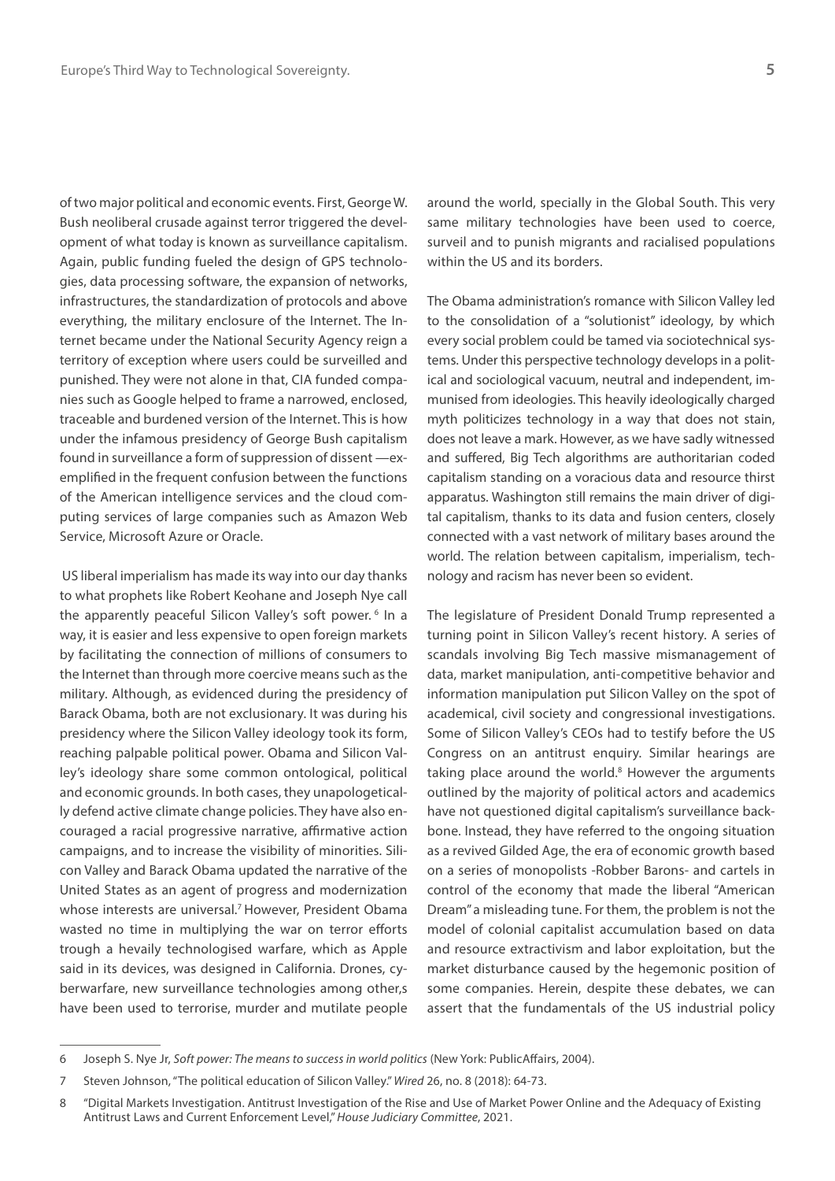of two major political and economic events. First, George W. Bush neoliberal crusade against terror triggered the development of what today is known as surveillance capitalism. Again, public funding fueled the design of GPS technologies, data processing software, the expansion of networks, infrastructures, the standardization of protocols and above everything, the military enclosure of the Internet. The Internet became under the National Security Agency reign a territory of exception where users could be surveilled and punished. They were not alone in that, CIA funded companies such as Google helped to frame a narrowed, enclosed, traceable and burdened version of the Internet. This is how under the infamous presidency of George Bush capitalism found in surveillance a form of suppression of dissent —exemplified in the frequent confusion between the functions of the American intelligence services and the cloud computing services of large companies such as Amazon Web Service, Microsoft Azure or Oracle.

US liberal imperialism has made its way into our day thanks to what prophets like Robert Keohane and Joseph Nye call the apparently peaceful Silicon Valley's soft power. [6] In a way, it is easier and less expensive to open foreign markets by facilitating the connection of millions of consumers to the Internet than through more coercive means such as the military. Although, as evidenced during the presidency of Barack Obama, both are not exclusionary. It was during his presidency where the Silicon Valley ideology took its form, reaching palpable political power. Obama and Silicon Valley's ideology share some common ontological, political and economic grounds. In both cases, they unapologetically defend active climate change policies. They have also encouraged a racial progressive narrative, affirmative action campaigns, and to increase the visibility of minorities. Silicon Valley and Barack Obama updated the narrative of the United States as an agent of progress and modernization whose interests are universal.[7] However, President Obama wasted no time in multiplying the war on terror efforts trough a hevaily technologised warfare, which as Apple said in its devices, was designed in California. Drones, cyberwarfare, new surveillance technologies among other,s have been used to terrorise, murder and mutilate people around the world, specially in the Global South. This very same military technologies have been used to coerce, surveil and to punish migrants and racialised populations within the US and its borders.

The Obama administration's romance with Silicon Valley led to the consolidation of a "solutionist" ideology, by which every social problem could be tamed via sociotechnical systems. Under this perspective technology develops in a political and sociological vacuum, neutral and independent, immunised from ideologies. This heavily ideologically charged myth politicizes technology in a way that does not stain, does not leave a mark. However, as we have sadly witnessed and suffered, Big Tech algorithms are authoritarian coded capitalism standing on a voracious data and resource thirst apparatus. Washington still remains the main driver of digital capitalism, thanks to its data and fusion centers, closely connected with a vast network of military bases around the world. The relation between capitalism, imperialism, technology and racism has never been so evident.

The legislature of President Donald Trump represented a turning point in Silicon Valley's recent history. A series of scandals involving Big Tech massive mismanagement of data, market manipulation, anti-competitive behavior and information manipulation put Silicon Valley on the spot of academical, civil society and congressional investigations. Some of Silicon Valley's CEOs had to testify before the US Congress on an antitrust enquiry. Similar hearings are taking place around the world.[8] However the arguments outlined by the majority of political actors and academics have not questioned digital capitalism's surveillance backbone. Instead, they have referred to the ongoing situation as a revived Gilded Age, the era of economic growth based on a series of monopolists -Robber Barons- and cartels in control of the economy that made the liberal "American Dream" a misleading tune. For them, the problem is not the model of colonial capitalist accumulation based on data and resource extractivism and labor exploitation, but the market disturbance caused by the hegemonic position of some companies. Herein, despite these debates, we can assert that the fundamentals of the US industrial policy

---

6 Joseph S. Nye Jr, *Soft power: The means to success in world politics* (New York: PublicAffairs, 2004).

7 Steven Johnson, "The political education of Silicon Valley." *Wired* 26, no. 8 (2018): 64-73.

8 "Digital Markets Investigation. Antitrust Investigation of the Rise and Use of Market Power Online and the Adequacy of Existing Antitrust Laws and Current Enforcement Level," *House Judiciary Committee*, 2021.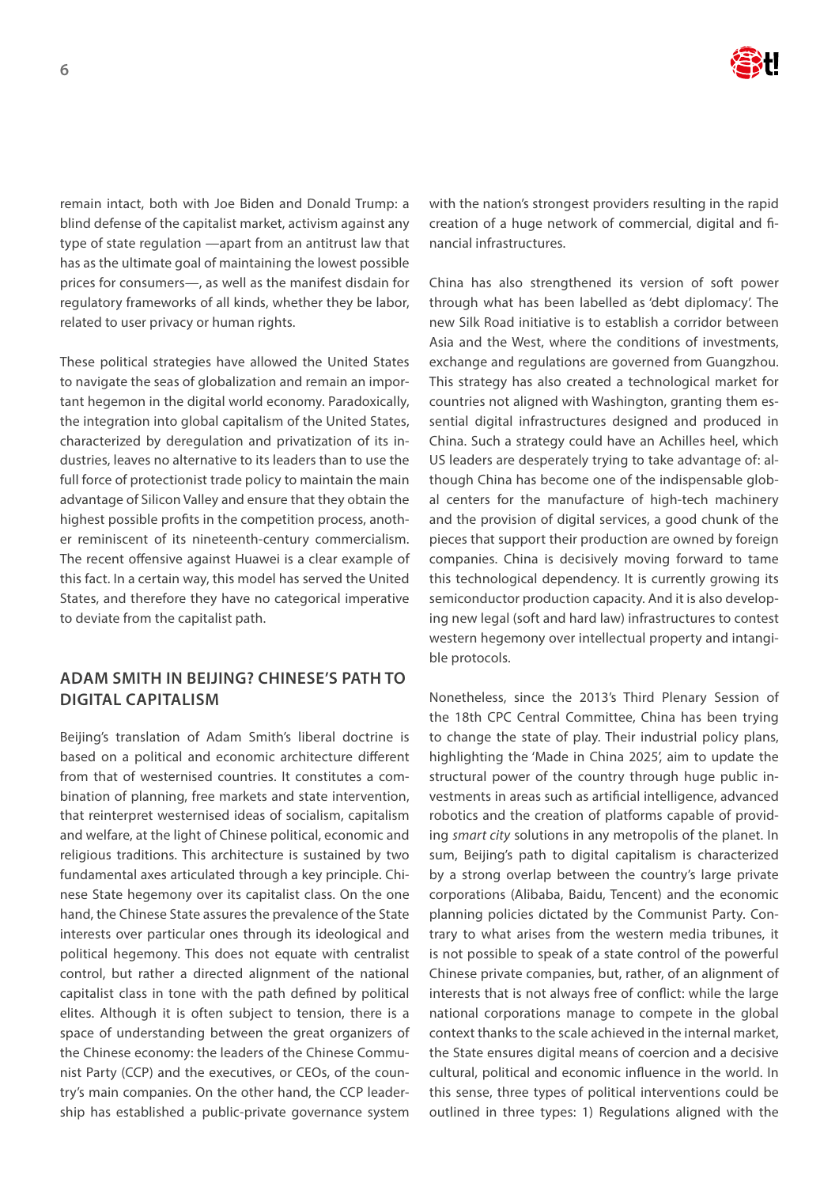remain intact, both with Joe Biden and Donald Trump: a blind defense of the capitalist market, activism against any type of state regulation —apart from an antitrust law that has as the ultimate goal of maintaining the lowest possible prices for consumers—, as well as the manifest disdain for regulatory frameworks of all kinds, whether they be labor, related to user privacy or human rights.

These political strategies have allowed the United States to navigate the seas of globalization and remain an important hegemon in the digital world economy. Paradoxically, the integration into global capitalism of the United States, characterized by deregulation and privatization of its industries, leaves no alternative to its leaders than to use the full force of protectionist trade policy to maintain the main advantage of Silicon Valley and ensure that they obtain the highest possible profits in the competition process, another reminiscent of its nineteenth-century commercialism. The recent offensive against Huawei is a clear example of this fact. In a certain way, this model has served the United States, and therefore they have no categorical imperative to deviate from the capitalist path.

## ADAM SMITH IN BEIJING? CHINESE'S PATH TO DIGITAL CAPITALISM

Beijing's translation of Adam Smith's liberal doctrine is based on a political and economic architecture different from that of westernised countries. It constitutes a combination of planning, free markets and state intervention, that reinterpret westernised ideas of socialism, capitalism and welfare, at the light of Chinese political, economic and religious traditions. This architecture is sustained by two fundamental axes articulated through a key principle. Chinese State hegemony over its capitalist class. On the one hand, the Chinese State assures the prevalence of the State interests over particular ones through its ideological and political hegemony. This does not equate with centralist control, but rather a directed alignment of the national capitalist class in tone with the path defined by political elites. Although it is often subject to tension, there is a space of understanding between the great organizers of the Chinese economy: the leaders of the Chinese Communist Party (CCP) and the executives, or CEOs, of the country's main companies. On the other hand, the CCP leadership has established a public-private governance system with the nation's strongest providers resulting in the rapid creation of a huge network of commercial, digital and financial infrastructures.

China has also strengthened its version of soft power through what has been labelled as 'debt diplomacy'. The new Silk Road initiative is to establish a corridor between Asia and the West, where the conditions of investments, exchange and regulations are governed from Guangzhou. This strategy has also created a technological market for countries not aligned with Washington, granting them essential digital infrastructures designed and produced in China. Such a strategy could have an Achilles heel, which US leaders are desperately trying to take advantage of: although China has become one of the indispensable global centers for the manufacture of high-tech machinery and the provision of digital services, a good chunk of the pieces that support their production are owned by foreign companies. China is decisively moving forward to tame this technological dependency. It is currently growing its semiconductor production capacity. And it is also developing new legal (soft and hard law) infrastructures to contest western hegemony over intellectual property and intangible protocols.

Nonetheless, since the 2013's Third Plenary Session of the 18th CPC Central Committee, China has been trying to change the state of play. Their industrial policy plans, highlighting the 'Made in China 2025', aim to update the structural power of the country through huge public investments in areas such as artificial intelligence, advanced robotics and the creation of platforms capable of providing *smart city* solutions in any metropolis of the planet. In sum, Beijing's path to digital capitalism is characterized by a strong overlap between the country's large private corporations (Alibaba, Baidu, Tencent) and the economic planning policies dictated by the Communist Party. Contrary to what arises from the western media tribunes, it is not possible to speak of a state control of the powerful Chinese private companies, but, rather, of an alignment of interests that is not always free of conflict: while the large national corporations manage to compete in the global context thanks to the scale achieved in the internal market, the State ensures digital means of coercion and a decisive cultural, political and economic influence in the world. In this sense, three types of political interventions could be outlined in three types: 1) Regulations aligned with the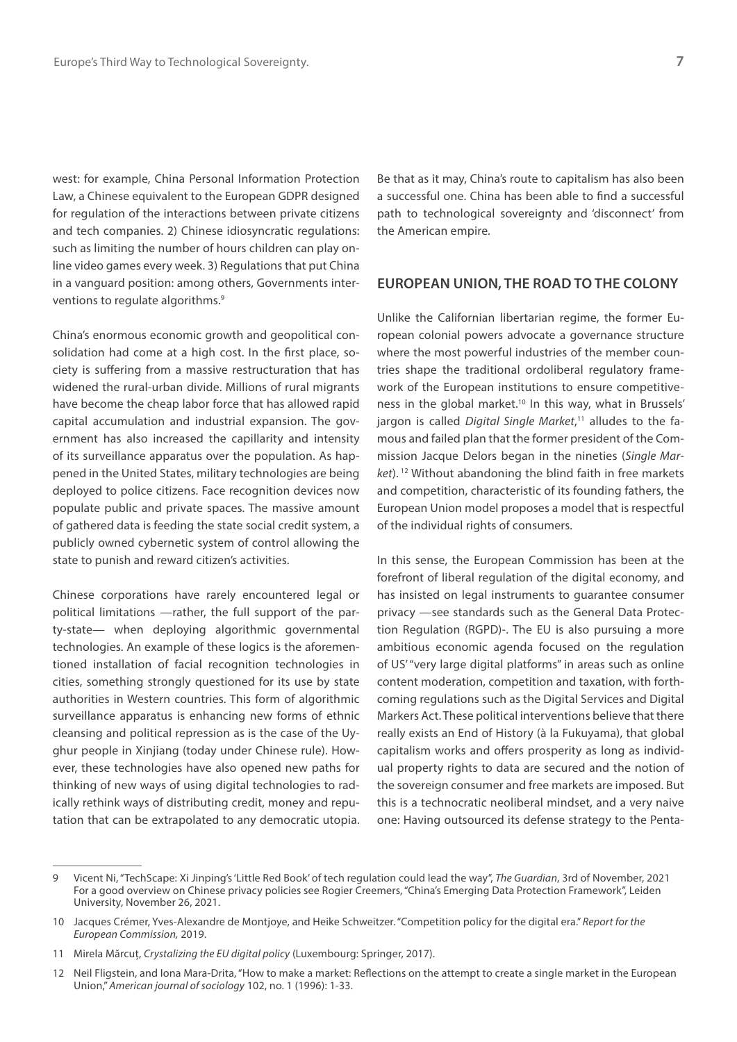west: for example, China Personal Information Protection Law, a Chinese equivalent to the European GDPR designed for regulation of the interactions between private citizens and tech companies. 2) Chinese idiosyncratic regulations: such as limiting the number of hours children can play online video games every week. 3) Regulations that put China in a vanguard position: among others, Governments interventions to regulate algorithms.[9]

China's enormous economic growth and geopolitical consolidation had come at a high cost. In the first place, society is suffering from a massive restructuration that has widened the rural-urban divide. Millions of rural migrants have become the cheap labor force that has allowed rapid capital accumulation and industrial expansion. The government has also increased the capillarity and intensity of its surveillance apparatus over the population. As happened in the United States, military technologies are being deployed to police citizens. Face recognition devices now populate public and private spaces. The massive amount of gathered data is feeding the state social credit system, a publicly owned cybernetic system of control allowing the state to punish and reward citizen's activities.

Chinese corporations have rarely encountered legal or political limitations —rather, the full support of the party-state— when deploying algorithmic governmental technologies. An example of these logics is the aforementioned installation of facial recognition technologies in cities, something strongly questioned for its use by state authorities in Western countries. This form of algorithmic surveillance apparatus is enhancing new forms of ethnic cleansing and political repression as is the case of the Uyghur people in Xinjiang (today under Chinese rule). However, these technologies have also opened new paths for thinking of new ways of using digital technologies to radically rethink ways of distributing credit, money and reputation that can be extrapolated to any democratic utopia. Be that as it may, China's route to capitalism has also been a successful one. China has been able to find a successful path to technological sovereignty and 'disconnect' from the American empire.

## EUROPEAN UNION, THE ROAD TO THE COLONY

Unlike the Californian libertarian regime, the former European colonial powers advocate a governance structure where the most powerful industries of the member countries shape the traditional ordoliberal regulatory framework of the European institutions to ensure competitiveness in the global market.[10] In this way, what in Brussels' jargon is called *Digital Single Market*,[11] alludes to the famous and failed plan that the former president of the Commission Jacque Delors began in the nineties (*Single Market*).[12] Without abandoning the blind faith in free markets and competition, characteristic of its founding fathers, the European Union model proposes a model that is respectful of the individual rights of consumers.

In this sense, the European Commission has been at the forefront of liberal regulation of the digital economy, and has insisted on legal instruments to guarantee consumer privacy —see standards such as the General Data Protection Regulation (RGPD)-. The EU is also pursuing a more ambitious economic agenda focused on the regulation of US' "very large digital platforms" in areas such as online content moderation, competition and taxation, with forthcoming regulations such as the Digital Services and Digital Markers Act. These political interventions believe that there really exists an End of History (à la Fukuyama), that global capitalism works and offers prosperity as long as individual property rights to data are secured and the notion of the sovereign consumer and free markets are imposed. But this is a technocratic neoliberal mindset, and a very naive one: Having outsourced its defense strategy to the Penta-

---

9 Vicent Ni, "TechScape: Xi Jinping's 'Little Red Book' of tech regulation could lead the way", *The Guardian*, 3rd of November, 2021 For a good overview on Chinese privacy policies see Rogier Creemers, "China's Emerging Data Protection Framework", Leiden University, November 26, 2021.

10 Jacques Crémer, Yves-Alexandre de Montjoye, and Heike Schweitzer. "Competition policy for the digital era." *Report for the European Commission,* 2019.

11 Mirela Mărcuţ, *Crystalizing the EU digital policy* (Luxembourg: Springer, 2017).

12 Neil Fligstein, and Iona Mara-Drita, "How to make a market: Reflections on the attempt to create a single market in the European Union," *American journal of sociology* 102, no. 1 (1996): 1-33.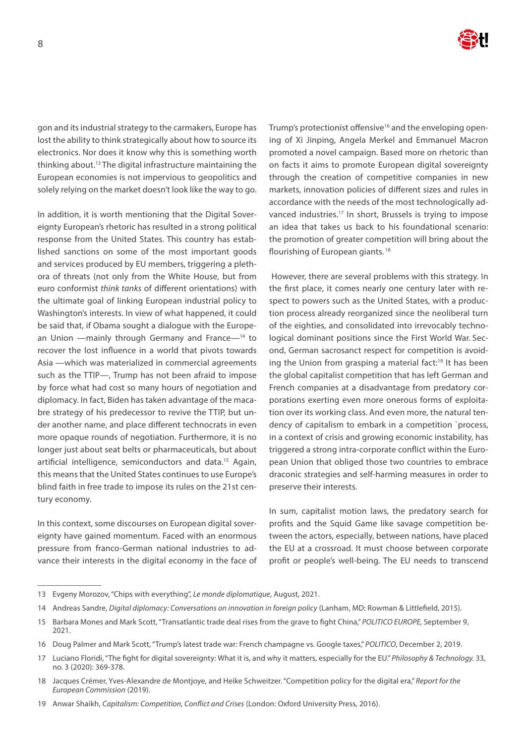gon and its industrial strategy to the carmakers, Europe has lost the ability to think strategically about how to source its electronics. Nor does it know why this is something worth thinking about.[13] The digital infrastructure maintaining the European economies is not impervious to geopolitics and solely relying on the market doesn't look like the way to go.

In addition, it is worth mentioning that the Digital Sovereignty European's rhetoric has resulted in a strong political response from the United States. This country has established sanctions on some of the most important goods and services produced by EU members, triggering a plethora of threats (not only from the White House, but from euro conformist *think tanks* of different orientations) with the ultimate goal of linking European industrial policy to Washington's interests. In view of what happened, it could be said that, if Obama sought a dialogue with the European Union —mainly through Germany and France—[14] to recover the lost influence in a world that pivots towards Asia —which was materialized in commercial agreements such as the TTIP—, Trump has not been afraid to impose by force what had cost so many hours of negotiation and diplomacy. In fact, Biden has taken advantage of the macabre strategy of his predecessor to revive the TTIP, but under another name, and place different technocrats in even more opaque rounds of negotiation. Furthermore, it is no longer just about seat belts or pharmaceuticals, but about artificial intelligence, semiconductors and data.[15] Again, this means that the United States continues to use Europe's blind faith in free trade to impose its rules on the 21st century economy.

In this context, some discourses on European digital sovereignty have gained momentum. Faced with an enormous pressure from franco-German national industries to advance their interests in the digital economy in the face of Trump's protectionist offensive[16] and the enveloping opening of Xi Jinping, Angela Merkel and Emmanuel Macron promoted a novel campaign. Based more on rhetoric than on facts it aims to promote European digital sovereignty through the creation of competitive companies in new markets, innovation policies of different sizes and rules in accordance with the needs of the most technologically advanced industries.[17] In short, Brussels is trying to impose an idea that takes us back to his foundational scenario: the promotion of greater competition will bring about the flourishing of European giants.[18]

However, there are several problems with this strategy. In the first place, it comes nearly one century later with respect to powers such as the United States, with a production process already reorganized since the neoliberal turn of the eighties, and consolidated into irrevocably technological dominant positions since the First World War. Second, German sacrosanct respect for competition is avoiding the Union from grasping a material fact:[19] It has been the global capitalist competition that has left German and French companies at a disadvantage from predatory corporations exerting even more onerous forms of exploitation over its working class. And even more, the natural tendency of capitalism to embark in a competition `process, in a context of crisis and growing economic instability, has triggered a strong intra-corporate conflict within the European Union that obliged those two countries to embrace draconic strategies and self-harming measures in order to preserve their interests.

In sum, capitalist motion laws, the predatory search for profits and the Squid Game like savage competition between the actors, especially, between nations, have placed the EU at a crossroad. It must choose between corporate profit or people's well-being. The EU needs to transcend

---

13 Evgeny Morozov, "Chips with everything", *Le monde diplomatique*, August, 2021.

14 Andreas Sandre, *Digital diplomacy: Conversations on innovation in foreign policy* (Lanham, MD: Rowman & Littlefield, 2015).

15 Barbara Mones and Mark Scott, "Transatlantic trade deal rises from the grave to fight China," *POLITICO EUROPE,* September 9, 2021.

16 Doug Palmer and Mark Scott, "Trump's latest trade war: French champagne vs. Google taxes," *POLITICO*, December 2, 2019.

17 Luciano Floridi, "The fight for digital sovereignty: What it is, and why it matters, especially for the EU." *Philosophy & Technology.* 33, no. 3 (2020): 369-378.

18 Jacques Crémer, Yves-Alexandre de Montjoye, and Heike Schweitzer. "Competition policy for the digital era," *Report for the European Commission* (2019).

19 Anwar Shaikh, *Capitalism: Competition, Conflict and Crises* (London: Oxford University Press, 2016).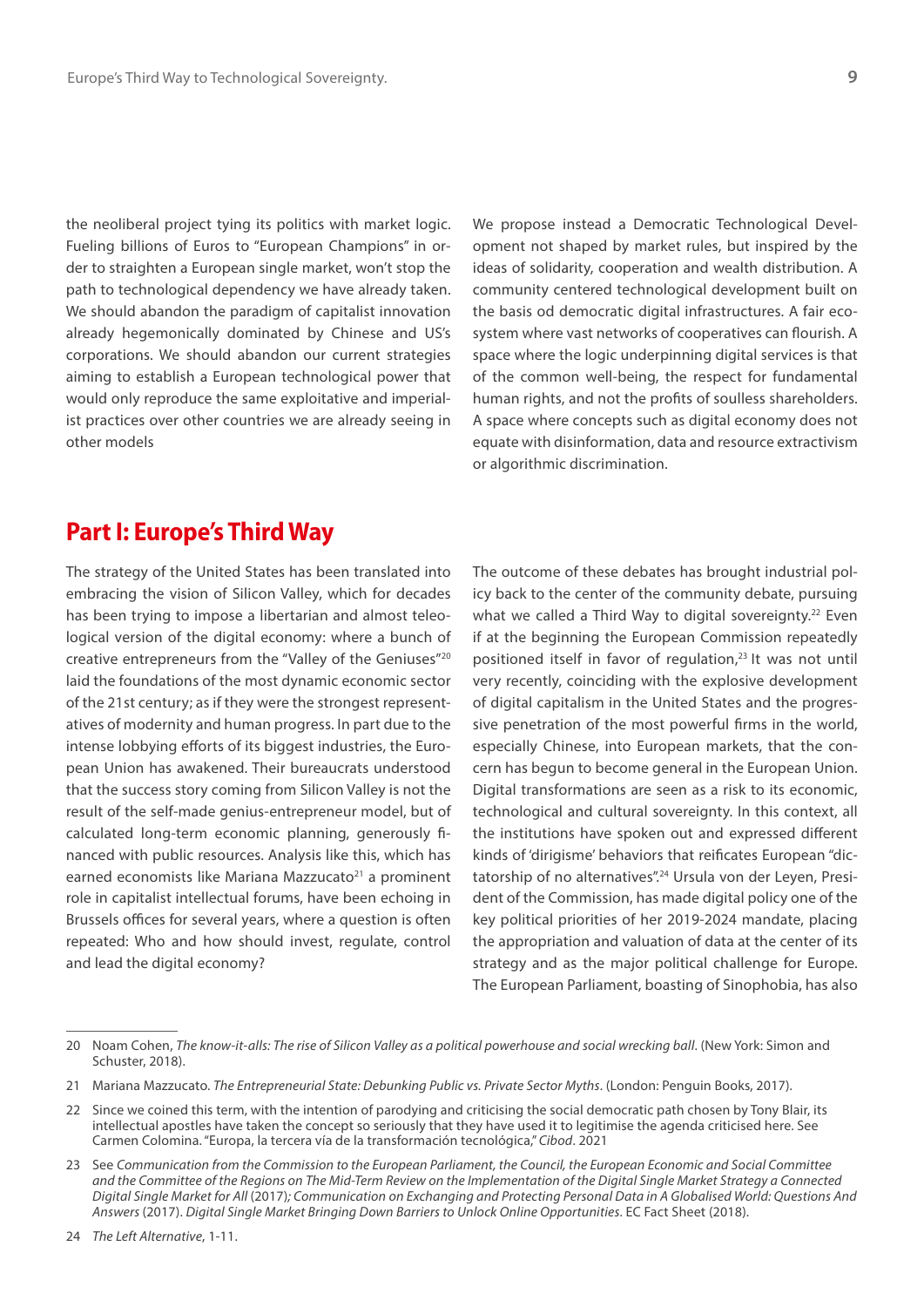the neoliberal project tying its politics with market logic. Fueling billions of Euros to "European Champions" in order to straighten a European single market, won't stop the path to technological dependency we have already taken. We should abandon the paradigm of capitalist innovation already hegemonically dominated by Chinese and US's corporations. We should abandon our current strategies aiming to establish a European technological power that would only reproduce the same exploitative and imperialist practices over other countries we are already seeing in other models

We propose instead a Democratic Technological Development not shaped by market rules, but inspired by the ideas of solidarity, cooperation and wealth distribution. A community centered technological development built on the basis od democratic digital infrastructures. A fair ecosystem where vast networks of cooperatives can flourish. A space where the logic underpinning digital services is that of the common well-being, the respect for fundamental human rights, and not the profits of soulless shareholders. A space where concepts such as digital economy does not equate with disinformation, data and resource extractivism or algorithmic discrimination.

## Part I: Europe's Third Way

The strategy of the United States has been translated into embracing the vision of Silicon Valley, which for decades has been trying to impose a libertarian and almost teleological version of the digital economy: where a bunch of creative entrepreneurs from the "Valley of the Geniuses"[20] laid the foundations of the most dynamic economic sector of the 21st century; as if they were the strongest representatives of modernity and human progress. In part due to the intense lobbying efforts of its biggest industries, the European Union has awakened. Their bureaucrats understood that the success story coming from Silicon Valley is not the result of the self-made genius-entrepreneur model, but of calculated long-term economic planning, generously financed with public resources. Analysis like this, which has earned economists like Mariana Mazzucato[21] a prominent role in capitalist intellectual forums, have been echoing in Brussels offices for several years, where a question is often repeated: Who and how should invest, regulate, control and lead the digital economy?

The outcome of these debates has brought industrial policy back to the center of the community debate, pursuing what we called a Third Way to digital sovereignty.[22] Even if at the beginning the European Commission repeatedly positioned itself in favor of regulation,[23] It was not until very recently, coinciding with the explosive development of digital capitalism in the United States and the progressive penetration of the most powerful firms in the world, especially Chinese, into European markets, that the concern has begun to become general in the European Union. Digital transformations are seen as a risk to its economic, technological and cultural sovereignty. In this context, all the institutions have spoken out and expressed different kinds of 'dirigisme' behaviors that reificates European "dictatorship of no alternatives".[24] Ursula von der Leyen, President of the Commission, has made digital policy one of the key political priorities of her 2019-2024 mandate, placing the appropriation and valuation of data at the center of its strategy and as the major political challenge for Europe. The European Parliament, boasting of Sinophobia, has also

---

20 Noam Cohen, *The know-it-alls: The rise of Silicon Valley as a political powerhouse and social wrecking ball.* (New York: Simon and Schuster, 2018).

21 Mariana Mazzucato. *The Entrepreneurial State: Debunking Public vs. Private Sector Myths*. (London: Penguin Books, 2017).

22 Since we coined this term, with the intention of parodying and criticising the social democratic path chosen by Tony Blair, its intellectual apostles have taken the concept so seriously that they have used it to legitimise the agenda criticised here. See Carmen Colomina. "Europa, la tercera vía de la transformación tecnológica," *Cibod*. 2021

23 See *Communication from the Commission to the European Parliament, the Council, the European Economic and Social Committee and the Committee of the Regions on The Mid-Term Review on the Implementation of the Digital Single Market Strategy a Connected Digital Single Market for All* (2017)*; Communication on Exchanging and Protecting Personal Data in A Globalised World: Questions And Answers* (2017). *Digital Single Market Bringing Down Barriers to Unlock Online Opportunities*. EC Fact Sheet (2018).

24 *The Left Alternative*, 1-11.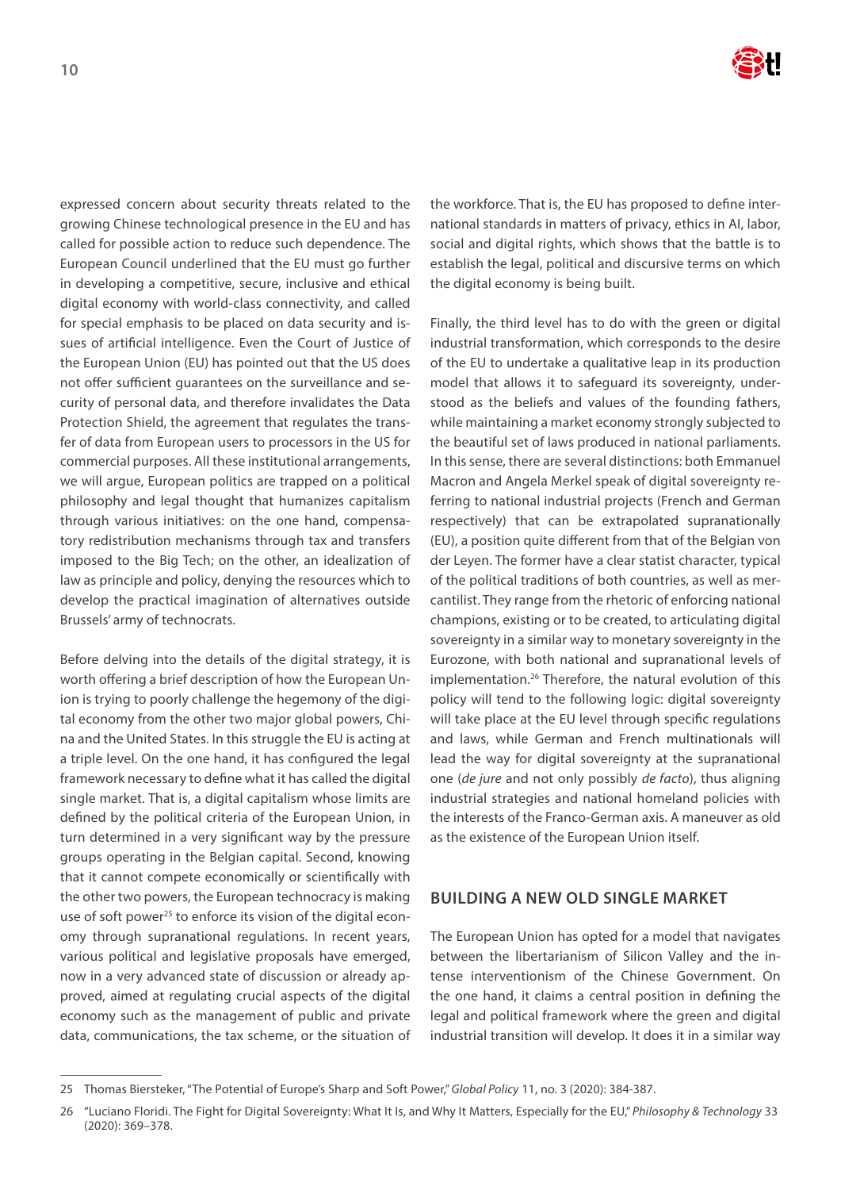expressed concern about security threats related to the growing Chinese technological presence in the EU and has called for possible action to reduce such dependence. The European Council underlined that the EU must go further in developing a competitive, secure, inclusive and ethical digital economy with world-class connectivity, and called for special emphasis to be placed on data security and issues of artificial intelligence. Even the Court of Justice of the European Union (EU) has pointed out that the US does not offer sufficient guarantees on the surveillance and security of personal data, and therefore invalidates the Data Protection Shield, the agreement that regulates the transfer of data from European users to processors in the US for commercial purposes. All these institutional arrangements, we will argue, European politics are trapped on a political philosophy and legal thought that humanizes capitalism through various initiatives: on the one hand, compensatory redistribution mechanisms through tax and transfers imposed to the Big Tech; on the other, an idealization of law as principle and policy, denying the resources which to develop the practical imagination of alternatives outside Brussels' army of technocrats.

Before delving into the details of the digital strategy, it is worth offering a brief description of how the European Union is trying to poorly challenge the hegemony of the digital economy from the other two major global powers, China and the United States. In this struggle the EU is acting at a triple level. On the one hand, it has configured the legal framework necessary to define what it has called the digital single market. That is, a digital capitalism whose limits are defined by the political criteria of the European Union, in turn determined in a very significant way by the pressure groups operating in the Belgian capital. Second, knowing that it cannot compete economically or scientifically with the other two powers, the European technocracy is making use of soft power[25] to enforce its vision of the digital economy through supranational regulations. In recent years, various political and legislative proposals have emerged, now in a very advanced state of discussion or already approved, aimed at regulating crucial aspects of the digital economy such as the management of public and private data, communications, the tax scheme, or the situation of the workforce. That is, the EU has proposed to define international standards in matters of privacy, ethics in AI, labor, social and digital rights, which shows that the battle is to establish the legal, political and discursive terms on which the digital economy is being built.

Finally, the third level has to do with the green or digital industrial transformation, which corresponds to the desire of the EU to undertake a qualitative leap in its production model that allows it to safeguard its sovereignty, understood as the beliefs and values of the founding fathers, while maintaining a market economy strongly subjected to the beautiful set of laws produced in national parliaments. In this sense, there are several distinctions: both Emmanuel Macron and Angela Merkel speak of digital sovereignty referring to national industrial projects (French and German respectively) that can be extrapolated supranationally (EU), a position quite different from that of the Belgian von der Leyen. The former have a clear statist character, typical of the political traditions of both countries, as well as mercantilist. They range from the rhetoric of enforcing national champions, existing or to be created, to articulating digital sovereignty in a similar way to monetary sovereignty in the Eurozone, with both national and supranational levels of implementation.[26] Therefore, the natural evolution of this policy will tend to the following logic: digital sovereignty will take place at the EU level through specific regulations and laws, while German and French multinationals will lead the way for digital sovereignty at the supranational one (*de jure* and not only possibly *de facto*), thus aligning industrial strategies and national homeland policies with the interests of the Franco-German axis. A maneuver as old as the existence of the European Union itself.

## BUILDING A NEW OLD SINGLE MARKET

The European Union has opted for a model that navigates between the libertarianism of Silicon Valley and the intense interventionism of the Chinese Government. On the one hand, it claims a central position in defining the legal and political framework where the green and digital industrial transition will develop. It does it in a similar way

---

25 Thomas Biersteker, "The Potential of Europe's Sharp and Soft Power," *Global Policy* 11, no. 3 (2020): 384-387.

26 "Luciano Floridi. The Fight for Digital Sovereignty: What It Is, and Why It Matters, Especially for the EU," *Philosophy & Technology* 33 (2020): 369–378.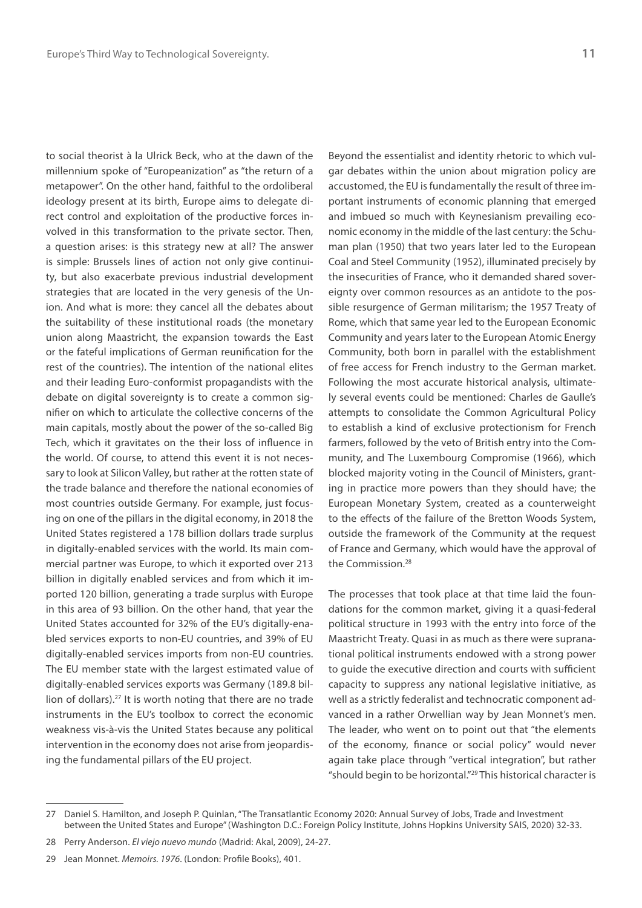to social theorist à la Ulrick Beck, who at the dawn of the millennium spoke of "Europeanization" as "the return of a metapower". On the other hand, faithful to the ordoliberal ideology present at its birth, Europe aims to delegate direct control and exploitation of the productive forces involved in this transformation to the private sector. Then, a question arises: is this strategy new at all? The answer is simple: Brussels lines of action not only give continuity, but also exacerbate previous industrial development strategies that are located in the very genesis of the Union. And what is more: they cancel all the debates about the suitability of these institutional roads (the monetary union along Maastricht, the expansion towards the East or the fateful implications of German reunification for the rest of the countries). The intention of the national elites and their leading Euro-conformist propagandists with the debate on digital sovereignty is to create a common signifier on which to articulate the collective concerns of the main capitals, mostly about the power of the so-called Big Tech, which it gravitates on the their loss of influence in the world. Of course, to attend this event it is not necessary to look at Silicon Valley, but rather at the rotten state of the trade balance and therefore the national economies of most countries outside Germany. For example, just focusing on one of the pillars in the digital economy, in 2018 the United States registered a 178 billion dollars trade surplus in digitally-enabled services with the world. Its main commercial partner was Europe, to which it exported over 213 billion in digitally enabled services and from which it imported 120 billion, generating a trade surplus with Europe in this area of 93 billion. On the other hand, that year the United States accounted for 32% of the EU's digitally-enabled services exports to non-EU countries, and 39% of EU digitally-enabled services imports from non-EU countries. The EU member state with the largest estimated value of digitally-enabled services exports was Germany (189.8 billion of dollars).[27] It is worth noting that there are no trade instruments in the EU's toolbox to correct the economic weakness vis-à-vis the United States because any political intervention in the economy does not arise from jeopardising the fundamental pillars of the EU project.

Beyond the essentialist and identity rhetoric to which vulgar debates within the union about migration policy are accustomed, the EU is fundamentally the result of three important instruments of economic planning that emerged and imbued so much with Keynesianism prevailing economic economy in the middle of the last century: the Schuman plan (1950) that two years later led to the European Coal and Steel Community (1952), illuminated precisely by the insecurities of France, who it demanded shared sovereignty over common resources as an antidote to the possible resurgence of German militarism; the 1957 Treaty of Rome, which that same year led to the European Economic Community and years later to the European Atomic Energy Community, both born in parallel with the establishment of free access for French industry to the German market. Following the most accurate historical analysis, ultimately several events could be mentioned: Charles de Gaulle's attempts to consolidate the Common Agricultural Policy to establish a kind of exclusive protectionism for French farmers, followed by the veto of British entry into the Community, and The Luxembourg Compromise (1966), which blocked majority voting in the Council of Ministers, granting in practice more powers than they should have; the European Monetary System, created as a counterweight to the effects of the failure of the Bretton Woods System, outside the framework of the Community at the request of France and Germany, which would have the approval of the Commission.[28]

The processes that took place at that time laid the foundations for the common market, giving it a quasi-federal political structure in 1993 with the entry into force of the Maastricht Treaty. Quasi in as much as there were supranational political instruments endowed with a strong power to guide the executive direction and courts with sufficient capacity to suppress any national legislative initiative, as well as a strictly federalist and technocratic component advanced in a rather Orwellian way by Jean Monnet's men. The leader, who went on to point out that "the elements of the economy, finance or social policy" would never again take place through "vertical integration", but rather "should begin to be horizontal."[29] This historical character is

---

27 Daniel S. Hamilton, and Joseph P. Quinlan, "The Transatlantic Economy 2020: Annual Survey of Jobs, Trade and Investment between the United States and Europe" (Washington D.C.: Foreign Policy Institute, Johns Hopkins University SAIS, 2020) 32-33.

28 Perry Anderson. *El viejo nuevo mundo* (Madrid: Akal, 2009), 24-27.

29 Jean Monnet. *Memoirs. 1976*. (London: Profile Books), 401.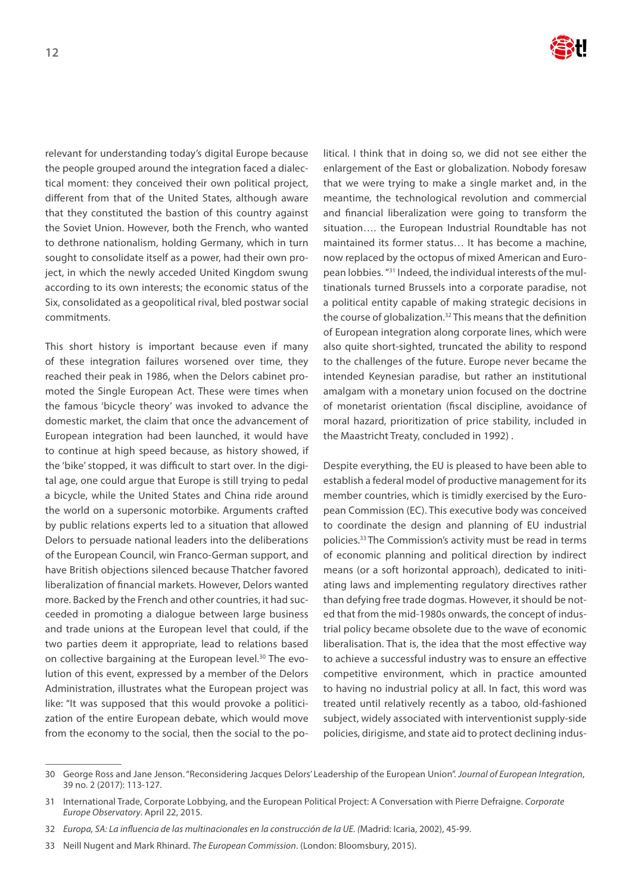relevant for understanding today's digital Europe because the people grouped around the integration faced a dialectical moment: they conceived their own political project, different from that of the United States, although aware that they constituted the bastion of this country against the Soviet Union. However, both the French, who wanted to dethrone nationalism, holding Germany, which in turn sought to consolidate itself as a power, had their own project, in which the newly acceded United Kingdom swung according to its own interests; the economic status of the Six, consolidated as a geopolitical rival, bled postwar social commitments.

This short history is important because even if many of these integration failures worsened over time, they reached their peak in 1986, when the Delors cabinet promoted the Single European Act. These were times when the famous 'bicycle theory' was invoked to advance the domestic market, the claim that once the advancement of European integration had been launched, it would have to continue at high speed because, as history showed, if the 'bike' stopped, it was difficult to start over. In the digital age, one could argue that Europe is still trying to pedal a bicycle, while the United States and China ride around the world on a supersonic motorbike. Arguments crafted by public relations experts led to a situation that allowed Delors to persuade national leaders into the deliberations of the European Council, win Franco-German support, and have British objections silenced because Thatcher favored liberalization of financial markets. However, Delors wanted more. Backed by the French and other countries, it had succeeded in promoting a dialogue between large business and trade unions at the European level that could, if the two parties deem it appropriate, lead to relations based on collective bargaining at the European level.[30] The evolution of this event, expressed by a member of the Delors Administration, illustrates what the European project was like: "It was supposed that this would provoke a politicization of the entire European debate, which would move from the economy to the social, then the social to the political. I think that in doing so, we did not see either the enlargement of the East or globalization. Nobody foresaw that we were trying to make a single market and, in the meantime, the technological revolution and commercial and financial liberalization were going to transform the situation…. the European Industrial Roundtable has not maintained its former status… It has become a machine, now replaced by the octopus of mixed American and European lobbies. "[31] Indeed, the individual interests of the multinationals turned Brussels into a corporate paradise, not a political entity capable of making strategic decisions in the course of globalization.[32] This means that the definition of European integration along corporate lines, which were also quite short-sighted, truncated the ability to respond to the challenges of the future. Europe never became the intended Keynesian paradise, but rather an institutional amalgam with a monetary union focused on the doctrine of monetarist orientation (fiscal discipline, avoidance of moral hazard, prioritization of price stability, included in the Maastricht Treaty, concluded in 1992) .

Despite everything, the EU is pleased to have been able to establish a federal model of productive management for its member countries, which is timidly exercised by the European Commission (EC). This executive body was conceived to coordinate the design and planning of EU industrial policies.[33] The Commission's activity must be read in terms of economic planning and political direction by indirect means (or a soft horizontal approach), dedicated to initiating laws and implementing regulatory directives rather than defying free trade dogmas. However, it should be noted that from the mid-1980s onwards, the concept of industrial policy became obsolete due to the wave of economic liberalisation. That is, the idea that the most effective way to achieve a successful industry was to ensure an effective competitive environment, which in practice amounted to having no industrial policy at all. In fact, this word was treated until relatively recently as a taboo, old-fashioned subject, widely associated with interventionist supply-side policies, dirigisme, and state aid to protect declining indus-

---

30 George Ross and Jane Jenson. "Reconsidering Jacques Delors' Leadership of the European Union". *Journal of European Integration*, 39 no. 2 (2017): 113-127.

31 International Trade, Corporate Lobbying, and the European Political Project: A Conversation with Pierre Defraigne. *Corporate Europe Observatory*. April 22, 2015.

32 *Europa, SA: La influencia de las multinacionales en la construcción de la UE. (*Madrid: Icaria, 2002), 45-99.

33 Neill Nugent and Mark Rhinard. *The European Commission*. (London: Bloomsbury, 2015).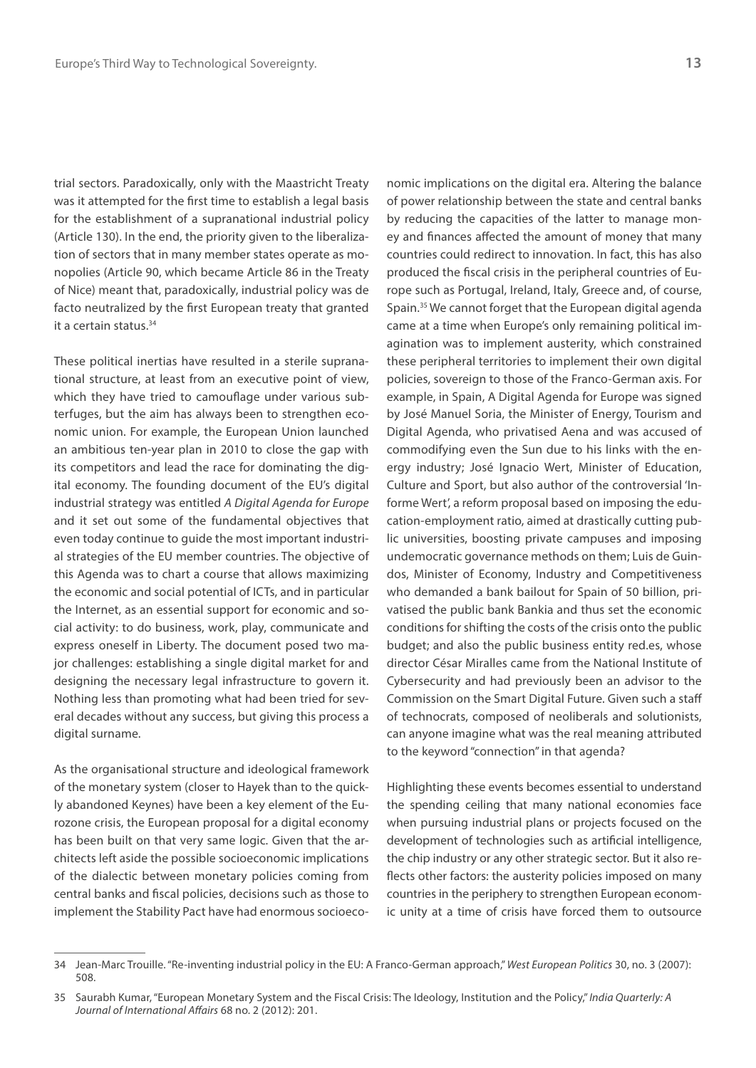trial sectors. Paradoxically, only with the Maastricht Treaty was it attempted for the first time to establish a legal basis for the establishment of a supranational industrial policy (Article 130). In the end, the priority given to the liberalization of sectors that in many member states operate as monopolies (Article 90, which became Article 86 in the Treaty of Nice) meant that, paradoxically, industrial policy was de facto neutralized by the first European treaty that granted it a certain status.[34]

These political inertias have resulted in a sterile supranational structure, at least from an executive point of view, which they have tried to camouflage under various subterfuges, but the aim has always been to strengthen economic union. For example, the European Union launched an ambitious ten-year plan in 2010 to close the gap with its competitors and lead the race for dominating the digital economy. The founding document of the EU's digital industrial strategy was entitled *A Digital Agenda for Europe* and it set out some of the fundamental objectives that even today continue to guide the most important industrial strategies of the EU member countries. The objective of this Agenda was to chart a course that allows maximizing the economic and social potential of ICTs, and in particular the Internet, as an essential support for economic and social activity: to do business, work, play, communicate and express oneself in Liberty. The document posed two major challenges: establishing a single digital market for and designing the necessary legal infrastructure to govern it. Nothing less than promoting what had been tried for several decades without any success, but giving this process a digital surname.

As the organisational structure and ideological framework of the monetary system (closer to Hayek than to the quickly abandoned Keynes) have been a key element of the Eurozone crisis, the European proposal for a digital economy has been built on that very same logic. Given that the architects left aside the possible socioeconomic implications of the dialectic between monetary policies coming from central banks and fiscal policies, decisions such as those to implement the Stability Pact have had enormous socioeconomic implications on the digital era. Altering the balance of power relationship between the state and central banks by reducing the capacities of the latter to manage money and finances affected the amount of money that many countries could redirect to innovation. In fact, this has also produced the fiscal crisis in the peripheral countries of Europe such as Portugal, Ireland, Italy, Greece and, of course, Spain.[35] We cannot forget that the European digital agenda came at a time when Europe's only remaining political imagination was to implement austerity, which constrained these peripheral territories to implement their own digital policies, sovereign to those of the Franco-German axis. For example, in Spain, A Digital Agenda for Europe was signed by José Manuel Soria, the Minister of Energy, Tourism and Digital Agenda, who privatised Aena and was accused of commodifying even the Sun due to his links with the energy industry; José Ignacio Wert, Minister of Education, Culture and Sport, but also author of the controversial 'Informe Wert', a reform proposal based on imposing the education-employment ratio, aimed at drastically cutting public universities, boosting private campuses and imposing undemocratic governance methods on them; Luis de Guindos, Minister of Economy, Industry and Competitiveness who demanded a bank bailout for Spain of 50 billion, privatised the public bank Bankia and thus set the economic conditions for shifting the costs of the crisis onto the public budget; and also the public business entity red.es, whose director César Miralles came from the National Institute of Cybersecurity and had previously been an advisor to the Commission on the Smart Digital Future. Given such a staff of technocrats, composed of neoliberals and solutionists, can anyone imagine what was the real meaning attributed to the keyword "connection" in that agenda?

Highlighting these events becomes essential to understand the spending ceiling that many national economies face when pursuing industrial plans or projects focused on the development of technologies such as artificial intelligence, the chip industry or any other strategic sector. But it also reflects other factors: the austerity policies imposed on many countries in the periphery to strengthen European economic unity at a time of crisis have forced them to outsource

34 Jean-Marc Trouille. "Re-inventing industrial policy in the EU: A Franco-German approach," *West European Politics* 30, no. 3 (2007): 508.

35 Saurabh Kumar, "European Monetary System and the Fiscal Crisis: The Ideology, Institution and the Policy," *India Quarterly: A Journal of International Affairs* 68 no. 2 (2012): 201.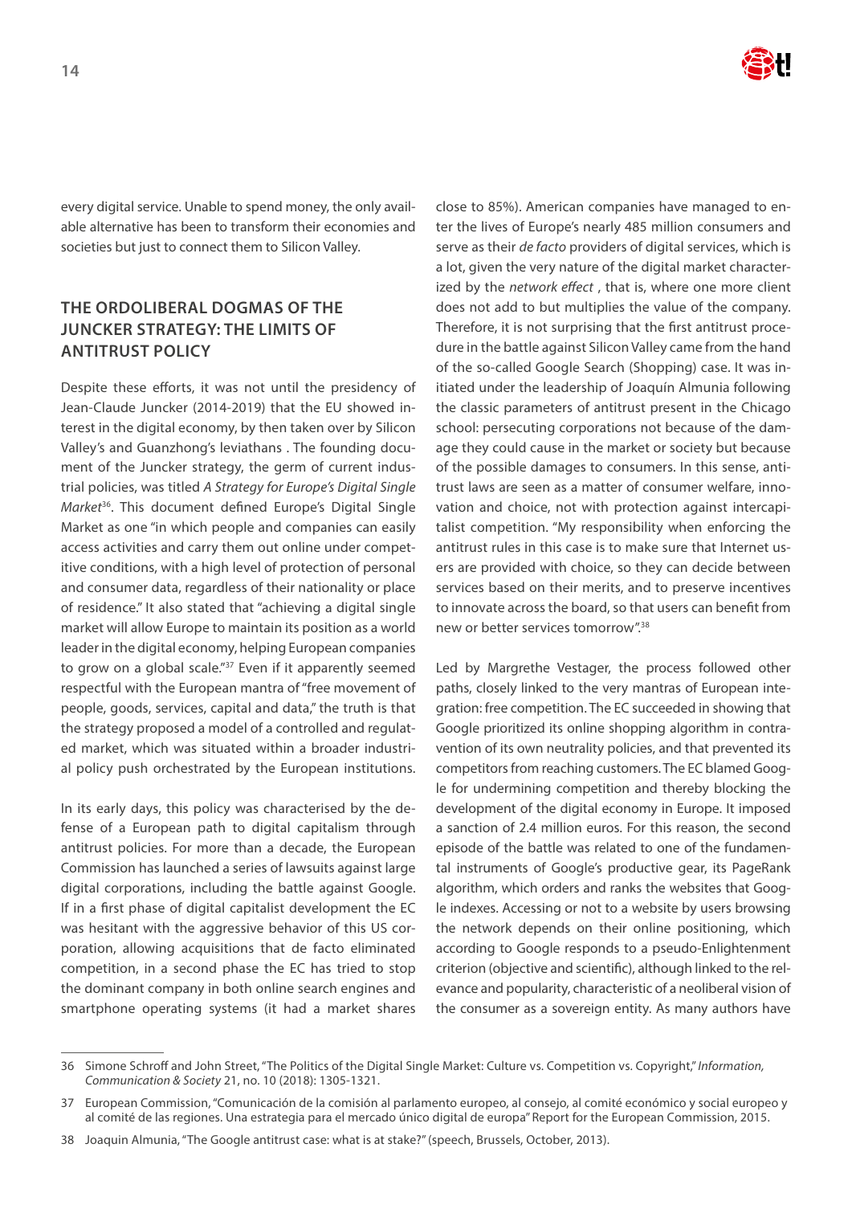every digital service. Unable to spend money, the only available alternative has been to transform their economies and societies but just to connect them to Silicon Valley.

## THE ORDOLIBERAL DOGMAS OF THE JUNCKER STRATEGY: THE LIMITS OF ANTITRUST POLICY

Despite these efforts, it was not until the presidency of Jean-Claude Juncker (2014-2019) that the EU showed interest in the digital economy, by then taken over by Silicon Valley's and Guanzhong's leviathans . The founding document of the Juncker strategy, the germ of current industrial policies, was titled *A Strategy for Europe's Digital Single Market*[36]. This document defined Europe's Digital Single Market as one "in which people and companies can easily access activities and carry them out online under competitive conditions, with a high level of protection of personal and consumer data, regardless of their nationality or place of residence." It also stated that "achieving a digital single market will allow Europe to maintain its position as a world leader in the digital economy, helping European companies to grow on a global scale."[37] Even if it apparently seemed respectful with the European mantra of "free movement of people, goods, services, capital and data," the truth is that the strategy proposed a model of a controlled and regulated market, which was situated within a broader industrial policy push orchestrated by the European institutions.

In its early days, this policy was characterised by the defense of a European path to digital capitalism through antitrust policies. For more than a decade, the European Commission has launched a series of lawsuits against large digital corporations, including the battle against Google. If in a first phase of digital capitalist development the EC was hesitant with the aggressive behavior of this US corporation, allowing acquisitions that de facto eliminated competition, in a second phase the EC has tried to stop the dominant company in both online search engines and smartphone operating systems (it had a market shares close to 85%). American companies have managed to enter the lives of Europe's nearly 485 million consumers and serve as their *de facto* providers of digital services, which is a lot, given the very nature of the digital market characterized by the *network effect* , that is, where one more client does not add to but multiplies the value of the company. Therefore, it is not surprising that the first antitrust procedure in the battle against Silicon Valley came from the hand of the so-called Google Search (Shopping) case. It was initiated under the leadership of Joaquín Almunia following the classic parameters of antitrust present in the Chicago school: persecuting corporations not because of the damage they could cause in the market or society but because of the possible damages to consumers. In this sense, antitrust laws are seen as a matter of consumer welfare, innovation and choice, not with protection against intercapitalist competition. "My responsibility when enforcing the antitrust rules in this case is to make sure that Internet users are provided with choice, so they can decide between services based on their merits, and to preserve incentives to innovate across the board, so that users can benefit from new or better services tomorrow".[38]

Led by Margrethe Vestager, the process followed other paths, closely linked to the very mantras of European integration: free competition. The EC succeeded in showing that Google prioritized its online shopping algorithm in contravention of its own neutrality policies, and that prevented its competitors from reaching customers. The EC blamed Google for undermining competition and thereby blocking the development of the digital economy in Europe. It imposed a sanction of 2.4 million euros. For this reason, the second episode of the battle was related to one of the fundamental instruments of Google's productive gear, its PageRank algorithm, which orders and ranks the websites that Google indexes. Accessing or not to a website by users browsing the network depends on their online positioning, which according to Google responds to a pseudo-Enlightenment criterion (objective and scientific), although linked to the relevance and popularity, characteristic of a neoliberal vision of the consumer as a sovereign entity. As many authors have

---

36 Simone Schroff and John Street, "The Politics of the Digital Single Market: Culture vs. Competition vs. Copyright," *Information, Communication & Society* 21, no. 10 (2018): 1305-1321.

37 European Commission, "Comunicación de la comisión al parlamento europeo, al consejo, al comité económico y social europeo y al comité de las regiones. Una estrategia para el mercado único digital de europa" Report for the European Commission, 2015.

38 Joaquin Almunia, "The Google antitrust case: what is at stake?" (speech, Brussels, October, 2013).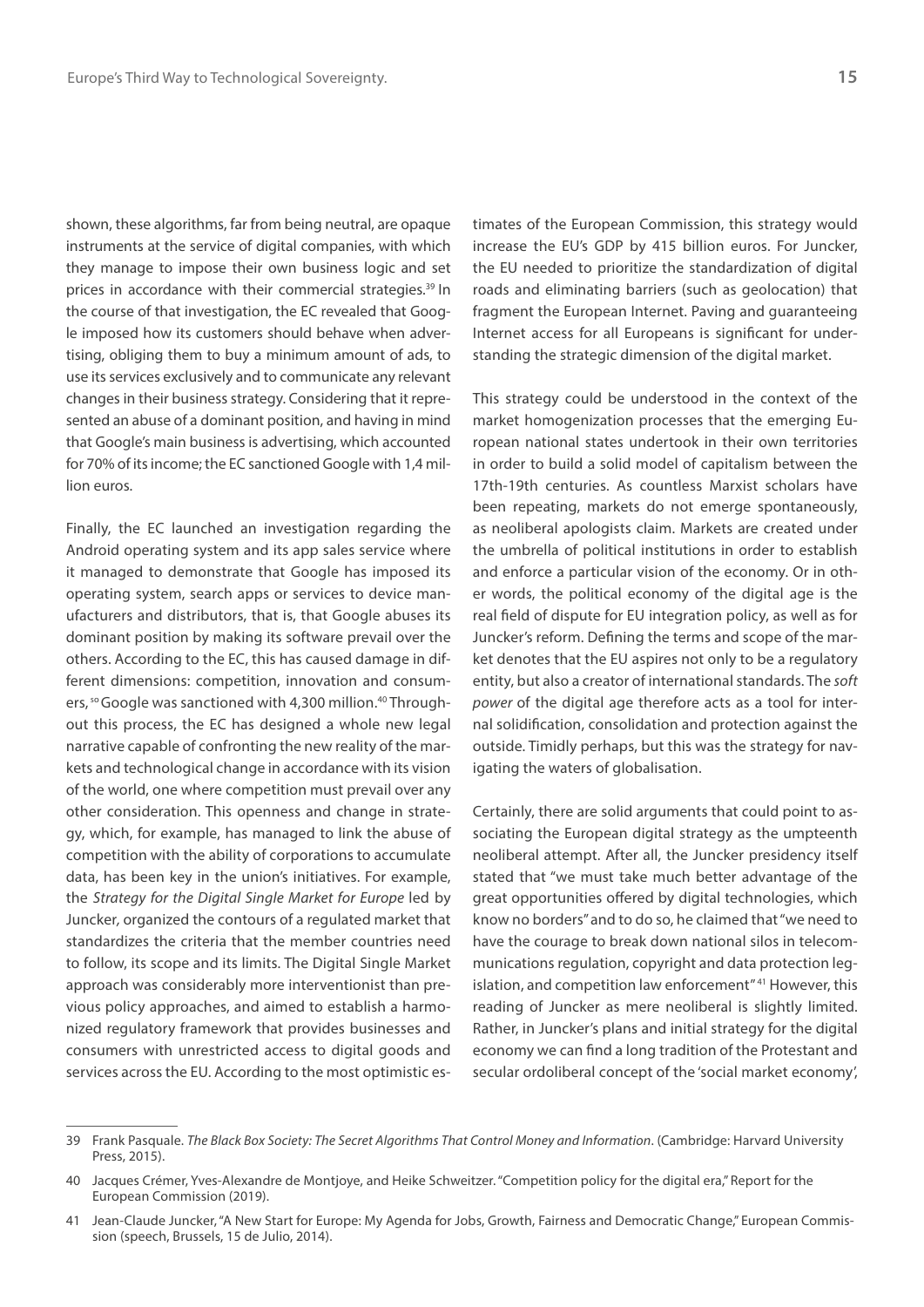shown, these algorithms, far from being neutral, are opaque instruments at the service of digital companies, with which they manage to impose their own business logic and set prices in accordance with their commercial strategies.[39] In the course of that investigation, the EC revealed that Google imposed how its customers should behave when advertising, obliging them to buy a minimum amount of ads, to use its services exclusively and to communicate any relevant changes in their business strategy. Considering that it represented an abuse of a dominant position, and having in mind that Google's main business is advertising, which accounted for 70% of its income; the EC sanctioned Google with 1,4 million euros.

Finally, the EC launched an investigation regarding the Android operating system and its app sales service where it managed to demonstrate that Google has imposed its operating system, search apps or services to device manufacturers and distributors, that is, that Google abuses its dominant position by making its software prevail over the others. According to the EC, this has caused damage in different dimensions: competition, innovation and consumers, so Google was sanctioned with 4,300 million.[40] Throughout this process, the EC has designed a whole new legal narrative capable of confronting the new reality of the markets and technological change in accordance with its vision of the world, one where competition must prevail over any other consideration. This openness and change in strategy, which, for example, has managed to link the abuse of competition with the ability of corporations to accumulate data, has been key in the union's initiatives. For example, the *Strategy for the Digital Single Market for Europe* led by Juncker, organized the contours of a regulated market that standardizes the criteria that the member countries need to follow, its scope and its limits. The Digital Single Market approach was considerably more interventionist than previous policy approaches, and aimed to establish a harmonized regulatory framework that provides businesses and consumers with unrestricted access to digital goods and services across the EU. According to the most optimistic estimates of the European Commission, this strategy would increase the EU's GDP by 415 billion euros. For Juncker, the EU needed to prioritize the standardization of digital roads and eliminating barriers (such as geolocation) that fragment the European Internet. Paving and guaranteeing Internet access for all Europeans is significant for understanding the strategic dimension of the digital market.

This strategy could be understood in the context of the market homogenization processes that the emerging European national states undertook in their own territories in order to build a solid model of capitalism between the 17th-19th centuries. As countless Marxist scholars have been repeating, markets do not emerge spontaneously, as neoliberal apologists claim. Markets are created under the umbrella of political institutions in order to establish and enforce a particular vision of the economy. Or in other words, the political economy of the digital age is the real field of dispute for EU integration policy, as well as for Juncker's reform. Defining the terms and scope of the market denotes that the EU aspires not only to be a regulatory entity, but also a creator of international standards. The *soft power* of the digital age therefore acts as a tool for internal solidification, consolidation and protection against the outside. Timidly perhaps, but this was the strategy for navigating the waters of globalisation.

Certainly, there are solid arguments that could point to associating the European digital strategy as the umpteenth neoliberal attempt. After all, the Juncker presidency itself stated that "we must take much better advantage of the great opportunities offered by digital technologies, which know no borders" and to do so, he claimed that "we need to have the courage to break down national silos in telecommunications regulation, copyright and data protection legislation, and competition law enforcement"[41] However, this reading of Juncker as mere neoliberal is slightly limited. Rather, in Juncker's plans and initial strategy for the digital economy we can find a long tradition of the Protestant and secular ordoliberal concept of the 'social market economy',

---

39 Frank Pasquale. *The Black Box Society: The Secret Algorithms That Control Money and Information*. (Cambridge: Harvard University Press, 2015).

40 Jacques Crémer, Yves-Alexandre de Montjoye, and Heike Schweitzer. "Competition policy for the digital era," Report for the European Commission (2019).

41 Jean-Claude Juncker, "A New Start for Europe: My Agenda for Jobs, Growth, Fairness and Democratic Change," European Commission (speech, Brussels, 15 de Julio, 2014).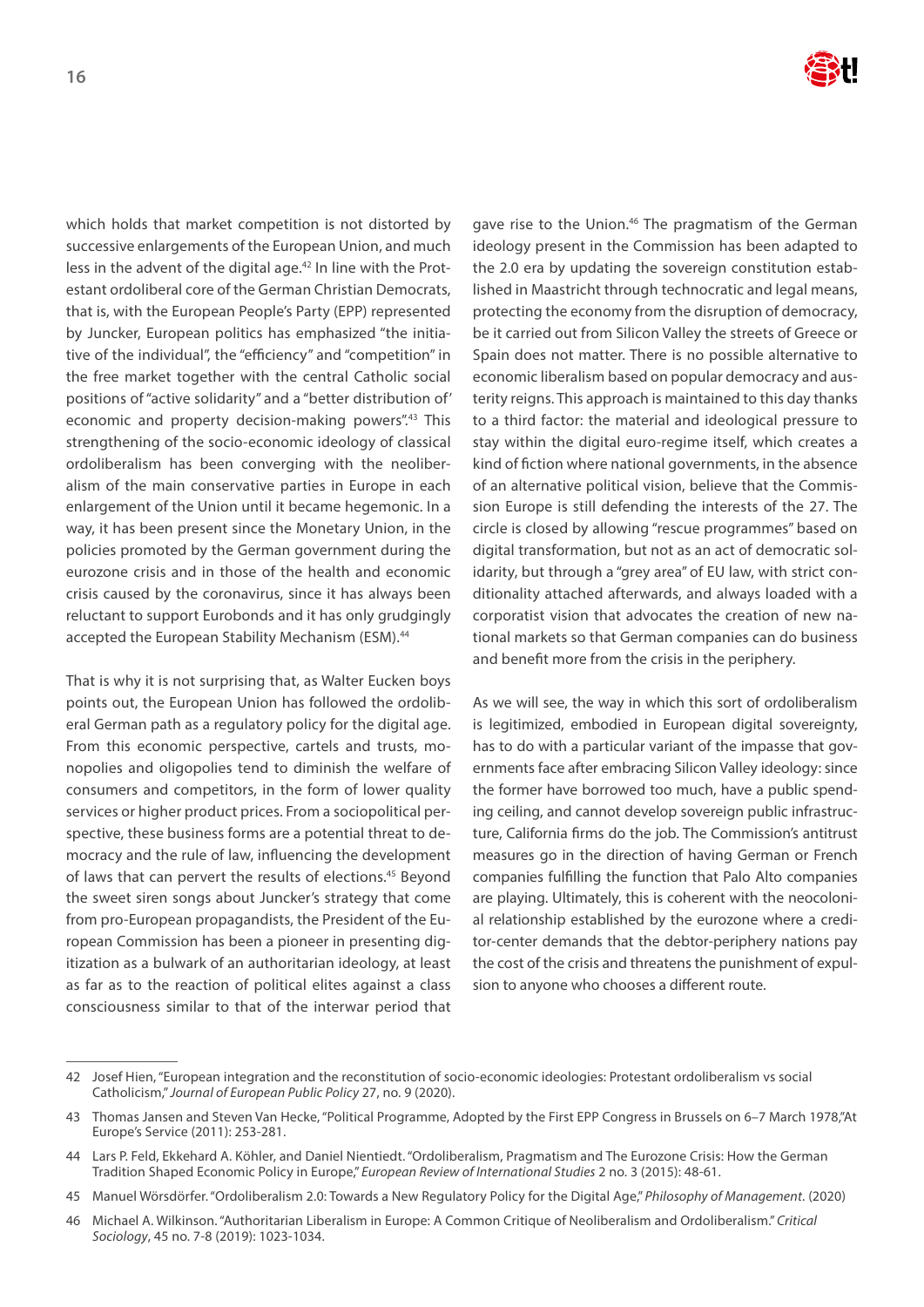which holds that market competition is not distorted by successive enlargements of the European Union, and much less in the advent of the digital age.[42] In line with the Protestant ordoliberal core of the German Christian Democrats, that is, with the European People's Party (EPP) represented by Juncker, European politics has emphasized "the initiative of the individual", the "efficiency" and "competition" in the free market together with the central Catholic social positions of "active solidarity" and a "better distribution of' economic and property decision-making powers".[43] This strengthening of the socio-economic ideology of classical ordoliberalism has been converging with the neoliberalism of the main conservative parties in Europe in each enlargement of the Union until it became hegemonic. In a way, it has been present since the Monetary Union, in the policies promoted by the German government during the eurozone crisis and in those of the health and economic crisis caused by the coronavirus, since it has always been reluctant to support Eurobonds and it has only grudgingly accepted the European Stability Mechanism (ESM).[44]

That is why it is not surprising that, as Walter Eucken boys points out, the European Union has followed the ordoliberal German path as a regulatory policy for the digital age. From this economic perspective, cartels and trusts, monopolies and oligopolies tend to diminish the welfare of consumers and competitors, in the form of lower quality services or higher product prices. From a sociopolitical perspective, these business forms are a potential threat to democracy and the rule of law, influencing the development of laws that can pervert the results of elections.[45] Beyond the sweet siren songs about Juncker's strategy that come from pro-European propagandists, the President of the European Commission has been a pioneer in presenting digitization as a bulwark of an authoritarian ideology, at least as far as to the reaction of political elites against a class consciousness similar to that of the interwar period that gave rise to the Union.[46] The pragmatism of the German ideology present in the Commission has been adapted to the 2.0 era by updating the sovereign constitution established in Maastricht through technocratic and legal means, protecting the economy from the disruption of democracy, be it carried out from Silicon Valley the streets of Greece or Spain does not matter. There is no possible alternative to economic liberalism based on popular democracy and austerity reigns. This approach is maintained to this day thanks to a third factor: the material and ideological pressure to stay within the digital euro-regime itself, which creates a kind of fiction where national governments, in the absence of an alternative political vision, believe that the Commission Europe is still defending the interests of the 27. The circle is closed by allowing "rescue programmes" based on digital transformation, but not as an act of democratic solidarity, but through a "grey area" of EU law, with strict conditionality attached afterwards, and always loaded with a corporatist vision that advocates the creation of new national markets so that German companies can do business and benefit more from the crisis in the periphery.

As we will see, the way in which this sort of ordoliberalism is legitimized, embodied in European digital sovereignty, has to do with a particular variant of the impasse that governments face after embracing Silicon Valley ideology: since the former have borrowed too much, have a public spending ceiling, and cannot develop sovereign public infrastructure, California firms do the job. The Commission's antitrust measures go in the direction of having German or French companies fulfilling the function that Palo Alto companies are playing. Ultimately, this is coherent with the neocolonial relationship established by the eurozone where a creditor-center demands that the debtor-periphery nations pay the cost of the crisis and threatens the punishment of expulsion to anyone who chooses a different route.

---

42 Josef Hien, "European integration and the reconstitution of socio-economic ideologies: Protestant ordoliberalism vs social Catholicism," *Journal of European Public Policy* 27, no. 9 (2020).

43 Thomas Jansen and Steven Van Hecke, "Political Programme, Adopted by the First EPP Congress in Brussels on 6–7 March 1978,"At Europe's Service (2011): 253-281.

44 Lars P. Feld, Ekkehard A. Köhler, and Daniel Nientiedt. "Ordoliberalism, Pragmatism and The Eurozone Crisis: How the German Tradition Shaped Economic Policy in Europe," *European Review of International Studies* 2 no. 3 (2015): 48-61.

45 Manuel Wörsdörfer. "Ordoliberalism 2.0: Towards a New Regulatory Policy for the Digital Age," *Philosophy of Management*. (2020)

46 Michael A. Wilkinson. "Authoritarian Liberalism in Europe: A Common Critique of Neoliberalism and Ordoliberalism." *Critical Sociology*, 45 no. 7-8 (2019): 1023-1034.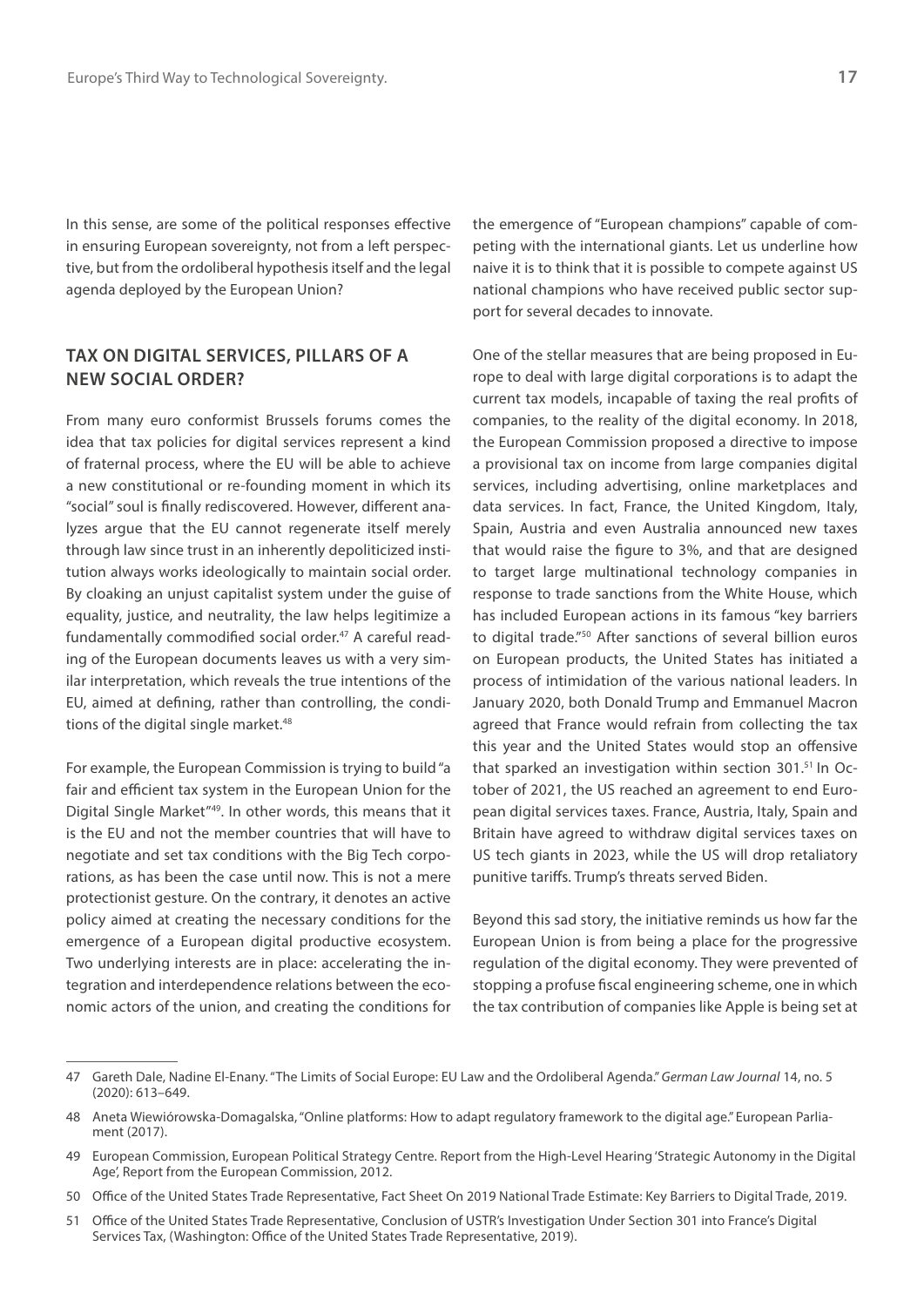In this sense, are some of the political responses effective in ensuring European sovereignty, not from a left perspective, but from the ordoliberal hypothesis itself and the legal agenda deployed by the European Union?

## TAX ON DIGITAL SERVICES, PILLARS OF A NEW SOCIAL ORDER?

From many euro conformist Brussels forums comes the idea that tax policies for digital services represent a kind of fraternal process, where the EU will be able to achieve a new constitutional or re-founding moment in which its "social" soul is finally rediscovered. However, different analyzes argue that the EU cannot regenerate itself merely through law since trust in an inherently depoliticized institution always works ideologically to maintain social order. By cloaking an unjust capitalist system under the guise of equality, justice, and neutrality, the law helps legitimize a fundamentally commodified social order.[47] A careful reading of the European documents leaves us with a very similar interpretation, which reveals the true intentions of the EU, aimed at defining, rather than controlling, the conditions of the digital single market.[48]

For example, the European Commission is trying to build "a fair and efficient tax system in the European Union for the Digital Single Market"[49]. In other words, this means that it is the EU and not the member countries that will have to negotiate and set tax conditions with the Big Tech corporations, as has been the case until now. This is not a mere protectionist gesture. On the contrary, it denotes an active policy aimed at creating the necessary conditions for the emergence of a European digital productive ecosystem. Two underlying interests are in place: accelerating the integration and interdependence relations between the economic actors of the union, and creating the conditions for the emergence of "European champions" capable of competing with the international giants. Let us underline how naive it is to think that it is possible to compete against US national champions who have received public sector support for several decades to innovate.

One of the stellar measures that are being proposed in Europe to deal with large digital corporations is to adapt the current tax models, incapable of taxing the real profits of companies, to the reality of the digital economy. In 2018, the European Commission proposed a directive to impose a provisional tax on income from large companies digital services, including advertising, online marketplaces and data services. In fact, France, the United Kingdom, Italy, Spain, Austria and even Australia announced new taxes that would raise the figure to 3%, and that are designed to target large multinational technology companies in response to trade sanctions from the White House, which has included European actions in its famous "key barriers to digital trade."[50] After sanctions of several billion euros on European products, the United States has initiated a process of intimidation of the various national leaders. In January 2020, both Donald Trump and Emmanuel Macron agreed that France would refrain from collecting the tax this year and the United States would stop an offensive that sparked an investigation within section 301.[51] In October of 2021, the US reached an agreement to end European digital services taxes. France, Austria, Italy, Spain and Britain have agreed to withdraw digital services taxes on US tech giants in 2023, while the US will drop retaliatory punitive tariffs. Trump's threats served Biden.

Beyond this sad story, the initiative reminds us how far the European Union is from being a place for the progressive regulation of the digital economy. They were prevented of stopping a profuse fiscal engineering scheme, one in which the tax contribution of companies like Apple is being set at

---

47 Gareth Dale, Nadine El-Enany. "The Limits of Social Europe: EU Law and the Ordoliberal Agenda." *German Law Journal* 14, no. 5 (2020): 613–649.

48 Aneta Wiewiórowska-Domagalska, "Online platforms: How to adapt regulatory framework to the digital age." European Parliament (2017).

49 European Commission, European Political Strategy Centre. Report from the High-Level Hearing 'Strategic Autonomy in the Digital Age', Report from the European Commission, 2012.

50 Office of the United States Trade Representative, Fact Sheet On 2019 National Trade Estimate: Key Barriers to Digital Trade, 2019.

51 Office of the United States Trade Representative, Conclusion of USTR's Investigation Under Section 301 into France's Digital Services Tax, (Washington: Office of the United States Trade Representative, 2019).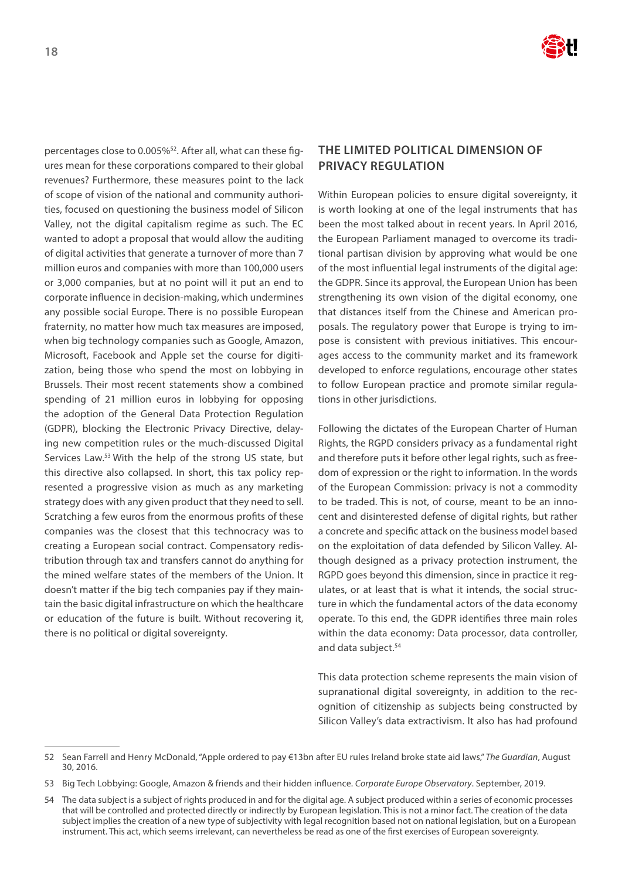percentages close to 0.005%[52]. After all, what can these figures mean for these corporations compared to their global revenues? Furthermore, these measures point to the lack of scope of vision of the national and community authorities, focused on questioning the business model of Silicon Valley, not the digital capitalism regime as such. The EC wanted to adopt a proposal that would allow the auditing of digital activities that generate a turnover of more than 7 million euros and companies with more than 100,000 users or 3,000 companies, but at no point will it put an end to corporate influence in decision-making, which undermines any possible social Europe. There is no possible European fraternity, no matter how much tax measures are imposed, when big technology companies such as Google, Amazon, Microsoft, Facebook and Apple set the course for digitization, being those who spend the most on lobbying in Brussels. Their most recent statements show a combined spending of 21 million euros in lobbying for opposing the adoption of the General Data Protection Regulation (GDPR), blocking the Electronic Privacy Directive, delaying new competition rules or the much-discussed Digital Services Law.[53] With the help of the strong US state, but this directive also collapsed. In short, this tax policy represented a progressive vision as much as any marketing strategy does with any given product that they need to sell. Scratching a few euros from the enormous profits of these companies was the closest that this technocracy was to creating a European social contract. Compensatory redistribution through tax and transfers cannot do anything for the mined welfare states of the members of the Union. It doesn't matter if the big tech companies pay if they maintain the basic digital infrastructure on which the healthcare or education of the future is built. Without recovering it, there is no political or digital sovereignty.

## THE LIMITED POLITICAL DIMENSION OF PRIVACY REGULATION

Within European policies to ensure digital sovereignty, it is worth looking at one of the legal instruments that has been the most talked about in recent years. In April 2016, the European Parliament managed to overcome its traditional partisan division by approving what would be one of the most influential legal instruments of the digital age: the GDPR. Since its approval, the European Union has been strengthening its own vision of the digital economy, one that distances itself from the Chinese and American proposals. The regulatory power that Europe is trying to impose is consistent with previous initiatives. This encourages access to the community market and its framework developed to enforce regulations, encourage other states to follow European practice and promote similar regulations in other jurisdictions.

Following the dictates of the European Charter of Human Rights, the RGPD considers privacy as a fundamental right and therefore puts it before other legal rights, such as freedom of expression or the right to information. In the words of the European Commission: privacy is not a commodity to be traded. This is not, of course, meant to be an innocent and disinterested defense of digital rights, but rather a concrete and specific attack on the business model based on the exploitation of data defended by Silicon Valley. Although designed as a privacy protection instrument, the RGPD goes beyond this dimension, since in practice it regulates, or at least that is what it intends, the social structure in which the fundamental actors of the data economy operate. To this end, the GDPR identifies three main roles within the data economy: Data processor, data controller, and data subject.[54]

This data protection scheme represents the main vision of supranational digital sovereignty, in addition to the recognition of citizenship as subjects being constructed by Silicon Valley's data extractivism. It also has had profound

---

52 Sean Farrell and Henry McDonald, "Apple ordered to pay €13bn after EU rules Ireland broke state aid laws," *The Guardian*, August 30, 2016.

53 Big Tech Lobbying: Google, Amazon & friends and their hidden influence. *Corporate Europe Observatory*. September, 2019.

54 The data subject is a subject of rights produced in and for the digital age. A subject produced within a series of economic processes that will be controlled and protected directly or indirectly by European legislation. This is not a minor fact. The creation of the data subject implies the creation of a new type of subjectivity with legal recognition based not on national legislation, but on a European instrument. This act, which seems irrelevant, can nevertheless be read as one of the first exercises of European sovereignty.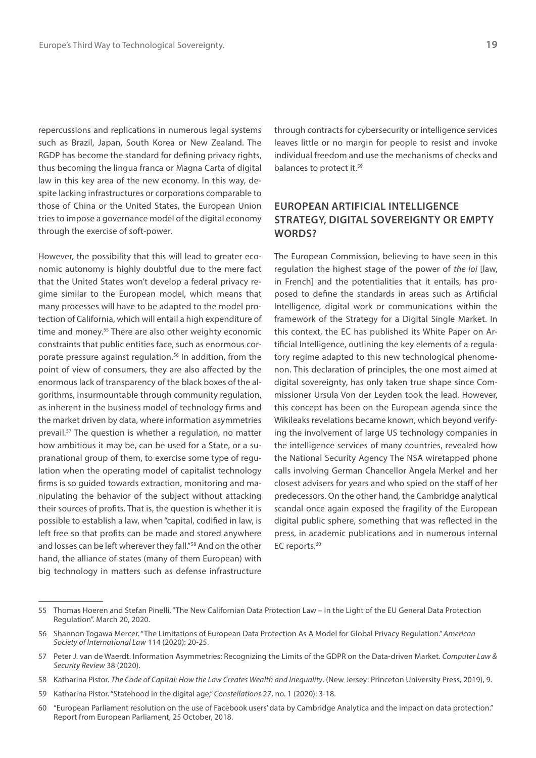repercussions and replications in numerous legal systems such as Brazil, Japan, South Korea or New Zealand. The RGDP has become the standard for defining privacy rights, thus becoming the lingua franca or Magna Carta of digital law in this key area of the new economy. In this way, despite lacking infrastructures or corporations comparable to those of China or the United States, the European Union tries to impose a governance model of the digital economy through the exercise of soft-power.

However, the possibility that this will lead to greater economic autonomy is highly doubtful due to the mere fact that the United States won't develop a federal privacy regime similar to the European model, which means that many processes will have to be adapted to the model protection of California, which will entail a high expenditure of time and money.[55] There are also other weighty economic constraints that public entities face, such as enormous corporate pressure against regulation.[56] In addition, from the point of view of consumers, they are also affected by the enormous lack of transparency of the black boxes of the algorithms, insurmountable through community regulation, as inherent in the business model of technology firms and the market driven by data, where information asymmetries prevail.[57] The question is whether a regulation, no matter how ambitious it may be, can be used for a State, or a supranational group of them, to exercise some type of regulation when the operating model of capitalist technology firms is so guided towards extraction, monitoring and manipulating the behavior of the subject without attacking their sources of profits. That is, the question is whether it is possible to establish a law, when "capital, codified in law, is left free so that profits can be made and stored anywhere and losses can be left wherever they fall."[58] And on the other hand, the alliance of states (many of them European) with big technology in matters such as defense infrastructure through contracts for cybersecurity or intelligence services leaves little or no margin for people to resist and invoke individual freedom and use the mechanisms of checks and balances to protect it.[59]

## EUROPEAN ARTIFICIAL INTELLIGENCE STRATEGY, DIGITAL SOVEREIGNTY OR EMPTY WORDS?

The European Commission, believing to have seen in this regulation the highest stage of the power of *the loi* [law, in French] and the potentialities that it entails, has proposed to define the standards in areas such as Artificial Intelligence, digital work or communications within the framework of the Strategy for a Digital Single Market. In this context, the EC has published its White Paper on Artificial Intelligence, outlining the key elements of a regulatory regime adapted to this new technological phenomenon. This declaration of principles, the one most aimed at digital sovereignty, has only taken true shape since Commissioner Ursula Von der Leyden took the lead. However, this concept has been on the European agenda since the Wikileaks revelations became known, which beyond verifying the involvement of large US technology companies in the intelligence services of many countries, revealed how the National Security Agency The NSA wiretapped phone calls involving German Chancellor Angela Merkel and her closest advisers for years and who spied on the staff of her predecessors. On the other hand, the Cambridge analytical scandal once again exposed the fragility of the European digital public sphere, something that was reflected in the press, in academic publications and in numerous internal EC reports.[60]

---

55 Thomas Hoeren and Stefan Pinelli, "The New Californian Data Protection Law – In the Light of the EU General Data Protection Regulation". March 20, 2020.

56 Shannon Togawa Mercer. "The Limitations of European Data Protection As A Model for Global Privacy Regulation." *American Society of International Law* 114 (2020): 20-25.

57 Peter J. van de Waerdt. Information Asymmetries: Recognizing the Limits of the GDPR on the Data-driven Market. *Computer Law & Security Review* 38 (2020).

58 Katharina Pistor. *The Code of Capital: How the Law Creates Wealth and Inequality*. (New Jersey: Princeton University Press, 2019), 9.

59 Katharina Pistor. "Statehood in the digital age," *Constellations* 27, no. 1 (2020): 3-18.

60 "European Parliament resolution on the use of Facebook users' data by Cambridge Analytica and the impact on data protection." Report from European Parliament, 25 October, 2018.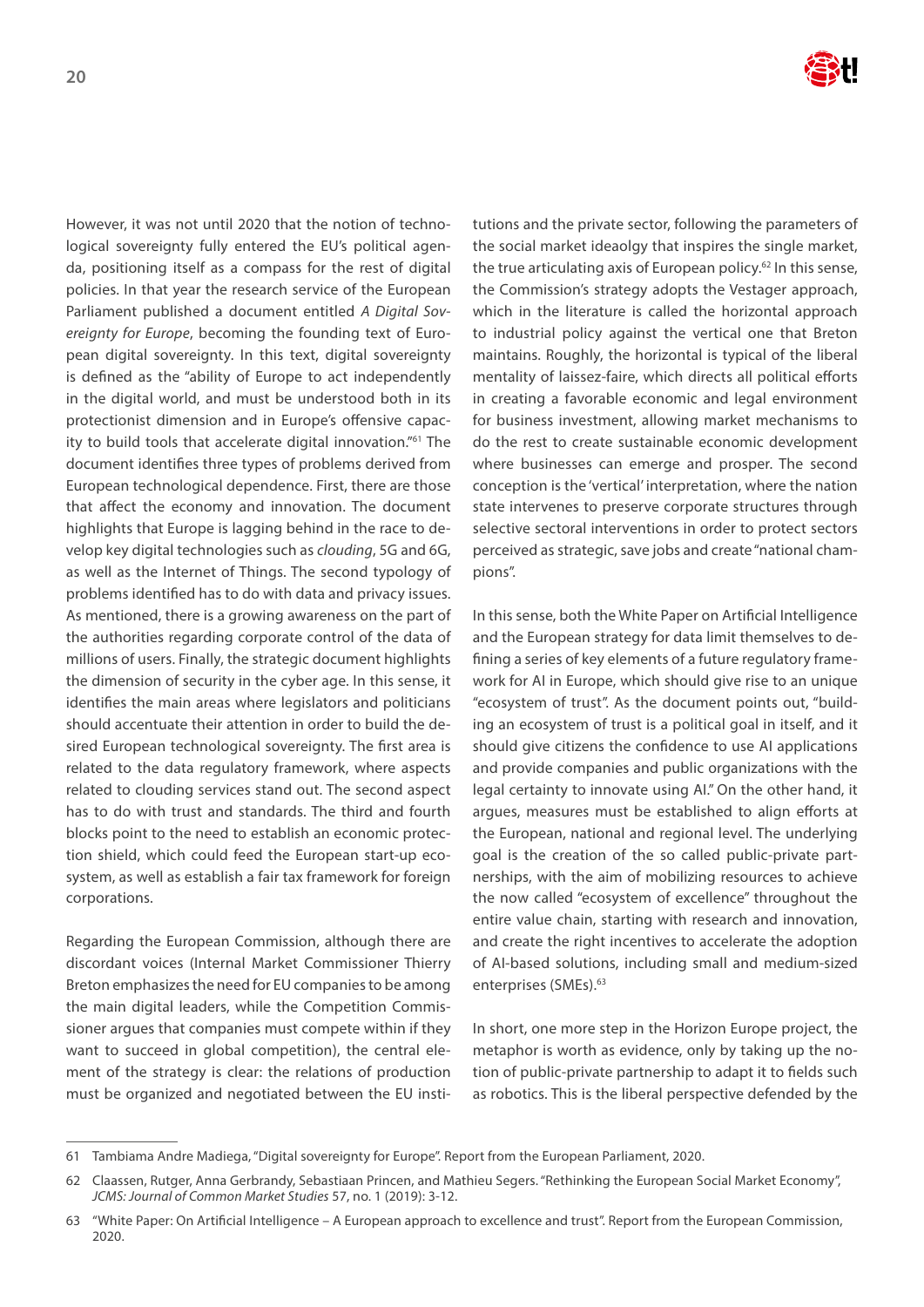However, it was not until 2020 that the notion of technological sovereignty fully entered the EU's political agenda, positioning itself as a compass for the rest of digital policies. In that year the research service of the European Parliament published a document entitled *A Digital Sovereignty for Europe*, becoming the founding text of European digital sovereignty. In this text, digital sovereignty is defined as the "ability of Europe to act independently in the digital world, and must be understood both in its protectionist dimension and in Europe's offensive capacity to build tools that accelerate digital innovation."[61] The document identifies three types of problems derived from European technological dependence. First, there are those that affect the economy and innovation. The document highlights that Europe is lagging behind in the race to develop key digital technologies such as *clouding*, 5G and 6G, as well as the Internet of Things. The second typology of problems identified has to do with data and privacy issues. As mentioned, there is a growing awareness on the part of the authorities regarding corporate control of the data of millions of users. Finally, the strategic document highlights the dimension of security in the cyber age. In this sense, it identifies the main areas where legislators and politicians should accentuate their attention in order to build the desired European technological sovereignty. The first area is related to the data regulatory framework, where aspects related to clouding services stand out. The second aspect has to do with trust and standards. The third and fourth blocks point to the need to establish an economic protection shield, which could feed the European start-up ecosystem, as well as establish a fair tax framework for foreign corporations.

Regarding the European Commission, although there are discordant voices (Internal Market Commissioner Thierry Breton emphasizes the need for EU companies to be among the main digital leaders, while the Competition Commissioner argues that companies must compete within if they want to succeed in global competition), the central element of the strategy is clear: the relations of production must be organized and negotiated between the EU institutions and the private sector, following the parameters of the social market ideaolgy that inspires the single market, the true articulating axis of European policy.[62] In this sense, the Commission's strategy adopts the Vestager approach, which in the literature is called the horizontal approach to industrial policy against the vertical one that Breton maintains. Roughly, the horizontal is typical of the liberal mentality of laissez-faire, which directs all political efforts in creating a favorable economic and legal environment for business investment, allowing market mechanisms to do the rest to create sustainable economic development where businesses can emerge and prosper. The second conception is the 'vertical' interpretation, where the nation state intervenes to preserve corporate structures through selective sectoral interventions in order to protect sectors perceived as strategic, save jobs and create "national champions".

In this sense, both the White Paper on Artificial Intelligence and the European strategy for data limit themselves to defining a series of key elements of a future regulatory framework for AI in Europe, which should give rise to an unique "ecosystem of trust". As the document points out, "building an ecosystem of trust is a political goal in itself, and it should give citizens the confidence to use AI applications and provide companies and public organizations with the legal certainty to innovate using AI." On the other hand, it argues, measures must be established to align efforts at the European, national and regional level. The underlying goal is the creation of the so called public-private partnerships, with the aim of mobilizing resources to achieve the now called "ecosystem of excellence" throughout the entire value chain, starting with research and innovation, and create the right incentives to accelerate the adoption of AI-based solutions, including small and medium-sized enterprises (SMEs).[63]

In short, one more step in the Horizon Europe project, the metaphor is worth as evidence, only by taking up the notion of public-private partnership to adapt it to fields such as robotics. This is the liberal perspective defended by the

---

61 Tambiama Andre Madiega, "Digital sovereignty for Europe". Report from the European Parliament, 2020.

62 Claassen, Rutger, Anna Gerbrandy, Sebastiaan Princen, and Mathieu Segers. "Rethinking the European Social Market Economy", *JCMS: Journal of Common Market Studies* 57, no. 1 (2019): 3-12.

63 "White Paper: On Artificial Intelligence – A European approach to excellence and trust". Report from the European Commission, 2020.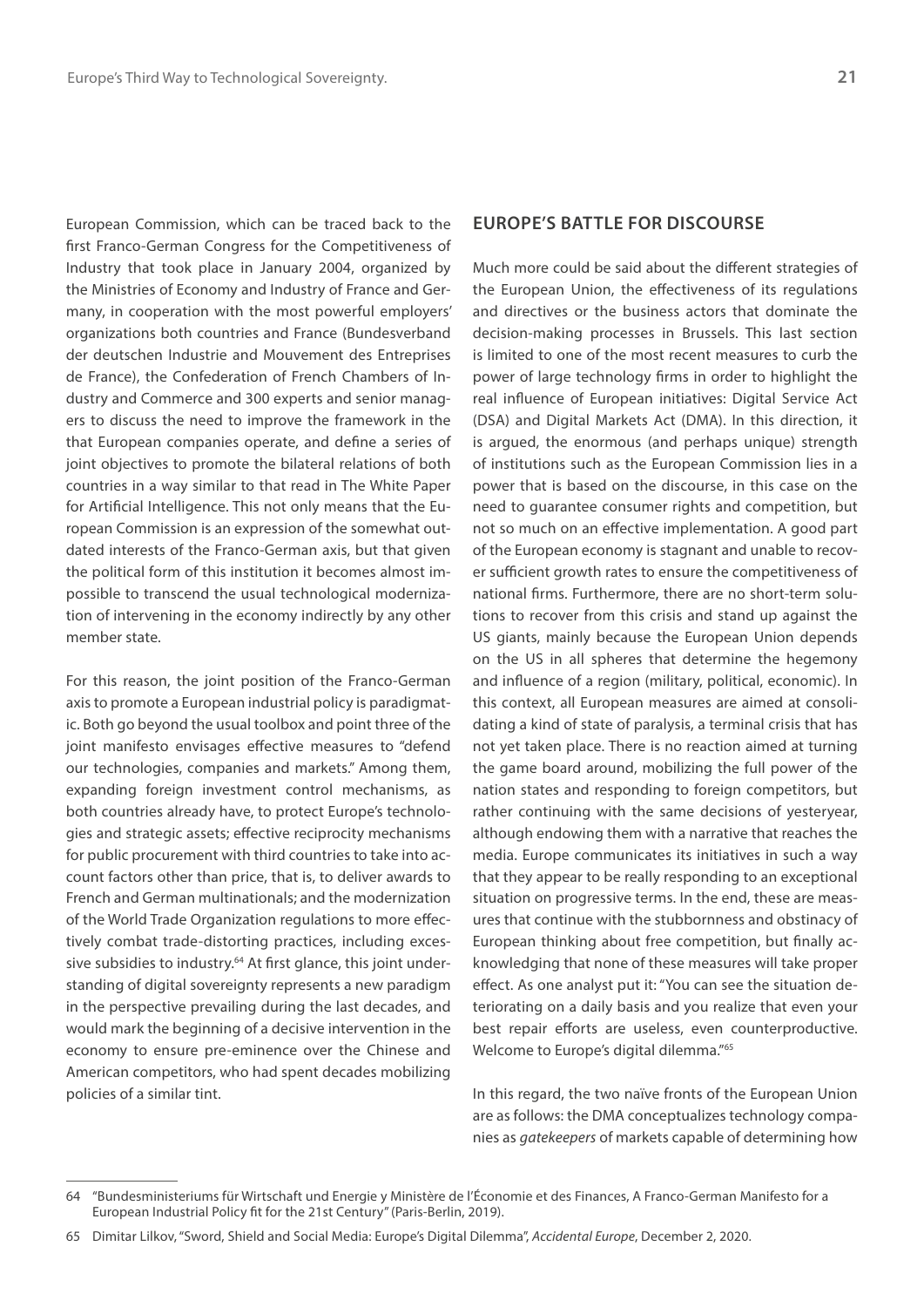European Commission, which can be traced back to the first Franco-German Congress for the Competitiveness of Industry that took place in January 2004, organized by the Ministries of Economy and Industry of France and Germany, in cooperation with the most powerful employers' organizations both countries and France (Bundesverband der deutschen Industrie and Mouvement des Entreprises de France), the Confederation of French Chambers of Industry and Commerce and 300 experts and senior managers to discuss the need to improve the framework in the that European companies operate, and define a series of joint objectives to promote the bilateral relations of both countries in a way similar to that read in The White Paper for Artificial Intelligence. This not only means that the European Commission is an expression of the somewhat outdated interests of the Franco-German axis, but that given the political form of this institution it becomes almost impossible to transcend the usual technological modernization of intervening in the economy indirectly by any other member state.

For this reason, the joint position of the Franco-German axis to promote a European industrial policy is paradigmatic. Both go beyond the usual toolbox and point three of the joint manifesto envisages effective measures to "defend our technologies, companies and markets." Among them, expanding foreign investment control mechanisms, as both countries already have, to protect Europe's technologies and strategic assets; effective reciprocity mechanisms for public procurement with third countries to take into account factors other than price, that is, to deliver awards to French and German multinationals; and the modernization of the World Trade Organization regulations to more effectively combat trade-distorting practices, including excessive subsidies to industry.[64] At first glance, this joint understanding of digital sovereignty represents a new paradigm in the perspective prevailing during the last decades, and would mark the beginning of a decisive intervention in the economy to ensure pre-eminence over the Chinese and American competitors, who had spent decades mobilizing policies of a similar tint.

## EUROPE'S BATTLE FOR DISCOURSE

Much more could be said about the different strategies of the European Union, the effectiveness of its regulations and directives or the business actors that dominate the decision-making processes in Brussels. This last section is limited to one of the most recent measures to curb the power of large technology firms in order to highlight the real influence of European initiatives: Digital Service Act (DSA) and Digital Markets Act (DMA). In this direction, it is argued, the enormous (and perhaps unique) strength of institutions such as the European Commission lies in a power that is based on the discourse, in this case on the need to guarantee consumer rights and competition, but not so much on an effective implementation. A good part of the European economy is stagnant and unable to recover sufficient growth rates to ensure the competitiveness of national firms. Furthermore, there are no short-term solutions to recover from this crisis and stand up against the US giants, mainly because the European Union depends on the US in all spheres that determine the hegemony and influence of a region (military, political, economic). In this context, all European measures are aimed at consolidating a kind of state of paralysis, a terminal crisis that has not yet taken place. There is no reaction aimed at turning the game board around, mobilizing the full power of the nation states and responding to foreign competitors, but rather continuing with the same decisions of yesteryear, although endowing them with a narrative that reaches the media. Europe communicates its initiatives in such a way that they appear to be really responding to an exceptional situation on progressive terms. In the end, these are measures that continue with the stubbornness and obstinacy of European thinking about free competition, but finally acknowledging that none of these measures will take proper effect. As one analyst put it: "You can see the situation deteriorating on a daily basis and you realize that even your best repair efforts are useless, even counterproductive. Welcome to Europe's digital dilemma."[65]

In this regard, the two naïve fronts of the European Union are as follows: the DMA conceptualizes technology companies as *gatekeepers* of markets capable of determining how

---

64 "Bundesministeriums für Wirtschaft und Energie y Ministère de l'Économie et des Finances, A Franco-German Manifesto for a European Industrial Policy fit for the 21st Century" (Paris-Berlin, 2019).

65 Dimitar Lilkov, "Sword, Shield and Social Media: Europe's Digital Dilemma", *Accidental Europe*, December 2, 2020.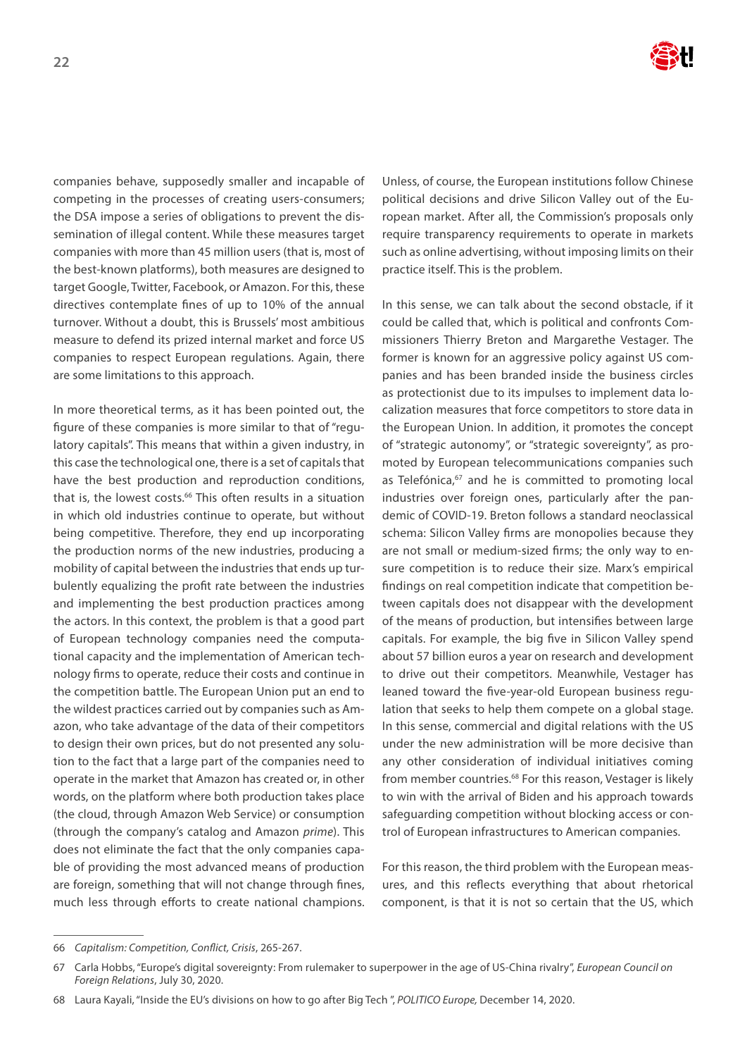companies behave, supposedly smaller and incapable of competing in the processes of creating users-consumers; the DSA impose a series of obligations to prevent the dissemination of illegal content. While these measures target companies with more than 45 million users (that is, most of the best-known platforms), both measures are designed to target Google, Twitter, Facebook, or Amazon. For this, these directives contemplate fines of up to 10% of the annual turnover. Without a doubt, this is Brussels' most ambitious measure to defend its prized internal market and force US companies to respect European regulations. Again, there are some limitations to this approach.

In more theoretical terms, as it has been pointed out, the figure of these companies is more similar to that of "regulatory capitals". This means that within a given industry, in this case the technological one, there is a set of capitals that have the best production and reproduction conditions, that is, the lowest costs.[66] This often results in a situation in which old industries continue to operate, but without being competitive. Therefore, they end up incorporating the production norms of the new industries, producing a mobility of capital between the industries that ends up turbulently equalizing the profit rate between the industries and implementing the best production practices among the actors. In this context, the problem is that a good part of European technology companies need the computational capacity and the implementation of American technology firms to operate, reduce their costs and continue in the competition battle. The European Union put an end to the wildest practices carried out by companies such as Amazon, who take advantage of the data of their competitors to design their own prices, but do not presented any solution to the fact that a large part of the companies need to operate in the market that Amazon has created or, in other words, on the platform where both production takes place (the cloud, through Amazon Web Service) or consumption (through the company's catalog and Amazon *prime*). This does not eliminate the fact that the only companies capable of providing the most advanced means of production are foreign, something that will not change through fines, much less through efforts to create national champions. Unless, of course, the European institutions follow Chinese political decisions and drive Silicon Valley out of the European market. After all, the Commission's proposals only require transparency requirements to operate in markets such as online advertising, without imposing limits on their practice itself. This is the problem.

In this sense, we can talk about the second obstacle, if it could be called that, which is political and confronts Commissioners Thierry Breton and Margarethe Vestager. The former is known for an aggressive policy against US companies and has been branded inside the business circles as protectionist due to its impulses to implement data localization measures that force competitors to store data in the European Union. In addition, it promotes the concept of "strategic autonomy", or "strategic sovereignty", as promoted by European telecommunications companies such as Telefónica,[67] and he is committed to promoting local industries over foreign ones, particularly after the pandemic of COVID-19. Breton follows a standard neoclassical schema: Silicon Valley firms are monopolies because they are not small or medium-sized firms; the only way to ensure competition is to reduce their size. Marx's empirical findings on real competition indicate that competition between capitals does not disappear with the development of the means of production, but intensifies between large capitals. For example, the big five in Silicon Valley spend about 57 billion euros a year on research and development to drive out their competitors. Meanwhile, Vestager has leaned toward the five-year-old European business regulation that seeks to help them compete on a global stage. In this sense, commercial and digital relations with the US under the new administration will be more decisive than any other consideration of individual initiatives coming from member countries.[68] For this reason, Vestager is likely to win with the arrival of Biden and his approach towards safeguarding competition without blocking access or control of European infrastructures to American companies.

For this reason, the third problem with the European measures, and this reflects everything that about rhetorical component, is that it is not so certain that the US, which

---

66 *Capitalism: Competition, Conflict, Crisis*, 265-267.

67 Carla Hobbs, "Europe's digital sovereignty: From rulemaker to superpower in the age of US-China rivalry", *European Council on Foreign Relations*, July 30, 2020.

68 Laura Kayali, "Inside the EU's divisions on how to go after Big Tech ", *POLITICO Europe,* December 14, 2020.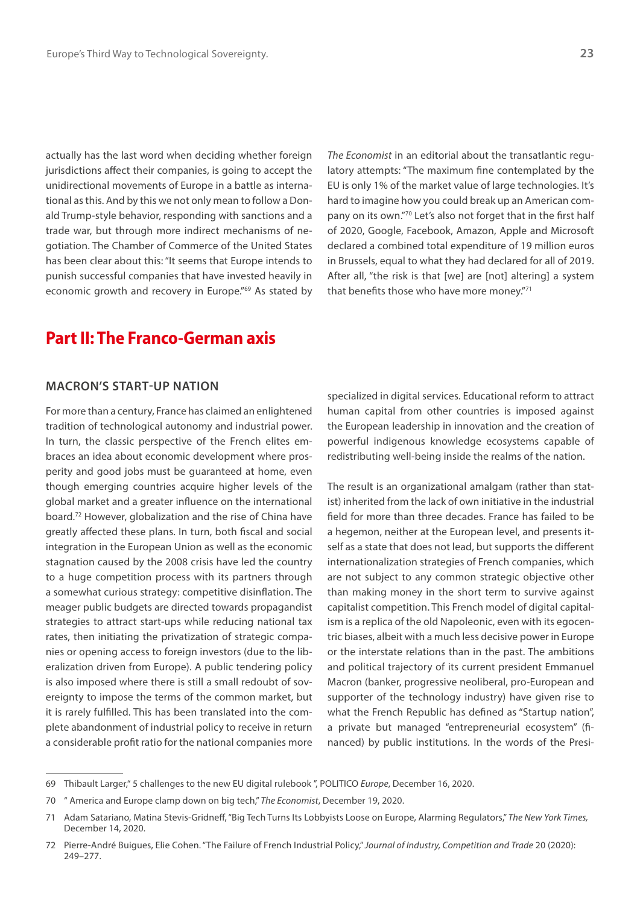actually has the last word when deciding whether foreign jurisdictions affect their companies, is going to accept the unidirectional movements of Europe in a battle as international as this. And by this we not only mean to follow a Donald Trump-style behavior, responding with sanctions and a trade war, but through more indirect mechanisms of negotiation. The Chamber of Commerce of the United States has been clear about this: "It seems that Europe intends to punish successful companies that have invested heavily in economic growth and recovery in Europe."[69] As stated by *The Economist* in an editorial about the transatlantic regulatory attempts: "The maximum fine contemplated by the EU is only 1% of the market value of large technologies. It's hard to imagine how you could break up an American company on its own."[70] Let's also not forget that in the first half of 2020, Google, Facebook, Amazon, Apple and Microsoft declared a combined total expenditure of 19 million euros in Brussels, equal to what they had declared for all of 2019. After all, "the risk is that [we] are [not] altering] a system that benefits those who have more money."[71]

# Part II: The Franco-German axis

## MACRON'S START-UP NATION

For more than a century, France has claimed an enlightened tradition of technological autonomy and industrial power. In turn, the classic perspective of the French elites embraces an idea about economic development where prosperity and good jobs must be guaranteed at home, even though emerging countries acquire higher levels of the global market and a greater influence on the international board.[72] However, globalization and the rise of China have greatly affected these plans. In turn, both fiscal and social integration in the European Union as well as the economic stagnation caused by the 2008 crisis have led the country to a huge competition process with its partners through a somewhat curious strategy: competitive disinflation. The meager public budgets are directed towards propagandist strategies to attract start-ups while reducing national tax rates, then initiating the privatization of strategic companies or opening access to foreign investors (due to the liberalization driven from Europe). A public tendering policy is also imposed where there is still a small redoubt of sovereignty to impose the terms of the common market, but it is rarely fulfilled. This has been translated into the complete abandonment of industrial policy to receive in return a considerable profit ratio for the national companies more specialized in digital services. Educational reform to attract human capital from other countries is imposed against the European leadership in innovation and the creation of powerful indigenous knowledge ecosystems capable of redistributing well-being inside the realms of the nation.

The result is an organizational amalgam (rather than statist) inherited from the lack of own initiative in the industrial field for more than three decades. France has failed to be a hegemon, neither at the European level, and presents itself as a state that does not lead, but supports the different internationalization strategies of French companies, which are not subject to any common strategic objective other than making money in the short term to survive against capitalist competition. This French model of digital capitalism is a replica of the old Napoleonic, even with its egocentric biases, albeit with a much less decisive power in Europe or the interstate relations than in the past. The ambitions and political trajectory of its current president Emmanuel Macron (banker, progressive neoliberal, pro-European and supporter of the technology industry) have given rise to what the French Republic has defined as "Startup nation", a private but managed "entrepreneurial ecosystem" (financed) by public institutions. In the words of the Presi-

---

69 Thibault Larger," 5 challenges to the new EU digital rulebook ", POLITICO *Europe*, December 16, 2020.

70 " America and Europe clamp down on big tech," *The Economist*, December 19, 2020.

71 Adam Satariano, Matina Stevis-Gridneff, "Big Tech Turns Its Lobbyists Loose on Europe, Alarming Regulators," *The New York Times*, December 14, 2020.

72 Pierre-André Buigues, Elie Cohen. "The Failure of French Industrial Policy," *Journal of Industry, Competition and Trade* 20 (2020): 249–277.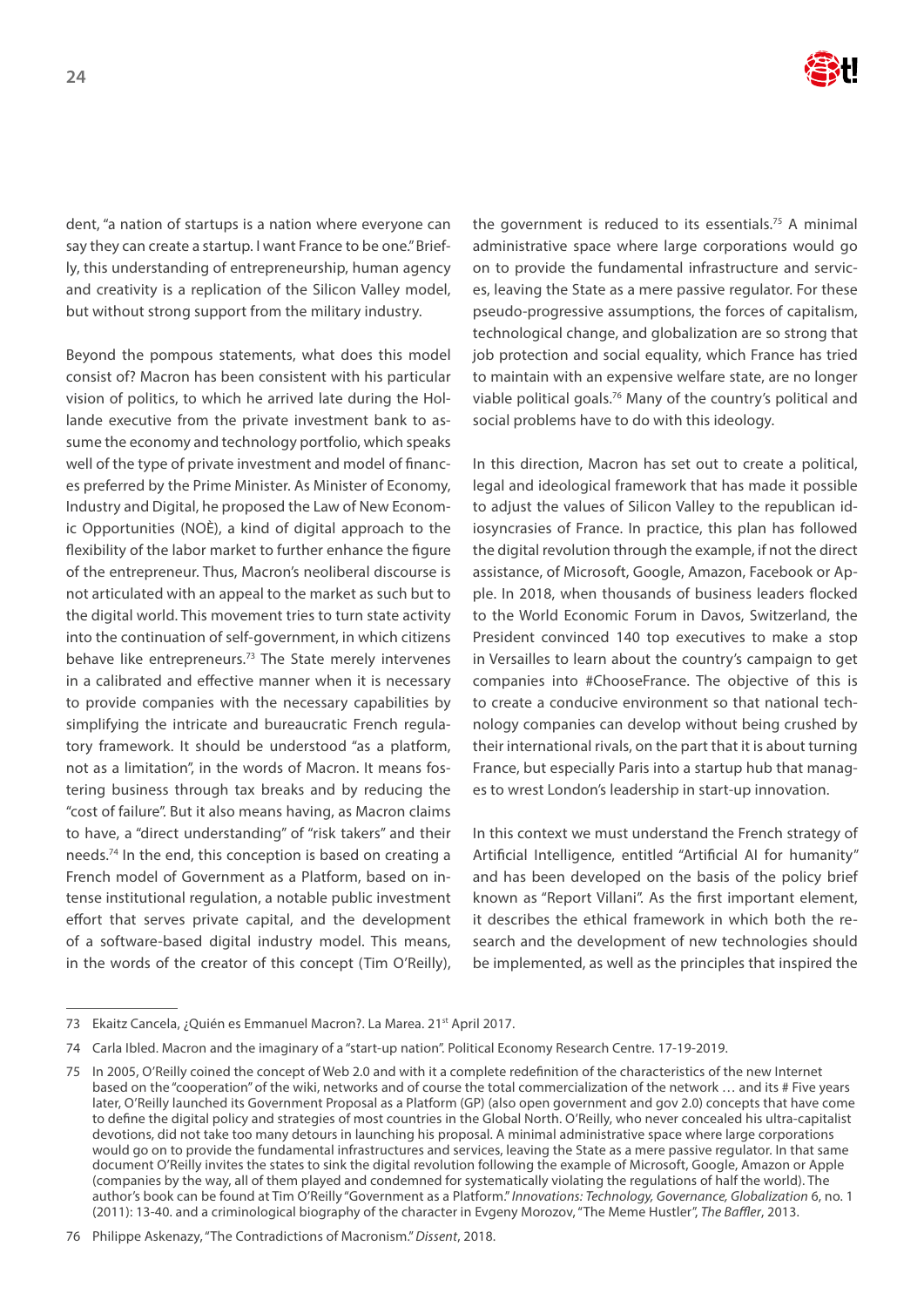dent, "a nation of startups is a nation where everyone can say they can create a startup. I want France to be one." Briefly, this understanding of entrepreneurship, human agency and creativity is a replication of the Silicon Valley model, but without strong support from the military industry.

Beyond the pompous statements, what does this model consist of? Macron has been consistent with his particular vision of politics, to which he arrived late during the Hollande executive from the private investment bank to assume the economy and technology portfolio, which speaks well of the type of private investment and model of finances preferred by the Prime Minister. As Minister of Economy, Industry and Digital, he proposed the Law of New Economic Opportunities (NOÈ), a kind of digital approach to the flexibility of the labor market to further enhance the figure of the entrepreneur. Thus, Macron's neoliberal discourse is not articulated with an appeal to the market as such but to the digital world. This movement tries to turn state activity into the continuation of self-government, in which citizens behave like entrepreneurs.[73] The State merely intervenes in a calibrated and effective manner when it is necessary to provide companies with the necessary capabilities by simplifying the intricate and bureaucratic French regulatory framework. It should be understood "as a platform, not as a limitation", in the words of Macron. It means fostering business through tax breaks and by reducing the "cost of failure". But it also means having, as Macron claims to have, a "direct understanding" of "risk takers" and their needs.[74] In the end, this conception is based on creating a French model of Government as a Platform, based on intense institutional regulation, a notable public investment effort that serves private capital, and the development of a software-based digital industry model. This means, in the words of the creator of this concept (Tim O'Reilly), the government is reduced to its essentials.[75] A minimal administrative space where large corporations would go on to provide the fundamental infrastructure and services, leaving the State as a mere passive regulator. For these pseudo-progressive assumptions, the forces of capitalism, technological change, and globalization are so strong that job protection and social equality, which France has tried to maintain with an expensive welfare state, are no longer viable political goals.[76] Many of the country's political and social problems have to do with this ideology.

In this direction, Macron has set out to create a political, legal and ideological framework that has made it possible to adjust the values of Silicon Valley to the republican idiosyncrasies of France. In practice, this plan has followed the digital revolution through the example, if not the direct assistance, of Microsoft, Google, Amazon, Facebook or Apple. In 2018, when thousands of business leaders flocked to the World Economic Forum in Davos, Switzerland, the President convinced 140 top executives to make a stop in Versailles to learn about the country's campaign to get companies into #ChooseFrance. The objective of this is to create a conducive environment so that national technology companies can develop without being crushed by their international rivals, on the part that it is about turning France, but especially Paris into a startup hub that manages to wrest London's leadership in start-up innovation.

In this context we must understand the French strategy of Artificial Intelligence, entitled "Artificial AI for humanity" and has been developed on the basis of the policy brief known as "Report Villani". As the first important element, it describes the ethical framework in which both the research and the development of new technologies should be implemented, as well as the principles that inspired the

---

73 Ekaitz Cancela, ¿Quién es Emmanuel Macron?. La Marea. 21st April 2017.

74 Carla Ibled. Macron and the imaginary of a "start-up nation". Political Economy Research Centre. 17-19-2019.

75 In 2005, O'Reilly coined the concept of Web 2.0 and with it a complete redefinition of the characteristics of the new Internet based on the "cooperation" of the wiki, networks and of course the total commercialization of the network … and its # Five years later, O'Reilly launched its Government Proposal as a Platform (GP) (also open government and gov 2.0) concepts that have come to define the digital policy and strategies of most countries in the Global North. O'Reilly, who never concealed his ultra-capitalist devotions, did not take too many detours in launching his proposal. A minimal administrative space where large corporations would go on to provide the fundamental infrastructures and services, leaving the State as a mere passive regulator. In that same document O'Reilly invites the states to sink the digital revolution following the example of Microsoft, Google, Amazon or Apple (companies by the way, all of them played and condemned for systematically violating the regulations of half the world). The author's book can be found at Tim O'Reilly "Government as a Platform." *Innovations: Technology, Governance, Globalization* 6, no. 1 (2011): 13-40. and a criminological biography of the character in Evgeny Morozov, "The Meme Hustler", *The Baffler*, 2013.

76 Philippe Askenazy, "The Contradictions of Macronism." *Dissent*, 2018.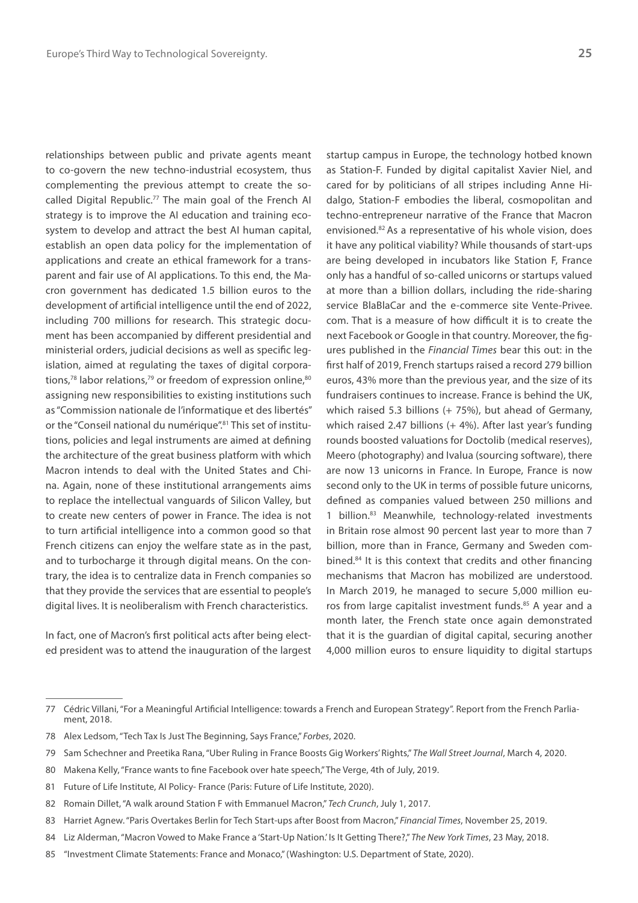relationships between public and private agents meant to co-govern the new techno-industrial ecosystem, thus complementing the previous attempt to create the so-called Digital Republic.[77] The main goal of the French AI strategy is to improve the AI education and training ecosystem to develop and attract the best AI human capital, establish an open data policy for the implementation of applications and create an ethical framework for a transparent and fair use of AI applications. To this end, the Macron government has dedicated 1.5 billion euros to the development of artificial intelligence until the end of 2022, including 700 millions for research. This strategic document has been accompanied by different presidential and ministerial orders, judicial decisions as well as specific legislation, aimed at regulating the taxes of digital corporations,[78] labor relations,[79] or freedom of expression online,[80] assigning new responsibilities to existing institutions such as "Commission nationale de l'informatique et des libertés" or the "Conseil national du numérique".[81] This set of institutions, policies and legal instruments are aimed at defining the architecture of the great business platform with which Macron intends to deal with the United States and China. Again, none of these institutional arrangements aims to replace the intellectual vanguards of Silicon Valley, but to create new centers of power in France. The idea is not to turn artificial intelligence into a common good so that French citizens can enjoy the welfare state as in the past, and to turbocharge it through digital means. On the contrary, the idea is to centralize data in French companies so that they provide the services that are essential to people's digital lives. It is neoliberalism with French characteristics.

In fact, one of Macron's first political acts after being elected president was to attend the inauguration of the largest startup campus in Europe, the technology hotbed known as Station-F. Funded by digital capitalist Xavier Niel, and cared for by politicians of all stripes including Anne Hidalgo, Station-F embodies the liberal, cosmopolitan and techno-entrepreneur narrative of the France that Macron envisioned.[82] As a representative of his whole vision, does it have any political viability? While thousands of start-ups are being developed in incubators like Station F, France only has a handful of so-called unicorns or startups valued at more than a billion dollars, including the ride-sharing service BlaBlaCar and the e-commerce site Vente-Privee.com. That is a measure of how difficult it is to create the next Facebook or Google in that country. Moreover, the figures published in the *Financial Times* bear this out: in the first half of 2019, French startups raised a record 279 billion euros, 43% more than the previous year, and the size of its fundraisers continues to increase. France is behind the UK, which raised 5.3 billions (+ 75%), but ahead of Germany, which raised 2.47 billions (+ 4%). After last year's funding rounds boosted valuations for Doctolib (medical reserves), Meero (photography) and Ivalua (sourcing software), there are now 13 unicorns in France. In Europe, France is now second only to the UK in terms of possible future unicorns, defined as companies valued between 250 millions and 1 billion.[83] Meanwhile, technology-related investments in Britain rose almost 90 percent last year to more than 7 billion, more than in France, Germany and Sweden combined.[84] It is this context that credits and other financing mechanisms that Macron has mobilized are understood. In March 2019, he managed to secure 5,000 million euros from large capitalist investment funds.[85] A year and a month later, the French state once again demonstrated that it is the guardian of digital capital, securing another 4,000 million euros to ensure liquidity to digital startups

---

77 Cédric Villani, "For a Meaningful Artificial Intelligence: towards a French and European Strategy". Report from the French Parliament, 2018.

78 Alex Ledsom, "Tech Tax Is Just The Beginning, Says France," *Forbes*, 2020.

79 Sam Schechner and Preetika Rana, "Uber Ruling in France Boosts Gig Workers' Rights," *The Wall Street Journal*, March 4, 2020.

80 Makena Kelly, "France wants to fine Facebook over hate speech," The Verge, 4th of July, 2019.

81 Future of Life Institute, AI Policy- France (Paris: Future of Life Institute, 2020).

82 Romain Dillet, "A walk around Station F with Emmanuel Macron," *Tech Crunch*, July 1, 2017.

83 Harriet Agnew. "Paris Overtakes Berlin for Tech Start-ups after Boost from Macron," *Financial Times*, November 25, 2019.

84 Liz Alderman, "Macron Vowed to Make France a 'Start-Up Nation.' Is It Getting There?," *The New York Times*, 23 May, 2018.

85 "Investment Climate Statements: France and Monaco," (Washington: U.S. Department of State, 2020).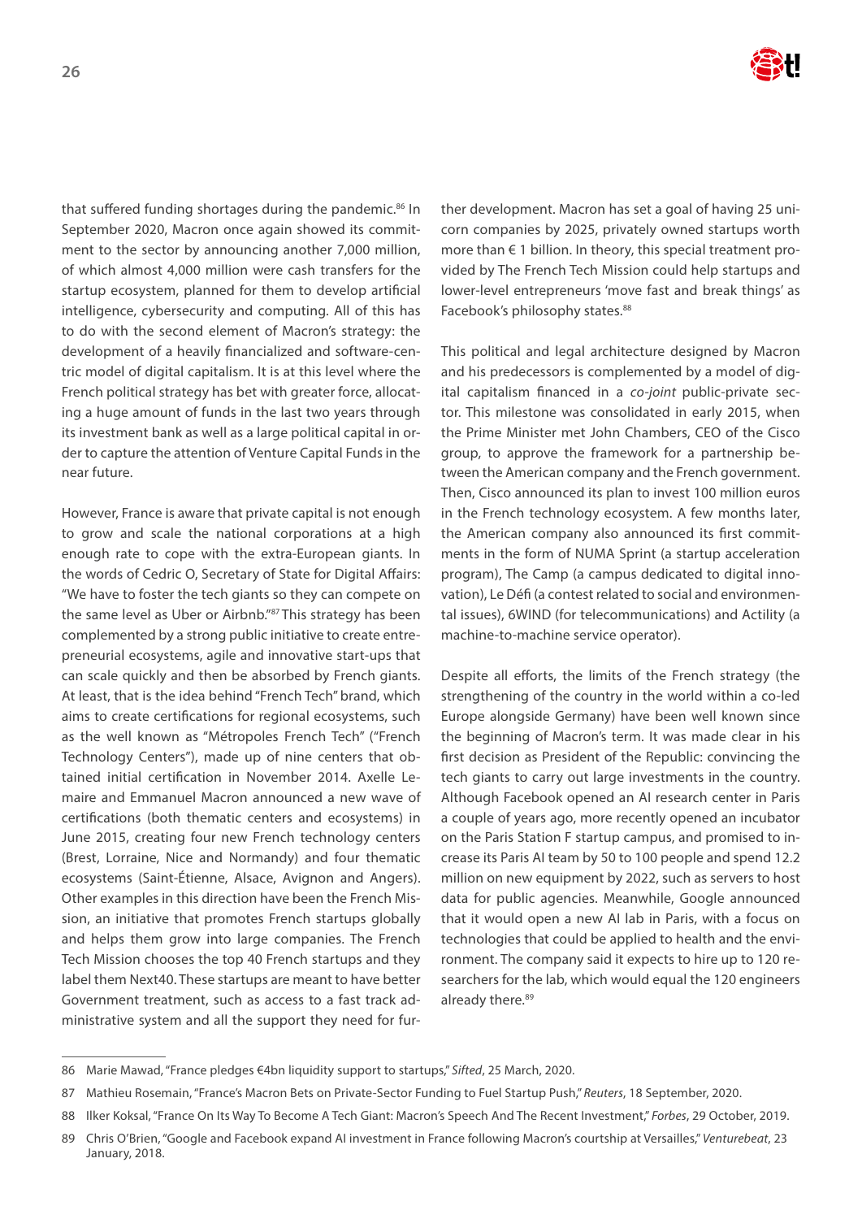that suffered funding shortages during the pandemic.[86] In September 2020, Macron once again showed its commitment to the sector by announcing another 7,000 million, of which almost 4,000 million were cash transfers for the startup ecosystem, planned for them to develop artificial intelligence, cybersecurity and computing. All of this has to do with the second element of Macron's strategy: the development of a heavily financialized and software-centric model of digital capitalism. It is at this level where the French political strategy has bet with greater force, allocating a huge amount of funds in the last two years through its investment bank as well as a large political capital in order to capture the attention of Venture Capital Funds in the near future.

However, France is aware that private capital is not enough to grow and scale the national corporations at a high enough rate to cope with the extra-European giants. In the words of Cedric O, Secretary of State for Digital Affairs: "We have to foster the tech giants so they can compete on the same level as Uber or Airbnb."[87] This strategy has been complemented by a strong public initiative to create entrepreneurial ecosystems, agile and innovative start-ups that can scale quickly and then be absorbed by French giants. At least, that is the idea behind "French Tech" brand, which aims to create certifications for regional ecosystems, such as the well known as "Métropoles French Tech" ("French Technology Centers"), made up of nine centers that obtained initial certification in November 2014. Axelle Lemaire and Emmanuel Macron announced a new wave of certifications (both thematic centers and ecosystems) in June 2015, creating four new French technology centers (Brest, Lorraine, Nice and Normandy) and four thematic ecosystems (Saint-Étienne, Alsace, Avignon and Angers). Other examples in this direction have been the French Mission, an initiative that promotes French startups globally and helps them grow into large companies. The French Tech Mission chooses the top 40 French startups and they label them Next40. These startups are meant to have better Government treatment, such as access to a fast track administrative system and all the support they need for further development. Macron has set a goal of having 25 unicorn companies by 2025, privately owned startups worth more than € 1 billion. In theory, this special treatment provided by The French Tech Mission could help startups and lower-level entrepreneurs 'move fast and break things' as Facebook's philosophy states.[88]

This political and legal architecture designed by Macron and his predecessors is complemented by a model of digital capitalism financed in a *co-joint* public-private sector. This milestone was consolidated in early 2015, when the Prime Minister met John Chambers, CEO of the Cisco group, to approve the framework for a partnership between the American company and the French government. Then, Cisco announced its plan to invest 100 million euros in the French technology ecosystem. A few months later, the American company also announced its first commitments in the form of NUMA Sprint (a startup acceleration program), The Camp (a campus dedicated to digital innovation), Le Défi (a contest related to social and environmental issues), 6WIND (for telecommunications) and Actility (a machine-to-machine service operator).

Despite all efforts, the limits of the French strategy (the strengthening of the country in the world within a co-led Europe alongside Germany) have been well known since the beginning of Macron's term. It was made clear in his first decision as President of the Republic: convincing the tech giants to carry out large investments in the country. Although Facebook opened an AI research center in Paris a couple of years ago, more recently opened an incubator on the Paris Station F startup campus, and promised to increase its Paris AI team by 50 to 100 people and spend 12.2 million on new equipment by 2022, such as servers to host data for public agencies. Meanwhile, Google announced that it would open a new AI lab in Paris, with a focus on technologies that could be applied to health and the environment. The company said it expects to hire up to 120 researchers for the lab, which would equal the 120 engineers already there.[89]

---

86 Marie Mawad, "France pledges €4bn liquidity support to startups," *Sifted*, 25 March, 2020.

87 Mathieu Rosemain, "France's Macron Bets on Private-Sector Funding to Fuel Startup Push," *Reuters*, 18 September, 2020.

88 Ilker Koksal, "France On Its Way To Become A Tech Giant: Macron's Speech And The Recent Investment," *Forbes*, 29 October, 2019.

89 Chris O'Brien, "Google and Facebook expand AI investment in France following Macron's courtship at Versailles," *Venturebeat*, 23 January, 2018.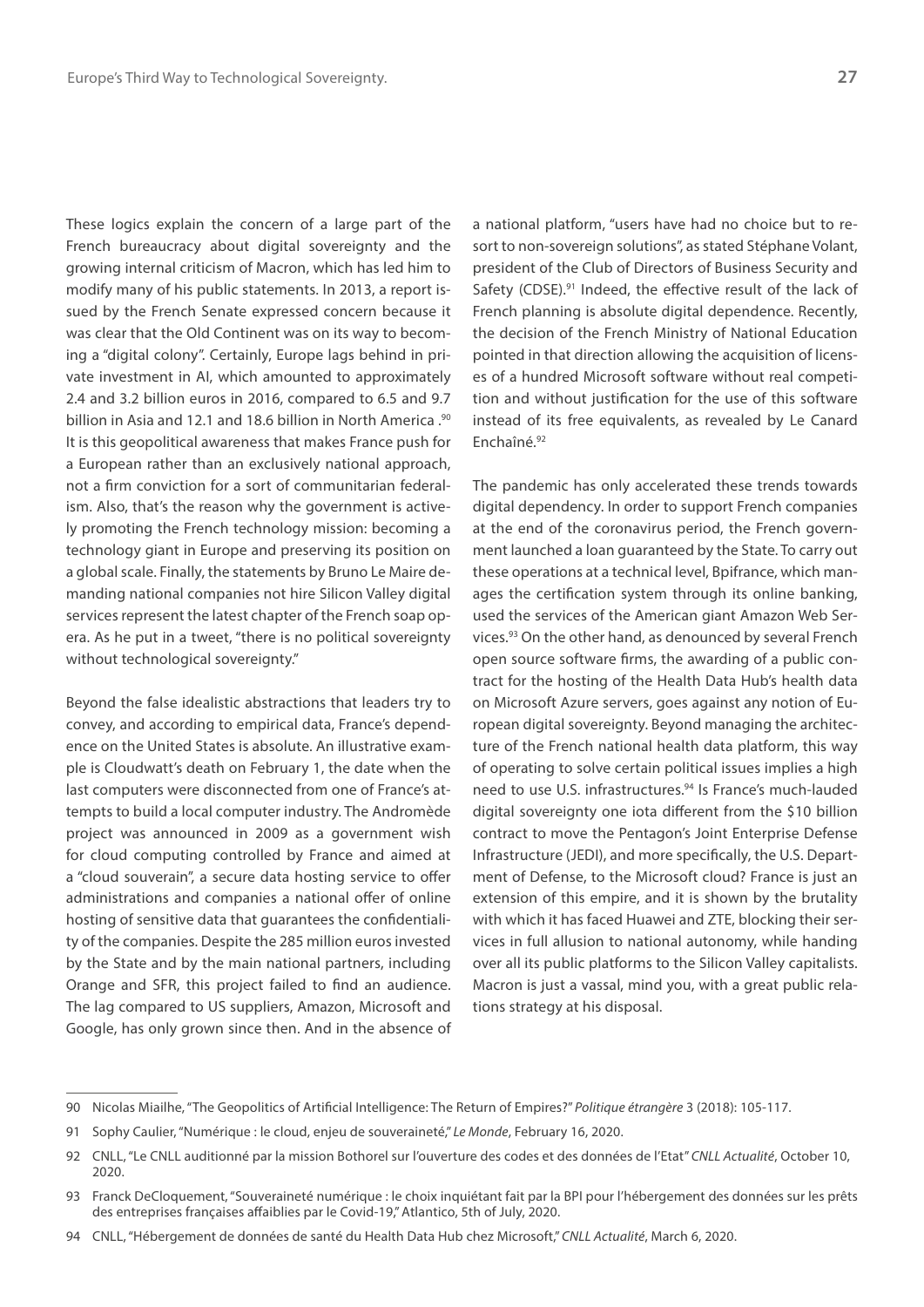These logics explain the concern of a large part of the French bureaucracy about digital sovereignty and the growing internal criticism of Macron, which has led him to modify many of his public statements. In 2013, a report issued by the French Senate expressed concern because it was clear that the Old Continent was on its way to becoming a "digital colony". Certainly, Europe lags behind in private investment in AI, which amounted to approximately 2.4 and 3.2 billion euros in 2016, compared to 6.5 and 9.7 billion in Asia and 12.1 and 18.6 billion in North America .[90] It is this geopolitical awareness that makes France push for a European rather than an exclusively national approach, not a firm conviction for a sort of communitarian federalism. Also, that's the reason why the government is actively promoting the French technology mission: becoming a technology giant in Europe and preserving its position on a global scale. Finally, the statements by Bruno Le Maire demanding national companies not hire Silicon Valley digital services represent the latest chapter of the French soap opera. As he put in a tweet, "there is no political sovereignty without technological sovereignty."

Beyond the false idealistic abstractions that leaders try to convey, and according to empirical data, France's dependence on the United States is absolute. An illustrative example is Cloudwatt's death on February 1, the date when the last computers were disconnected from one of France's attempts to build a local computer industry. The Andromède project was announced in 2009 as a government wish for cloud computing controlled by France and aimed at a "cloud souverain", a secure data hosting service to offer administrations and companies a national offer of online hosting of sensitive data that guarantees the confidentiality of the companies. Despite the 285 million euros invested by the State and by the main national partners, including Orange and SFR, this project failed to find an audience. The lag compared to US suppliers, Amazon, Microsoft and Google, has only grown since then. And in the absence of a national platform, "users have had no choice but to resort to non-sovereign solutions", as stated Stéphane Volant, president of the Club of Directors of Business Security and Safety (CDSE).[91] Indeed, the effective result of the lack of French planning is absolute digital dependence. Recently, the decision of the French Ministry of National Education pointed in that direction allowing the acquisition of licenses of a hundred Microsoft software without real competition and without justification for the use of this software instead of its free equivalents, as revealed by Le Canard Enchaîné.[92]

The pandemic has only accelerated these trends towards digital dependency. In order to support French companies at the end of the coronavirus period, the French government launched a loan guaranteed by the State. To carry out these operations at a technical level, Bpifrance, which manages the certification system through its online banking, used the services of the American giant Amazon Web Services.[93] On the other hand, as denounced by several French open source software firms, the awarding of a public contract for the hosting of the Health Data Hub's health data on Microsoft Azure servers, goes against any notion of European digital sovereignty. Beyond managing the architecture of the French national health data platform, this way of operating to solve certain political issues implies a high need to use U.S. infrastructures.[94] Is France's much-lauded digital sovereignty one iota different from the $10 billion contract to move the Pentagon's Joint Enterprise Defense Infrastructure (JEDI), and more specifically, the U.S. Department of Defense, to the Microsoft cloud? France is just an extension of this empire, and it is shown by the brutality with which it has faced Huawei and ZTE, blocking their services in full allusion to national autonomy, while handing over all its public platforms to the Silicon Valley capitalists. Macron is just a vassal, mind you, with a great public relations strategy at his disposal.

---

90 Nicolas Miailhe, "The Geopolitics of Artificial Intelligence: The Return of Empires?" *Politique étrangère* 3 (2018): 105-117.

91 Sophy Caulier, "Numérique : le cloud, enjeu de souveraineté," *Le Monde*, February 16, 2020.

92 CNLL, "Le CNLL auditionné par la mission Bothorel sur l'ouverture des codes et des données de l'Etat" *CNLL Actualité*, October 10, 2020.

93 Franck DeCloquement, "Souveraineté numérique : le choix inquiétant fait par la BPI pour l'hébergement des données sur les prêts des entreprises françaises affaiblies par le Covid-19," Atlantico, 5th of July, 2020.

94 CNLL, "Hébergement de données de santé du Health Data Hub chez Microsoft," *CNLL Actualité*, March 6, 2020.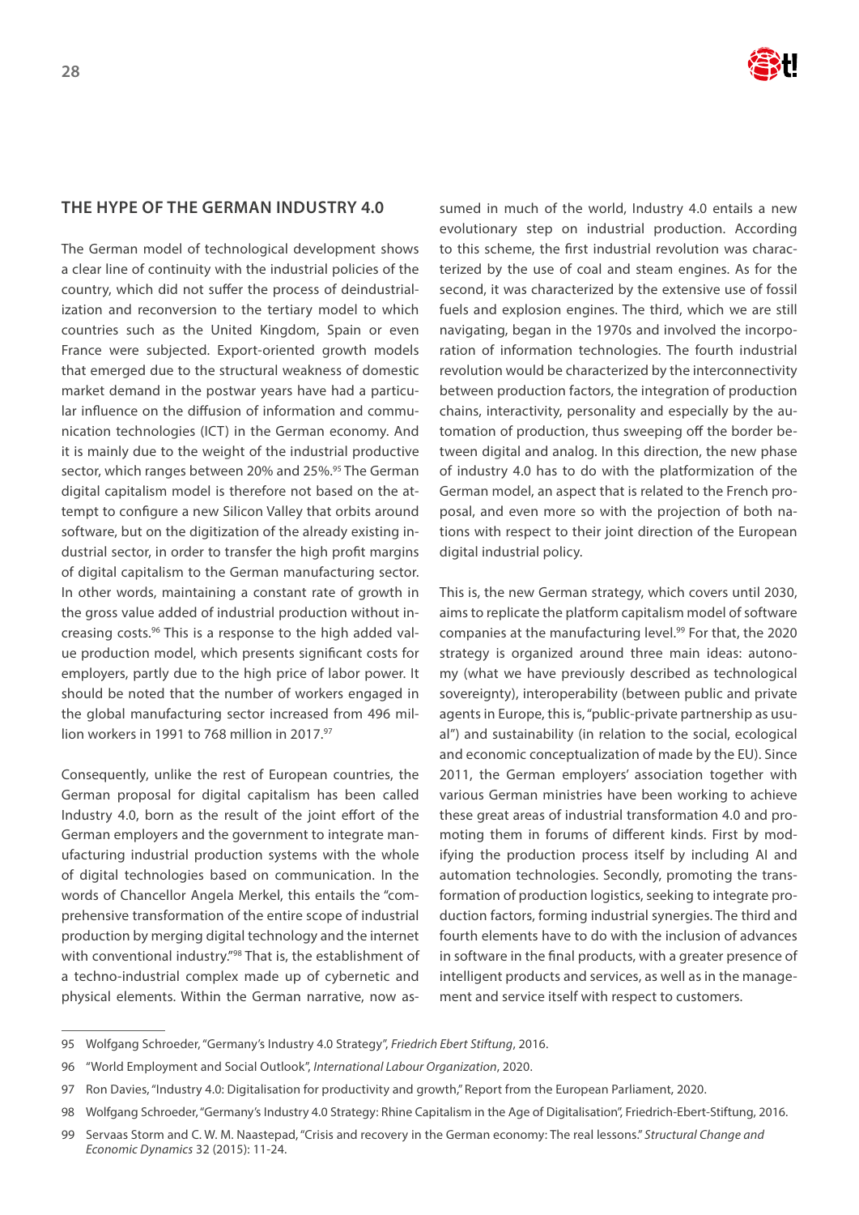## THE HYPE OF THE GERMAN INDUSTRY 4.0

The German model of technological development shows a clear line of continuity with the industrial policies of the country, which did not suffer the process of deindustrialization and reconversion to the tertiary model to which countries such as the United Kingdom, Spain or even France were subjected. Export-oriented growth models that emerged due to the structural weakness of domestic market demand in the postwar years have had a particular influence on the diffusion of information and communication technologies (ICT) in the German economy. And it is mainly due to the weight of the industrial productive sector, which ranges between 20% and 25%.[95] The German digital capitalism model is therefore not based on the attempt to configure a new Silicon Valley that orbits around software, but on the digitization of the already existing industrial sector, in order to transfer the high profit margins of digital capitalism to the German manufacturing sector. In other words, maintaining a constant rate of growth in the gross value added of industrial production without increasing costs.[96] This is a response to the high added value production model, which presents significant costs for employers, partly due to the high price of labor power. It should be noted that the number of workers engaged in the global manufacturing sector increased from 496 million workers in 1991 to 768 million in 2017.[97]

Consequently, unlike the rest of European countries, the German proposal for digital capitalism has been called Industry 4.0, born as the result of the joint effort of the German employers and the government to integrate manufacturing industrial production systems with the whole of digital technologies based on communication. In the words of Chancellor Angela Merkel, this entails the "comprehensive transformation of the entire scope of industrial production by merging digital technology and the internet with conventional industry."[98] That is, the establishment of a techno-industrial complex made up of cybernetic and physical elements. Within the German narrative, now assumed in much of the world, Industry 4.0 entails a new evolutionary step on industrial production. According to this scheme, the first industrial revolution was characterized by the use of coal and steam engines. As for the second, it was characterized by the extensive use of fossil fuels and explosion engines. The third, which we are still navigating, began in the 1970s and involved the incorporation of information technologies. The fourth industrial revolution would be characterized by the interconnectivity between production factors, the integration of production chains, interactivity, personality and especially by the automation of production, thus sweeping off the border between digital and analog. In this direction, the new phase of industry 4.0 has to do with the platformization of the German model, an aspect that is related to the French proposal, and even more so with the projection of both nations with respect to their joint direction of the European digital industrial policy.

This is, the new German strategy, which covers until 2030, aims to replicate the platform capitalism model of software companies at the manufacturing level.[99] For that, the 2020 strategy is organized around three main ideas: autonomy (what we have previously described as technological sovereignty), interoperability (between public and private agents in Europe, this is, "public-private partnership as usual") and sustainability (in relation to the social, ecological and economic conceptualization of made by the EU). Since 2011, the German employers' association together with various German ministries have been working to achieve these great areas of industrial transformation 4.0 and promoting them in forums of different kinds. First by modifying the production process itself by including AI and automation technologies. Secondly, promoting the transformation of production logistics, seeking to integrate production factors, forming industrial synergies. The third and fourth elements have to do with the inclusion of advances in software in the final products, with a greater presence of intelligent products and services, as well as in the management and service itself with respect to customers.

---

95 Wolfgang Schroeder, "Germany's Industry 4.0 Strategy", *Friedrich Ebert Stiftung*, 2016.

96 "World Employment and Social Outlook", *International Labour Organization*, 2020.

97 Ron Davies, "Industry 4.0: Digitalisation for productivity and growth," Report from the European Parliament, 2020.

98 Wolfgang Schroeder, "Germany's Industry 4.0 Strategy: Rhine Capitalism in the Age of Digitalisation", Friedrich-Ebert-Stiftung, 2016.

99 Servaas Storm and C. W. M. Naastepad, "Crisis and recovery in the German economy: The real lessons." *Structural Change and Economic Dynamics* 32 (2015): 11-24.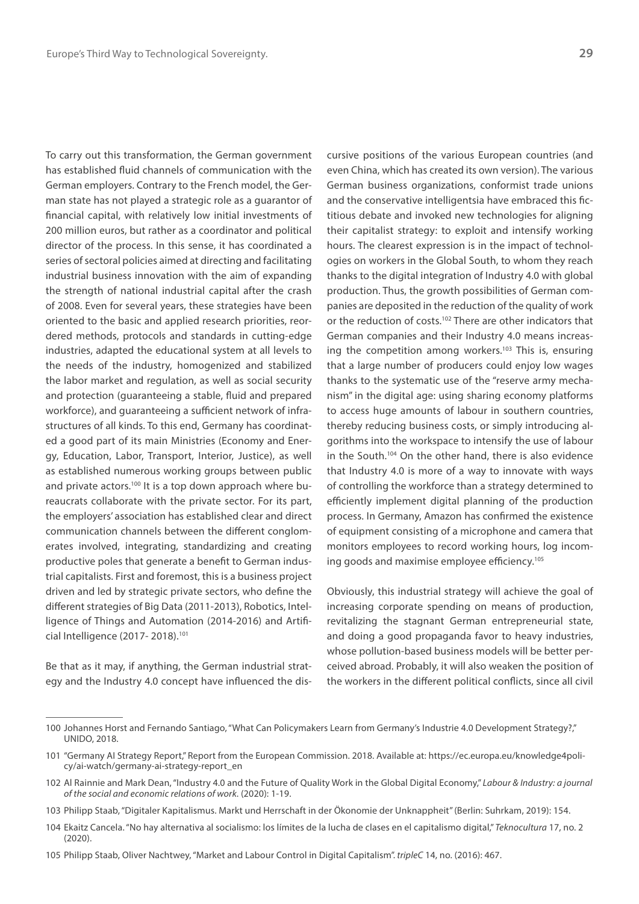To carry out this transformation, the German government has established fluid channels of communication with the German employers. Contrary to the French model, the German state has not played a strategic role as a guarantor of financial capital, with relatively low initial investments of 200 million euros, but rather as a coordinator and political director of the process. In this sense, it has coordinated a series of sectoral policies aimed at directing and facilitating industrial business innovation with the aim of expanding the strength of national industrial capital after the crash of 2008. Even for several years, these strategies have been oriented to the basic and applied research priorities, reordered methods, protocols and standards in cutting-edge industries, adapted the educational system at all levels to the needs of the industry, homogenized and stabilized the labor market and regulation, as well as social security and protection (guaranteeing a stable, fluid and prepared workforce), and guaranteeing a sufficient network of infrastructures of all kinds. To this end, Germany has coordinated a good part of its main Ministries (Economy and Energy, Education, Labor, Transport, Interior, Justice), as well as established numerous working groups between public and private actors.[100] It is a top down approach where bureaucrats collaborate with the private sector. For its part, the employers' association has established clear and direct communication channels between the different conglomerates involved, integrating, standardizing and creating productive poles that generate a benefit to German industrial capitalists. First and foremost, this is a business project driven and led by strategic private sectors, who define the different strategies of Big Data (2011-2013), Robotics, Intelligence of Things and Automation (2014-2016) and Artificial Intelligence (2017- 2018).[101]

Be that as it may, if anything, the German industrial strategy and the Industry 4.0 concept have influenced the discursive positions of the various European countries (and even China, which has created its own version). The various German business organizations, conformist trade unions and the conservative intelligentsia have embraced this fictitious debate and invoked new technologies for aligning their capitalist strategy: to exploit and intensify working hours. The clearest expression is in the impact of technologies on workers in the Global South, to whom they reach thanks to the digital integration of Industry 4.0 with global production. Thus, the growth possibilities of German companies are deposited in the reduction of the quality of work or the reduction of costs.[102] There are other indicators that German companies and their Industry 4.0 means increasing the competition among workers.[103] This is, ensuring that a large number of producers could enjoy low wages thanks to the systematic use of the "reserve army mechanism" in the digital age: using sharing economy platforms to access huge amounts of labour in southern countries, thereby reducing business costs, or simply introducing algorithms into the workspace to intensify the use of labour in the South.[104] On the other hand, there is also evidence that Industry 4.0 is more of a way to innovate with ways of controlling the workforce than a strategy determined to efficiently implement digital planning of the production process. In Germany, Amazon has confirmed the existence of equipment consisting of a microphone and camera that monitors employees to record working hours, log incoming goods and maximise employee efficiency.[105]

Obviously, this industrial strategy will achieve the goal of increasing corporate spending on means of production, revitalizing the stagnant German entrepreneurial state, and doing a good propaganda favor to heavy industries, whose pollution-based business models will be better perceived abroad. Probably, it will also weaken the position of the workers in the different political conflicts, since all civil

---

100 Johannes Horst and Fernando Santiago, "What Can Policymakers Learn from Germany's Industrie 4.0 Development Strategy?," UNIDO, 2018.

101 "Germany AI Strategy Report," Report from the European Commission. 2018. Available at: https://ec.europa.eu/knowledge4policy/ai-watch/germany-ai-strategy-report_en

102 Al Rainnie and Mark Dean, "Industry 4.0 and the Future of Quality Work in the Global Digital Economy," *Labour & Industry: a journal of the social and economic relations of work.* (2020): 1-19.

103 Philipp Staab, "Digitaler Kapitalismus. Markt und Herrschaft in der Ökonomie der Unknappheit" (Berlin: Suhrkam, 2019): 154.

104 Ekaitz Cancela. "No hay alternativa al socialismo: los límites de la lucha de clases en el capitalismo digital," *Teknocultura* 17, no. 2 (2020).

105 Philipp Staab, Oliver Nachtwey, "Market and Labour Control in Digital Capitalism". *tripleC* 14, no. (2016): 467.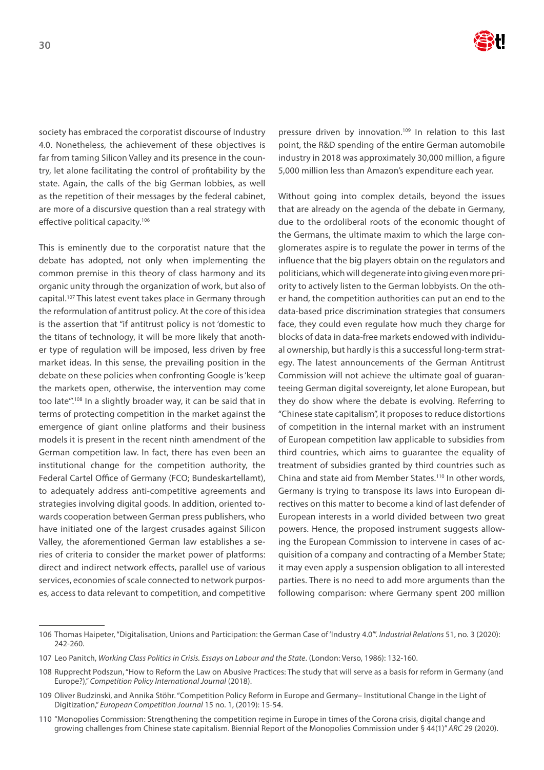society has embraced the corporatist discourse of Industry 4.0. Nonetheless, the achievement of these objectives is far from taming Silicon Valley and its presence in the country, let alone facilitating the control of profitability by the state. Again, the calls of the big German lobbies, as well as the repetition of their messages by the federal cabinet, are more of a discursive question than a real strategy with effective political capacity.[106]

This is eminently due to the corporatist nature that the debate has adopted, not only when implementing the common premise in this theory of class harmony and its organic unity through the organization of work, but also of capital.[107] This latest event takes place in Germany through the reformulation of antitrust policy. At the core of this idea is the assertion that "if antitrust policy is not 'domestic to the titans of technology, it will be more likely that another type of regulation will be imposed, less driven by free market ideas. In this sense, the prevailing position in the debate on these policies when confronting Google is 'keep the markets open, otherwise, the intervention may come too late'".[108] In a slightly broader way, it can be said that in terms of protecting competition in the market against the emergence of giant online platforms and their business models it is present in the recent ninth amendment of the German competition law. In fact, there has even been an institutional change for the competition authority, the Federal Cartel Office of Germany (FCO; Bundeskartellamt), to adequately address anti-competitive agreements and strategies involving digital goods. In addition, oriented towards cooperation between German press publishers, who have initiated one of the largest crusades against Silicon Valley, the aforementioned German law establishes a series of criteria to consider the market power of platforms: direct and indirect network effects, parallel use of various services, economies of scale connected to network purposes, access to data relevant to competition, and competitive pressure driven by innovation.[109] In relation to this last point, the R&D spending of the entire German automobile industry in 2018 was approximately 30,000 million, a figure 5,000 million less than Amazon's expenditure each year.

Without going into complex details, beyond the issues that are already on the agenda of the debate in Germany, due to the ordoliberal roots of the economic thought of the Germans, the ultimate maxim to which the large conglomerates aspire is to regulate the power in terms of the influence that the big players obtain on the regulators and politicians, which will degenerate into giving even more priority to actively listen to the German lobbyists. On the other hand, the competition authorities can put an end to the data-based price discrimination strategies that consumers face, they could even regulate how much they charge for blocks of data in data-free markets endowed with individual ownership, but hardly is this a successful long-term strategy. The latest announcements of the German Antitrust Commission will not achieve the ultimate goal of guaranteeing German digital sovereignty, let alone European, but they do show where the debate is evolving. Referring to "Chinese state capitalism", it proposes to reduce distortions of competition in the internal market with an instrument of European competition law applicable to subsidies from third countries, which aims to guarantee the equality of treatment of subsidies granted by third countries such as China and state aid from Member States.[110] In other words, Germany is trying to transpose its laws into European directives on this matter to become a kind of last defender of European interests in a world divided between two great powers. Hence, the proposed instrument suggests allowing the European Commission to intervene in cases of acquisition of a company and contracting of a Member State; it may even apply a suspension obligation to all interested parties. There is no need to add more arguments than the following comparison: where Germany spent 200 million

---

106 Thomas Haipeter, "Digitalisation, Unions and Participation: the German Case of 'Industry 4.0'". *Industrial Relations* 51, no. 3 (2020): 242-260.

107 Leo Panitch, *Working Class Politics in Crisis. Essays on Labour and the State*. (London: Verso, 1986): 132-160.

108 Rupprecht Podszun, "How to Reform the Law on Abusive Practices: The study that will serve as a basis for reform in Germany (and Europe?)," *Competition Policy International Journal* (2018).

109 Oliver Budzinski, and Annika Stöhr. "Competition Policy Reform in Europe and Germany– Institutional Change in the Light of Digitization," *European Competition Journal* 15 no. 1, (2019): 15-54.

110 "Monopolies Commission: Strengthening the competition regime in Europe in times of the Corona crisis, digital change and growing challenges from Chinese state capitalism. Biennial Report of the Monopolies Commission under § 44(1)" *ARC* 29 (2020).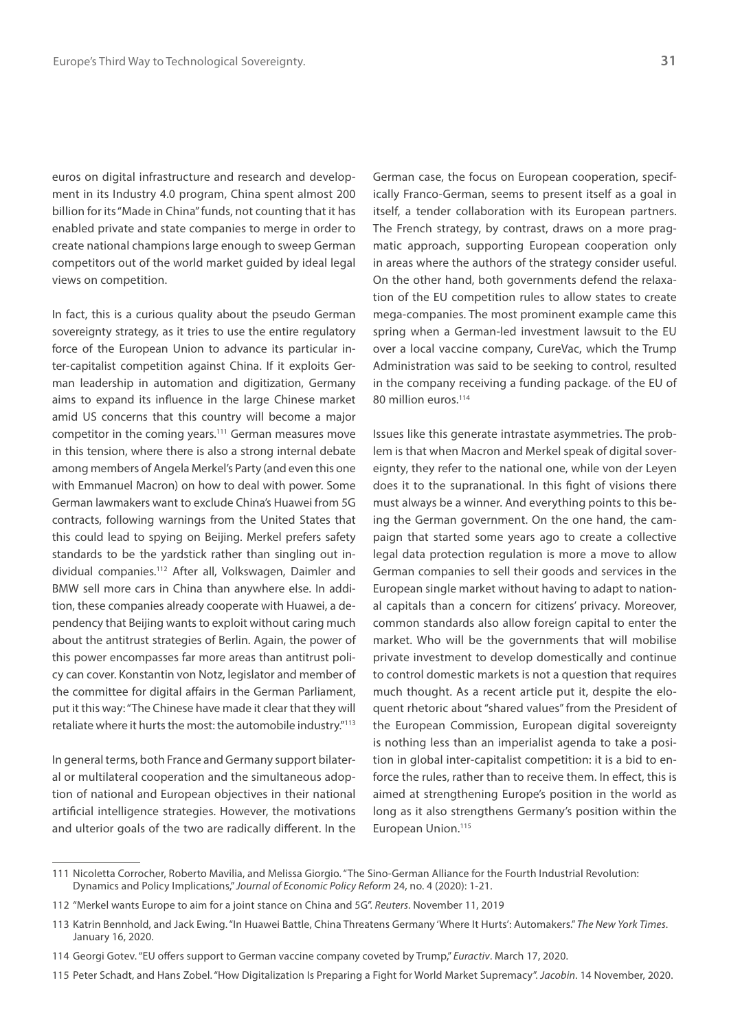euros on digital infrastructure and research and development in its Industry 4.0 program, China spent almost 200 billion for its "Made in China" funds, not counting that it has enabled private and state companies to merge in order to create national champions large enough to sweep German competitors out of the world market guided by ideal legal views on competition.

In fact, this is a curious quality about the pseudo German sovereignty strategy, as it tries to use the entire regulatory force of the European Union to advance its particular inter-capitalist competition against China. If it exploits German leadership in automation and digitization, Germany aims to expand its influence in the large Chinese market amid US concerns that this country will become a major competitor in the coming years.[111] German measures move in this tension, where there is also a strong internal debate among members of Angela Merkel's Party (and even this one with Emmanuel Macron) on how to deal with power. Some German lawmakers want to exclude China's Huawei from 5G contracts, following warnings from the United States that this could lead to spying on Beijing. Merkel prefers safety standards to be the yardstick rather than singling out individual companies.[112] After all, Volkswagen, Daimler and BMW sell more cars in China than anywhere else. In addition, these companies already cooperate with Huawei, a dependency that Beijing wants to exploit without caring much about the antitrust strategies of Berlin. Again, the power of this power encompasses far more areas than antitrust policy can cover. Konstantin von Notz, legislator and member of the committee for digital affairs in the German Parliament, put it this way: "The Chinese have made it clear that they will retaliate where it hurts the most: the automobile industry."[113]

In general terms, both France and Germany support bilateral or multilateral cooperation and the simultaneous adoption of national and European objectives in their national artificial intelligence strategies. However, the motivations and ulterior goals of the two are radically different. In the German case, the focus on European cooperation, specifically Franco-German, seems to present itself as a goal in itself, a tender collaboration with its European partners. The French strategy, by contrast, draws on a more pragmatic approach, supporting European cooperation only in areas where the authors of the strategy consider useful. On the other hand, both governments defend the relaxation of the EU competition rules to allow states to create mega-companies. The most prominent example came this spring when a German-led investment lawsuit to the EU over a local vaccine company, CureVac, which the Trump Administration was said to be seeking to control, resulted in the company receiving a funding package. of the EU of 80 million euros.[114]

Issues like this generate intrastate asymmetries. The problem is that when Macron and Merkel speak of digital sovereignty, they refer to the national one, while von der Leyen does it to the supranational. In this fight of visions there must always be a winner. And everything points to this being the German government. On the one hand, the campaign that started some years ago to create a collective legal data protection regulation is more a move to allow German companies to sell their goods and services in the European single market without having to adapt to national capitals than a concern for citizens' privacy. Moreover, common standards also allow foreign capital to enter the market. Who will be the governments that will mobilise private investment to develop domestically and continue to control domestic markets is not a question that requires much thought. As a recent article put it, despite the eloquent rhetoric about "shared values" from the President of the European Commission, European digital sovereignty is nothing less than an imperialist agenda to take a position in global inter-capitalist competition: it is a bid to enforce the rules, rather than to receive them. In effect, this is aimed at strengthening Europe's position in the world as long as it also strengthens Germany's position within the European Union.[115]

---

111 Nicoletta Corrocher, Roberto Mavilia, and Melissa Giorgio. "The Sino-German Alliance for the Fourth Industrial Revolution: Dynamics and Policy Implications," *Journal of Economic Policy Reform* 24, no. 4 (2020): 1-21.

112 "Merkel wants Europe to aim for a joint stance on China and 5G". *Reuters*. November 11, 2019

113 Katrin Bennhold, and Jack Ewing. "In Huawei Battle, China Threatens Germany 'Where It Hurts': Automakers." *The New York Times*. January 16, 2020.

114 Georgi Gotev. "EU offers support to German vaccine company coveted by Trump," *Euractiv*. March 17, 2020.

115 Peter Schadt, and Hans Zobel. "How Digitalization Is Preparing a Fight for World Market Supremacy". *Jacobin*. 14 November, 2020.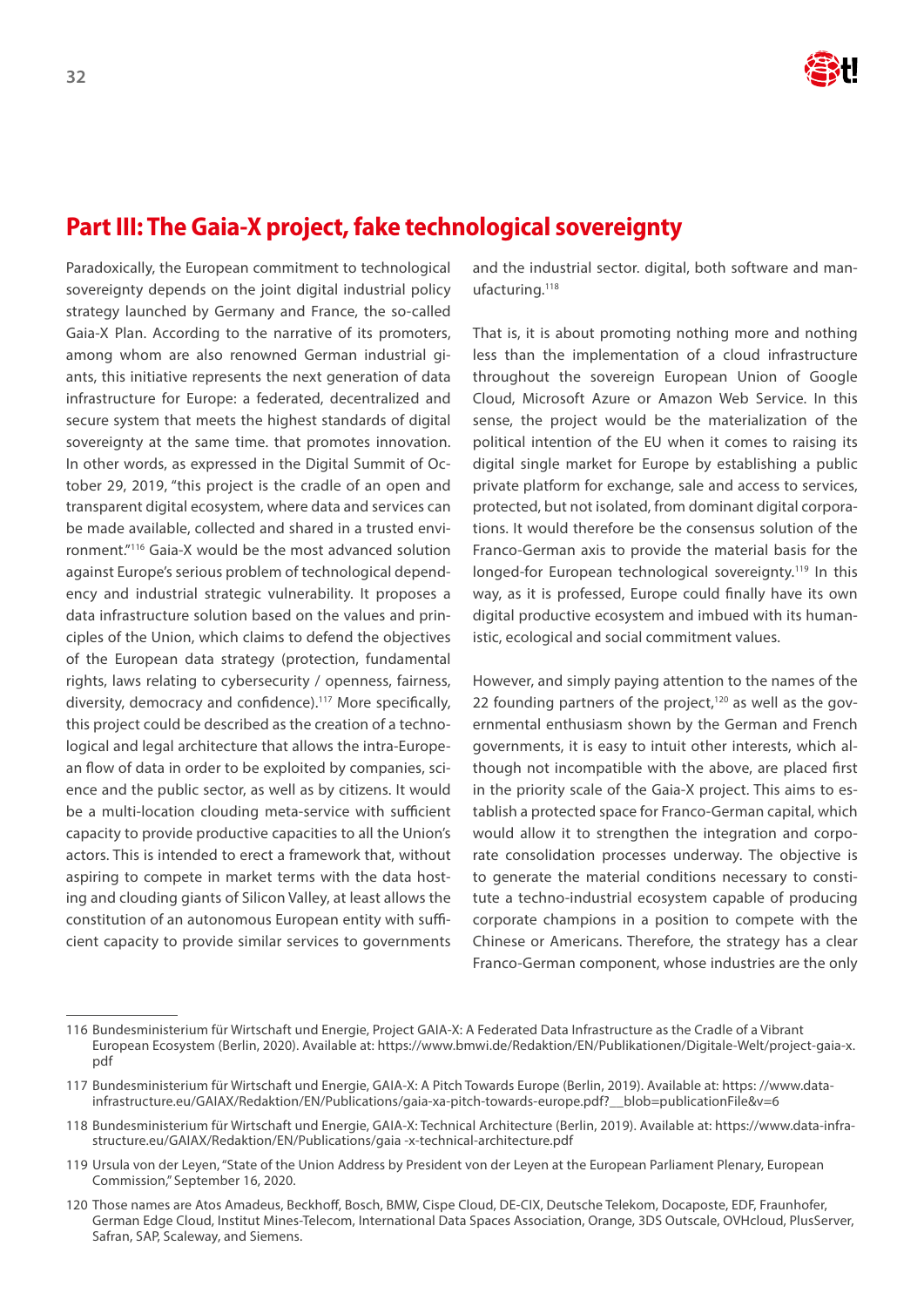## Part III: The Gaia-X project, fake technological sovereignty

Paradoxically, the European commitment to technological sovereignty depends on the joint digital industrial policy strategy launched by Germany and France, the so-called Gaia-X Plan. According to the narrative of its promoters, among whom are also renowned German industrial giants, this initiative represents the next generation of data infrastructure for Europe: a federated, decentralized and secure system that meets the highest standards of digital sovereignty at the same time. that promotes innovation. In other words, as expressed in the Digital Summit of October 29, 2019, "this project is the cradle of an open and transparent digital ecosystem, where data and services can be made available, collected and shared in a trusted environment."[116] Gaia-X would be the most advanced solution against Europe's serious problem of technological dependency and industrial strategic vulnerability. It proposes a data infrastructure solution based on the values and principles of the Union, which claims to defend the objectives of the European data strategy (protection, fundamental rights, laws relating to cybersecurity / openness, fairness, diversity, democracy and confidence).[117] More specifically, this project could be described as the creation of a technological and legal architecture that allows the intra-European flow of data in order to be exploited by companies, science and the public sector, as well as by citizens. It would be a multi-location clouding meta-service with sufficient capacity to provide productive capacities to all the Union's actors. This is intended to erect a framework that, without aspiring to compete in market terms with the data hosting and clouding giants of Silicon Valley, at least allows the constitution of an autonomous European entity with sufficient capacity to provide similar services to governments and the industrial sector. digital, both software and manufacturing.[118]

That is, it is about promoting nothing more and nothing less than the implementation of a cloud infrastructure throughout the sovereign European Union of Google Cloud, Microsoft Azure or Amazon Web Service. In this sense, the project would be the materialization of the political intention of the EU when it comes to raising its digital single market for Europe by establishing a public private platform for exchange, sale and access to services, protected, but not isolated, from dominant digital corporations. It would therefore be the consensus solution of the Franco-German axis to provide the material basis for the longed-for European technological sovereignty.[119] In this way, as it is professed, Europe could finally have its own digital productive ecosystem and imbued with its humanistic, ecological and social commitment values.

However, and simply paying attention to the names of the 22 founding partners of the project,[120] as well as the governmental enthusiasm shown by the German and French governments, it is easy to intuit other interests, which although not incompatible with the above, are placed first in the priority scale of the Gaia-X project. This aims to establish a protected space for Franco-German capital, which would allow it to strengthen the integration and corporate consolidation processes underway. The objective is to generate the material conditions necessary to constitute a techno-industrial ecosystem capable of producing corporate champions in a position to compete with the Chinese or Americans. Therefore, the strategy has a clear Franco-German component, whose industries are the only

---

116 Bundesministerium für Wirtschaft und Energie, Project GAIA-X: A Federated Data Infrastructure as the Cradle of a Vibrant European Ecosystem (Berlin, 2020). Available at: https://www.bmwi.de/Redaktion/EN/Publikationen/Digitale-Welt/project-gaia-x.pdf

117 Bundesministerium für Wirtschaft und Energie, GAIA-X: A Pitch Towards Europe (Berlin, 2019). Available at: https: //www.data-infrastructure.eu/GAIAX/Redaktion/EN/Publications/gaia-xa-pitch-towards-europe.pdf?__blob=publicationFile&v=6

118 Bundesministerium für Wirtschaft und Energie, GAIA-X: Technical Architecture (Berlin, 2019). Available at: https://www.data-infrastructure.eu/GAIAX/Redaktion/EN/Publications/gaia -x-technical-architecture.pdf

119 Ursula von der Leyen, "State of the Union Address by President von der Leyen at the European Parliament Plenary, European Commission," September 16, 2020.

120 Those names are Atos Amadeus, Beckhoff, Bosch, BMW, Cispe Cloud, DE-CIX, Deutsche Telekom, Docaposte, EDF, Fraunhofer, German Edge Cloud, Institut Mines-Telecom, International Data Spaces Association, Orange, 3DS Outscale, OVHcloud, PlusServer, Safran, SAP, Scaleway, and Siemens.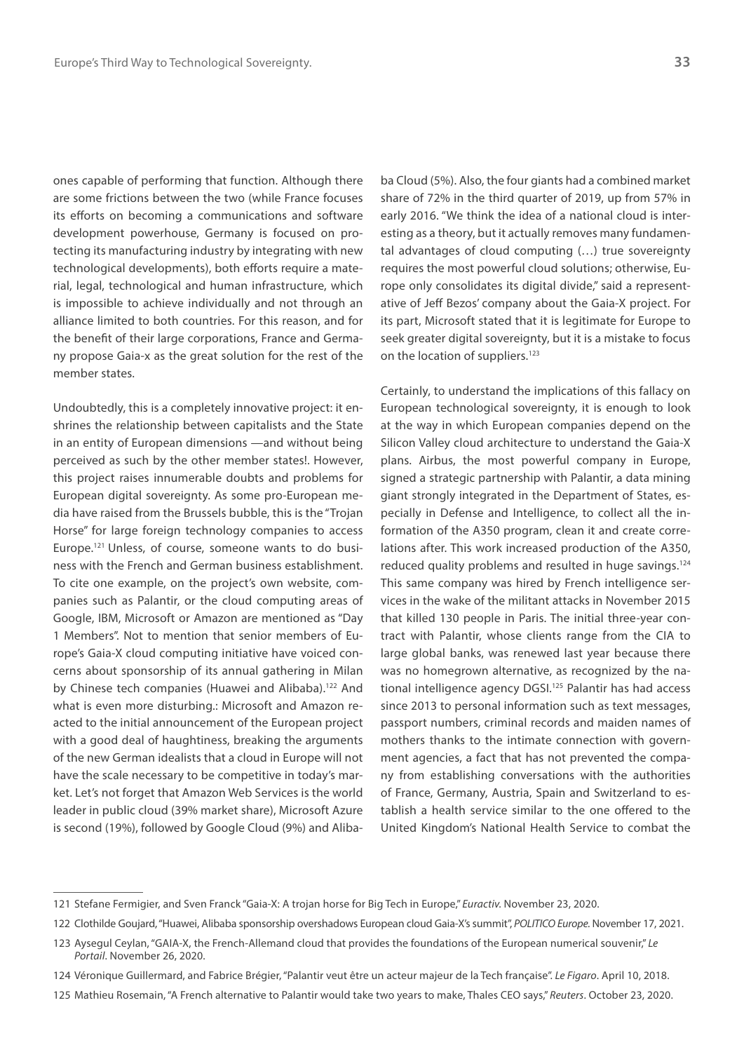ones capable of performing that function. Although there are some frictions between the two (while France focuses its efforts on becoming a communications and software development powerhouse, Germany is focused on protecting its manufacturing industry by integrating with new technological developments), both efforts require a material, legal, technological and human infrastructure, which is impossible to achieve individually and not through an alliance limited to both countries. For this reason, and for the benefit of their large corporations, France and Germany propose Gaia-x as the great solution for the rest of the member states.

Undoubtedly, this is a completely innovative project: it enshrines the relationship between capitalists and the State in an entity of European dimensions —and without being perceived as such by the other member states!. However, this project raises innumerable doubts and problems for European digital sovereignty. As some pro-European media have raised from the Brussels bubble, this is the "Trojan Horse" for large foreign technology companies to access Europe.[121] Unless, of course, someone wants to do business with the French and German business establishment. To cite one example, on the project's own website, companies such as Palantir, or the cloud computing areas of Google, IBM, Microsoft or Amazon are mentioned as "Day 1 Members". Not to mention that senior members of Europe's Gaia-X cloud computing initiative have voiced concerns about sponsorship of its annual gathering in Milan by Chinese tech companies (Huawei and Alibaba).[122] And what is even more disturbing.: Microsoft and Amazon reacted to the initial announcement of the European project with a good deal of haughtiness, breaking the arguments of the new German idealists that a cloud in Europe will not have the scale necessary to be competitive in today's market. Let's not forget that Amazon Web Services is the world leader in public cloud (39% market share), Microsoft Azure is second (19%), followed by Google Cloud (9%) and Alibaba Cloud (5%). Also, the four giants had a combined market share of 72% in the third quarter of 2019, up from 57% in early 2016. "We think the idea of a national cloud is interesting as a theory, but it actually removes many fundamental advantages of cloud computing (…) true sovereignty requires the most powerful cloud solutions; otherwise, Europe only consolidates its digital divide," said a representative of Jeff Bezos' company about the Gaia-X project. For its part, Microsoft stated that it is legitimate for Europe to seek greater digital sovereignty, but it is a mistake to focus on the location of suppliers.[123]

Certainly, to understand the implications of this fallacy on European technological sovereignty, it is enough to look at the way in which European companies depend on the Silicon Valley cloud architecture to understand the Gaia-X plans. Airbus, the most powerful company in Europe, signed a strategic partnership with Palantir, a data mining giant strongly integrated in the Department of States, especially in Defense and Intelligence, to collect all the information of the A350 program, clean it and create correlations after. This work increased production of the A350, reduced quality problems and resulted in huge savings.[124] This same company was hired by French intelligence services in the wake of the militant attacks in November 2015 that killed 130 people in Paris. The initial three-year contract with Palantir, whose clients range from the CIA to large global banks, was renewed last year because there was no homegrown alternative, as recognized by the national intelligence agency DGSI.[125] Palantir has had access since 2013 to personal information such as text messages, passport numbers, criminal records and maiden names of mothers thanks to the intimate connection with government agencies, a fact that has not prevented the company from establishing conversations with the authorities of France, Germany, Austria, Spain and Switzerland to establish a health service similar to the one offered to the United Kingdom's National Health Service to combat the

---

121 Stefane Fermigier, and Sven Franck "Gaia-X: A trojan horse for Big Tech in Europe," *Euractiv*. November 23, 2020.

122 Clothilde Goujard, "Huawei, Alibaba sponsorship overshadows European cloud Gaia-X's summit", *POLITICO Europe*. November 17, 2021.

123 Aysegul Ceylan, "GAIA-X, the French-Allemand cloud that provides the foundations of the European numerical souvenir," *Le Portail*. November 26, 2020.

124 Véronique Guillermard, and Fabrice Brégier, "Palantir veut être un acteur majeur de la Tech française". *Le Figaro*. April 10, 2018.

125 Mathieu Rosemain, "A French alternative to Palantir would take two years to make, Thales CEO says," *Reuters*. October 23, 2020.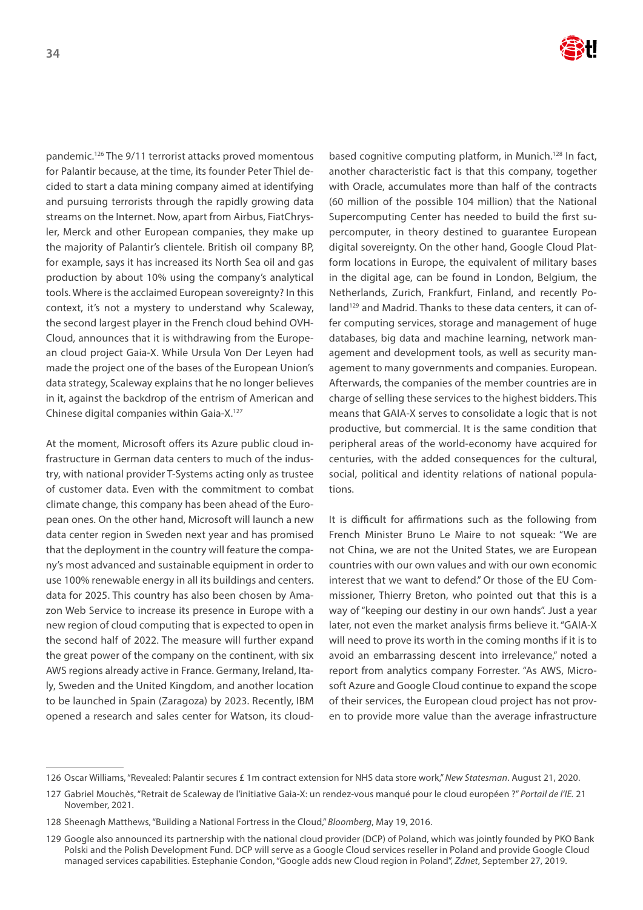pandemic.[126] The 9/11 terrorist attacks proved momentous for Palantir because, at the time, its founder Peter Thiel decided to start a data mining company aimed at identifying and pursuing terrorists through the rapidly growing data streams on the Internet. Now, apart from Airbus, FiatChrysler, Merck and other European companies, they make up the majority of Palantir's clientele. British oil company BP, for example, says it has increased its North Sea oil and gas production by about 10% using the company's analytical tools. Where is the acclaimed European sovereignty? In this context, it's not a mystery to understand why Scaleway, the second largest player in the French cloud behind OVHCloud, announces that it is withdrawing from the European cloud project Gaia-X. While Ursula Von Der Leyen had made the project one of the bases of the European Union's data strategy, Scaleway explains that he no longer believes in it, against the backdrop of the entrism of American and Chinese digital companies within Gaia-X.[127]

At the moment, Microsoft offers its Azure public cloud infrastructure in German data centers to much of the industry, with national provider T-Systems acting only as trustee of customer data. Even with the commitment to combat climate change, this company has been ahead of the European ones. On the other hand, Microsoft will launch a new data center region in Sweden next year and has promised that the deployment in the country will feature the company's most advanced and sustainable equipment in order to use 100% renewable energy in all its buildings and centers. data for 2025. This country has also been chosen by Amazon Web Service to increase its presence in Europe with a new region of cloud computing that is expected to open in the second half of 2022. The measure will further expand the great power of the company on the continent, with six AWS regions already active in France. Germany, Ireland, Italy, Sweden and the United Kingdom, and another location to be launched in Spain (Zaragoza) by 2023. Recently, IBM opened a research and sales center for Watson, its cloud-based cognitive computing platform, in Munich.[128] In fact, another characteristic fact is that this company, together with Oracle, accumulates more than half of the contracts (60 million of the possible 104 million) that the National Supercomputing Center has needed to build the first supercomputer, in theory destined to guarantee European digital sovereignty. On the other hand, Google Cloud Platform locations in Europe, the equivalent of military bases in the digital age, can be found in London, Belgium, the Netherlands, Zurich, Frankfurt, Finland, and recently Poland[129] and Madrid. Thanks to these data centers, it can offer computing services, storage and management of huge databases, big data and machine learning, network management and development tools, as well as security management to many governments and companies. European. Afterwards, the companies of the member countries are in charge of selling these services to the highest bidders. This means that GAIA-X serves to consolidate a logic that is not productive, but commercial. It is the same condition that peripheral areas of the world-economy have acquired for centuries, with the added consequences for the cultural, social, political and identity relations of national populations.

It is difficult for affirmations such as the following from French Minister Bruno Le Maire to not squeak: "We are not China, we are not the United States, we are European countries with our own values and with our own economic interest that we want to defend." Or those of the EU Commissioner, Thierry Breton, who pointed out that this is a way of "keeping our destiny in our own hands". Just a year later, not even the market analysis firms believe it. "GAIA-X will need to prove its worth in the coming months if it is to avoid an embarrassing descent into irrelevance," noted a report from analytics company Forrester. "As AWS, Microsoft Azure and Google Cloud continue to expand the scope of their services, the European cloud project has not proven to provide more value than the average infrastructure

---

126 Oscar Williams, "Revealed: Palantir secures £ 1m contract extension for NHS data store work," *New Statesman*. August 21, 2020.

127 Gabriel Mouchès, "Retrait de Scaleway de l'initiative Gaia-X: un rendez-vous manqué pour le cloud européen ?" *Portail de l'IE.* 21 November, 2021.

128 Sheenagh Matthews, "Building a National Fortress in the Cloud," *Bloomberg*, May 19, 2016.

129 Google also announced its partnership with the national cloud provider (DCP) of Poland, which was jointly founded by PKO Bank Polski and the Polish Development Fund. DCP will serve as a Google Cloud services reseller in Poland and provide Google Cloud managed services capabilities. Estephanie Condon, "Google adds new Cloud region in Poland", *Zdnet*, September 27, 2019.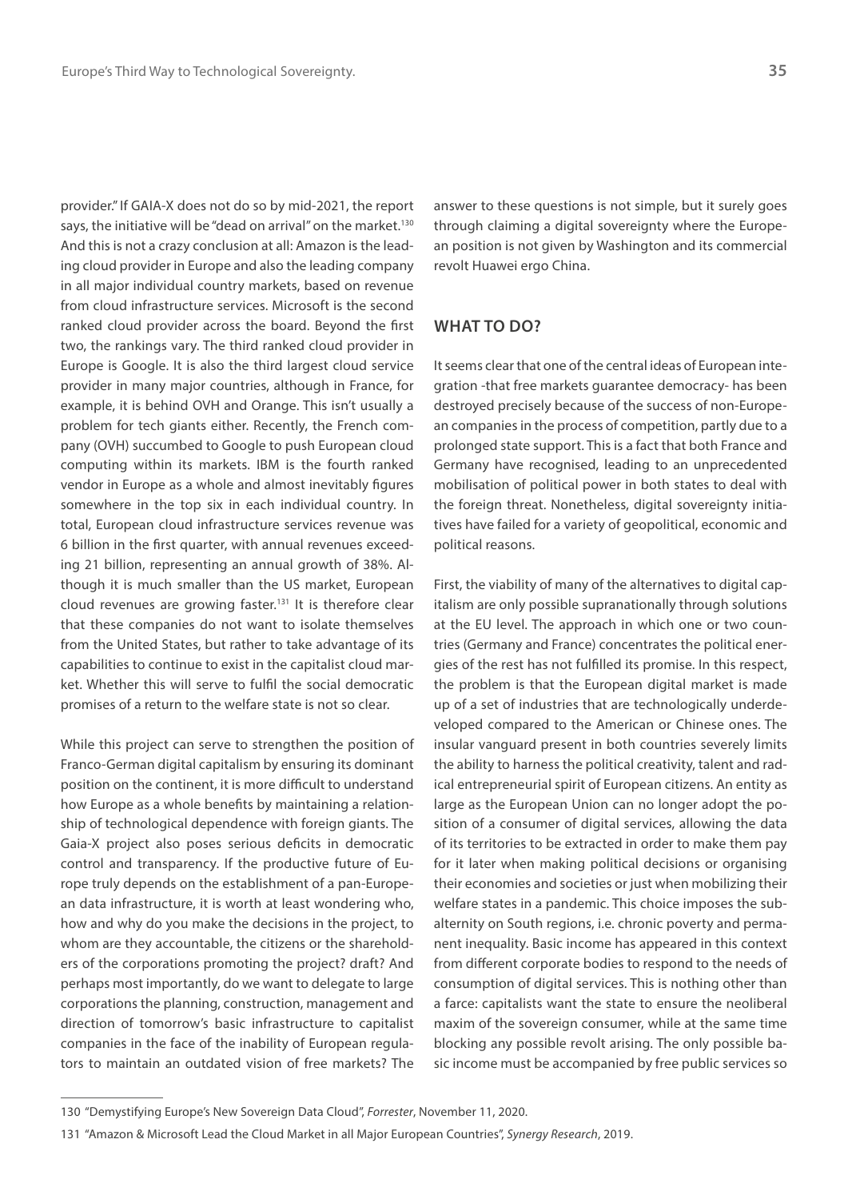provider." If GAIA-X does not do so by mid-2021, the report says, the initiative will be "dead on arrival" on the market.[130] And this is not a crazy conclusion at all: Amazon is the leading cloud provider in Europe and also the leading company in all major individual country markets, based on revenue from cloud infrastructure services. Microsoft is the second ranked cloud provider across the board. Beyond the first two, the rankings vary. The third ranked cloud provider in Europe is Google. It is also the third largest cloud service provider in many major countries, although in France, for example, it is behind OVH and Orange. This isn't usually a problem for tech giants either. Recently, the French company (OVH) succumbed to Google to push European cloud computing within its markets. IBM is the fourth ranked vendor in Europe as a whole and almost inevitably figures somewhere in the top six in each individual country. In total, European cloud infrastructure services revenue was 6 billion in the first quarter, with annual revenues exceeding 21 billion, representing an annual growth of 38%. Although it is much smaller than the US market, European cloud revenues are growing faster.[131] It is therefore clear that these companies do not want to isolate themselves from the United States, but rather to take advantage of its capabilities to continue to exist in the capitalist cloud market. Whether this will serve to fulfil the social democratic promises of a return to the welfare state is not so clear.

While this project can serve to strengthen the position of Franco-German digital capitalism by ensuring its dominant position on the continent, it is more difficult to understand how Europe as a whole benefits by maintaining a relationship of technological dependence with foreign giants. The Gaia-X project also poses serious deficits in democratic control and transparency. If the productive future of Europe truly depends on the establishment of a pan-European data infrastructure, it is worth at least wondering who, how and why do you make the decisions in the project, to whom are they accountable, the citizens or the shareholders of the corporations promoting the project? draft? And perhaps most importantly, do we want to delegate to large corporations the planning, construction, management and direction of tomorrow's basic infrastructure to capitalist companies in the face of the inability of European regulators to maintain an outdated vision of free markets? The answer to these questions is not simple, but it surely goes through claiming a digital sovereignty where the European position is not given by Washington and its commercial revolt Huawei ergo China.

## WHAT TO DO?

It seems clear that one of the central ideas of European integration -that free markets guarantee democracy- has been destroyed precisely because of the success of non-European companies in the process of competition, partly due to a prolonged state support. This is a fact that both France and Germany have recognised, leading to an unprecedented mobilisation of political power in both states to deal with the foreign threat. Nonetheless, digital sovereignty initiatives have failed for a variety of geopolitical, economic and political reasons.

First, the viability of many of the alternatives to digital capitalism are only possible supranationally through solutions at the EU level. The approach in which one or two countries (Germany and France) concentrates the political energies of the rest has not fulfilled its promise. In this respect, the problem is that the European digital market is made up of a set of industries that are technologically underdeveloped compared to the American or Chinese ones. The insular vanguard present in both countries severely limits the ability to harness the political creativity, talent and radical entrepreneurial spirit of European citizens. An entity as large as the European Union can no longer adopt the position of a consumer of digital services, allowing the data of its territories to be extracted in order to make them pay for it later when making political decisions or organising their economies and societies or just when mobilizing their welfare states in a pandemic. This choice imposes the subalternity on South regions, i.e. chronic poverty and permanent inequality. Basic income has appeared in this context from different corporate bodies to respond to the needs of consumption of digital services. This is nothing other than a farce: capitalists want the state to ensure the neoliberal maxim of the sovereign consumer, while at the same time blocking any possible revolt arising. The only possible basic income must be accompanied by free public services so

---

130 "Demystifying Europe's New Sovereign Data Cloud", *Forrester*, November 11, 2020.

131 "Amazon & Microsoft Lead the Cloud Market in all Major European Countries", *Synergy Research*, 2019.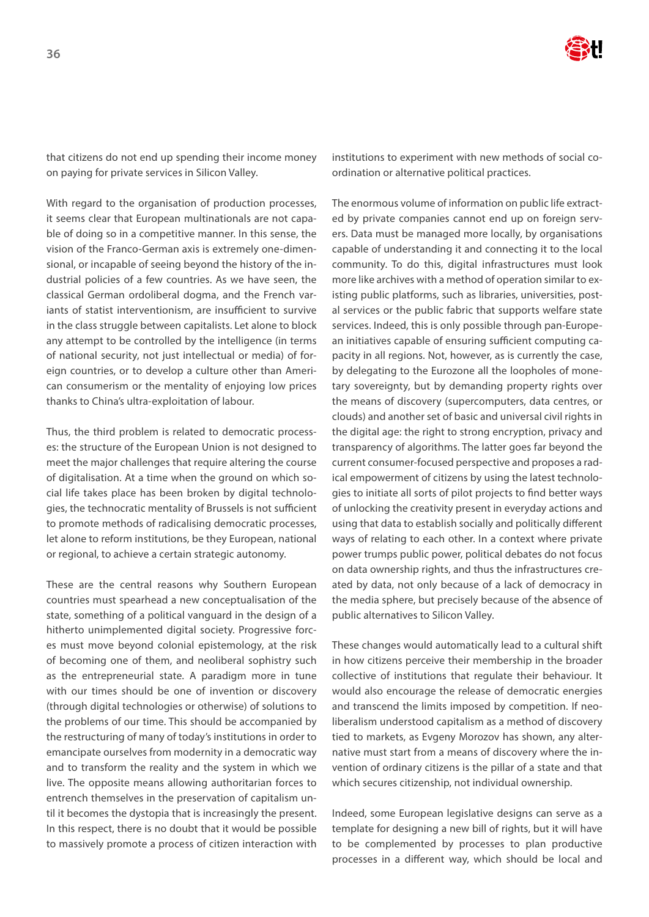that citizens do not end up spending their income money on paying for private services in Silicon Valley.

With regard to the organisation of production processes, it seems clear that European multinationals are not capable of doing so in a competitive manner. In this sense, the vision of the Franco-German axis is extremely one-dimensional, or incapable of seeing beyond the history of the industrial policies of a few countries. As we have seen, the classical German ordoliberal dogma, and the French variants of statist interventionism, are insufficient to survive in the class struggle between capitalists. Let alone to block any attempt to be controlled by the intelligence (in terms of national security, not just intellectual or media) of foreign countries, or to develop a culture other than American consumerism or the mentality of enjoying low prices thanks to China's ultra-exploitation of labour.

Thus, the third problem is related to democratic processes: the structure of the European Union is not designed to meet the major challenges that require altering the course of digitalisation. At a time when the ground on which social life takes place has been broken by digital technologies, the technocratic mentality of Brussels is not sufficient to promote methods of radicalising democratic processes, let alone to reform institutions, be they European, national or regional, to achieve a certain strategic autonomy.

These are the central reasons why Southern European countries must spearhead a new conceptualisation of the state, something of a political vanguard in the design of a hitherto unimplemented digital society. Progressive forces must move beyond colonial epistemology, at the risk of becoming one of them, and neoliberal sophistry such as the entrepreneurial state. A paradigm more in tune with our times should be one of invention or discovery (through digital technologies or otherwise) of solutions to the problems of our time. This should be accompanied by the restructuring of many of today's institutions in order to emancipate ourselves from modernity in a democratic way and to transform the reality and the system in which we live. The opposite means allowing authoritarian forces to entrench themselves in the preservation of capitalism until it becomes the dystopia that is increasingly the present. In this respect, there is no doubt that it would be possible to massively promote a process of citizen interaction with institutions to experiment with new methods of social coordination or alternative political practices.

The enormous volume of information on public life extracted by private companies cannot end up on foreign servers. Data must be managed more locally, by organisations capable of understanding it and connecting it to the local community. To do this, digital infrastructures must look more like archives with a method of operation similar to existing public platforms, such as libraries, universities, postal services or the public fabric that supports welfare state services. Indeed, this is only possible through pan-European initiatives capable of ensuring sufficient computing capacity in all regions. Not, however, as is currently the case, by delegating to the Eurozone all the loopholes of monetary sovereignty, but by demanding property rights over the means of discovery (supercomputers, data centres, or clouds) and another set of basic and universal civil rights in the digital age: the right to strong encryption, privacy and transparency of algorithms. The latter goes far beyond the current consumer-focused perspective and proposes a radical empowerment of citizens by using the latest technologies to initiate all sorts of pilot projects to find better ways of unlocking the creativity present in everyday actions and using that data to establish socially and politically different ways of relating to each other. In a context where private power trumps public power, political debates do not focus on data ownership rights, and thus the infrastructures created by data, not only because of a lack of democracy in the media sphere, but precisely because of the absence of public alternatives to Silicon Valley.

These changes would automatically lead to a cultural shift in how citizens perceive their membership in the broader collective of institutions that regulate their behaviour. It would also encourage the release of democratic energies and transcend the limits imposed by competition. If neoliberalism understood capitalism as a method of discovery tied to markets, as Evgeny Morozov has shown, any alternative must start from a means of discovery where the invention of ordinary citizens is the pillar of a state and that which secures citizenship, not individual ownership.

Indeed, some European legislative designs can serve as a template for designing a new bill of rights, but it will have to be complemented by processes to plan productive processes in a different way, which should be local and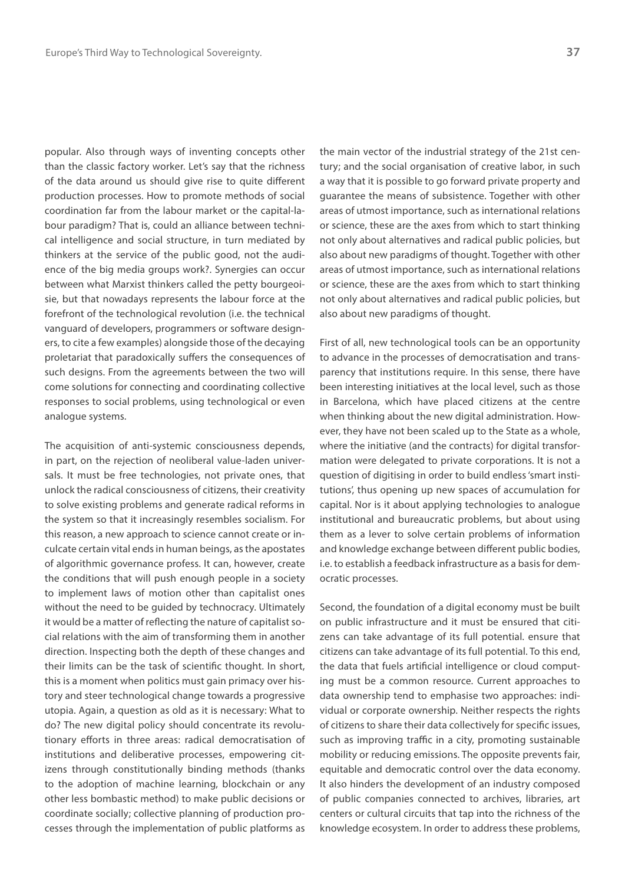popular. Also through ways of inventing concepts other than the classic factory worker. Let's say that the richness of the data around us should give rise to quite different production processes. How to promote methods of social coordination far from the labour market or the capital-labour paradigm? That is, could an alliance between technical intelligence and social structure, in turn mediated by thinkers at the service of the public good, not the audience of the big media groups work?. Synergies can occur between what Marxist thinkers called the petty bourgeoisie, but that nowadays represents the labour force at the forefront of the technological revolution (i.e. the technical vanguard of developers, programmers or software designers, to cite a few examples) alongside those of the decaying proletariat that paradoxically suffers the consequences of such designs. From the agreements between the two will come solutions for connecting and coordinating collective responses to social problems, using technological or even analogue systems.

The acquisition of anti-systemic consciousness depends, in part, on the rejection of neoliberal value-laden universals. It must be free technologies, not private ones, that unlock the radical consciousness of citizens, their creativity to solve existing problems and generate radical reforms in the system so that it increasingly resembles socialism. For this reason, a new approach to science cannot create or inculcate certain vital ends in human beings, as the apostates of algorithmic governance profess. It can, however, create the conditions that will push enough people in a society to implement laws of motion other than capitalist ones without the need to be guided by technocracy. Ultimately it would be a matter of reflecting the nature of capitalist social relations with the aim of transforming them in another direction. Inspecting both the depth of these changes and their limits can be the task of scientific thought. In short, this is a moment when politics must gain primacy over history and steer technological change towards a progressive utopia. Again, a question as old as it is necessary: What to do? The new digital policy should concentrate its revolutionary efforts in three areas: radical democratisation of institutions and deliberative processes, empowering citizens through constitutionally binding methods (thanks to the adoption of machine learning, blockchain or any other less bombastic method) to make public decisions or coordinate socially; collective planning of production processes through the implementation of public platforms as the main vector of the industrial strategy of the 21st century; and the social organisation of creative labor, in such a way that it is possible to go forward private property and guarantee the means of subsistence. Together with other areas of utmost importance, such as international relations or science, these are the axes from which to start thinking not only about alternatives and radical public policies, but also about new paradigms of thought. Together with other areas of utmost importance, such as international relations or science, these are the axes from which to start thinking not only about alternatives and radical public policies, but also about new paradigms of thought.

First of all, new technological tools can be an opportunity to advance in the processes of democratisation and transparency that institutions require. In this sense, there have been interesting initiatives at the local level, such as those in Barcelona, which have placed citizens at the centre when thinking about the new digital administration. However, they have not been scaled up to the State as a whole, where the initiative (and the contracts) for digital transformation were delegated to private corporations. It is not a question of digitising in order to build endless 'smart institutions', thus opening up new spaces of accumulation for capital. Nor is it about applying technologies to analogue institutional and bureaucratic problems, but about using them as a lever to solve certain problems of information and knowledge exchange between different public bodies, i.e. to establish a feedback infrastructure as a basis for democratic processes.

Second, the foundation of a digital economy must be built on public infrastructure and it must be ensured that citizens can take advantage of its full potential. ensure that citizens can take advantage of its full potential. To this end, the data that fuels artificial intelligence or cloud computing must be a common resource. Current approaches to data ownership tend to emphasise two approaches: individual or corporate ownership. Neither respects the rights of citizens to share their data collectively for specific issues, such as improving traffic in a city, promoting sustainable mobility or reducing emissions. The opposite prevents fair, equitable and democratic control over the data economy. It also hinders the development of an industry composed of public companies connected to archives, libraries, art centers or cultural circuits that tap into the richness of the knowledge ecosystem. In order to address these problems,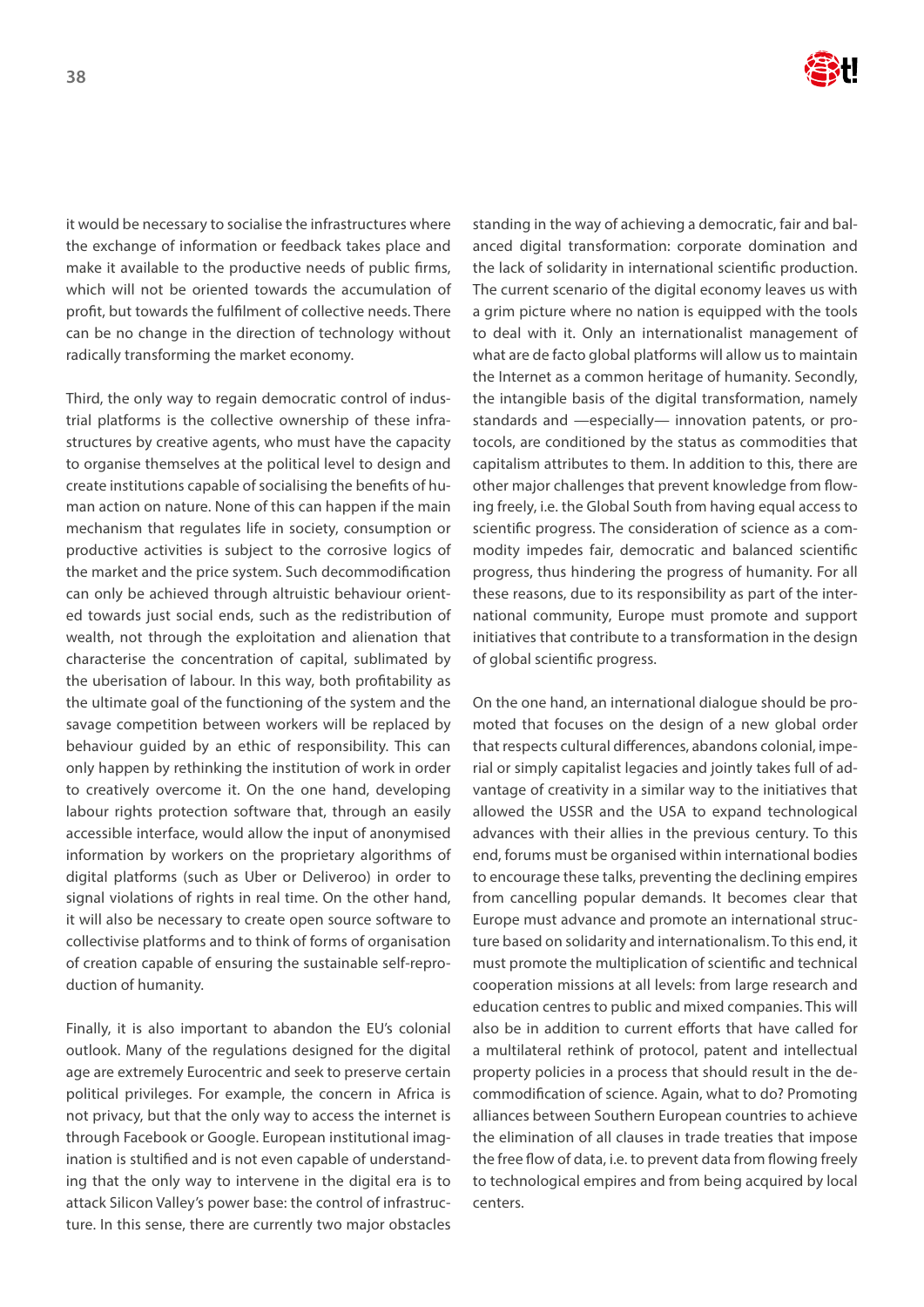it would be necessary to socialise the infrastructures where the exchange of information or feedback takes place and make it available to the productive needs of public firms, which will not be oriented towards the accumulation of profit, but towards the fulfilment of collective needs. There can be no change in the direction of technology without radically transforming the market economy.

Third, the only way to regain democratic control of industrial platforms is the collective ownership of these infrastructures by creative agents, who must have the capacity to organise themselves at the political level to design and create institutions capable of socialising the benefits of human action on nature. None of this can happen if the main mechanism that regulates life in society, consumption or productive activities is subject to the corrosive logics of the market and the price system. Such decommodification can only be achieved through altruistic behaviour oriented towards just social ends, such as the redistribution of wealth, not through the exploitation and alienation that characterise the concentration of capital, sublimated by the uberisation of labour. In this way, both profitability as the ultimate goal of the functioning of the system and the savage competition between workers will be replaced by behaviour guided by an ethic of responsibility. This can only happen by rethinking the institution of work in order to creatively overcome it. On the one hand, developing labour rights protection software that, through an easily accessible interface, would allow the input of anonymised information by workers on the proprietary algorithms of digital platforms (such as Uber or Deliveroo) in order to signal violations of rights in real time. On the other hand, it will also be necessary to create open source software to collectivise platforms and to think of forms of organisation of creation capable of ensuring the sustainable self-reproduction of humanity.

Finally, it is also important to abandon the EU's colonial outlook. Many of the regulations designed for the digital age are extremely Eurocentric and seek to preserve certain political privileges. For example, the concern in Africa is not privacy, but that the only way to access the internet is through Facebook or Google. European institutional imagination is stultified and is not even capable of understanding that the only way to intervene in the digital era is to attack Silicon Valley's power base: the control of infrastructure. In this sense, there are currently two major obstacles standing in the way of achieving a democratic, fair and balanced digital transformation: corporate domination and the lack of solidarity in international scientific production. The current scenario of the digital economy leaves us with a grim picture where no nation is equipped with the tools to deal with it. Only an internationalist management of what are de facto global platforms will allow us to maintain the Internet as a common heritage of humanity. Secondly, the intangible basis of the digital transformation, namely standards and —especially— innovation patents, or protocols, are conditioned by the status as commodities that capitalism attributes to them. In addition to this, there are other major challenges that prevent knowledge from flowing freely, i.e. the Global South from having equal access to scientific progress. The consideration of science as a commodity impedes fair, democratic and balanced scientific progress, thus hindering the progress of humanity. For all these reasons, due to its responsibility as part of the international community, Europe must promote and support initiatives that contribute to a transformation in the design of global scientific progress.

On the one hand, an international dialogue should be promoted that focuses on the design of a new global order that respects cultural differences, abandons colonial, imperial or simply capitalist legacies and jointly takes full of advantage of creativity in a similar way to the initiatives that allowed the USSR and the USA to expand technological advances with their allies in the previous century. To this end, forums must be organised within international bodies to encourage these talks, preventing the declining empires from cancelling popular demands. It becomes clear that Europe must advance and promote an international structure based on solidarity and internationalism. To this end, it must promote the multiplication of scientific and technical cooperation missions at all levels: from large research and education centres to public and mixed companies. This will also be in addition to current efforts that have called for a multilateral rethink of protocol, patent and intellectual property policies in a process that should result in the decommodification of science. Again, what to do? Promoting alliances between Southern European countries to achieve the elimination of all clauses in trade treaties that impose the free flow of data, i.e. to prevent data from flowing freely to technological empires and from being acquired by local centers.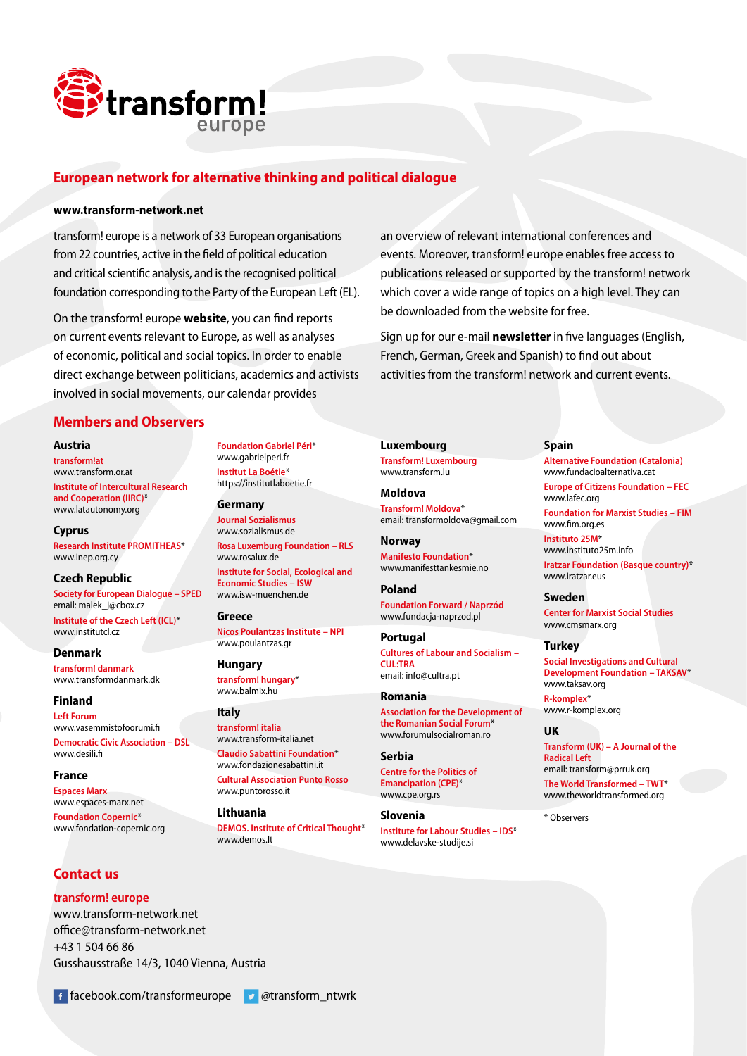# transform! europe

## European network for alternative thinking and political dialogue

**www.transform-network.net**

transform! europe is a network of 33 European organisations from 22 countries, active in the field of political education and critical scientific analysis, and is the recognised political foundation corresponding to the Party of the European Left (EL).

On the transform! europe **website**, you can find reports on current events relevant to Europe, as well as analyses of economic, political and social topics. In order to enable direct exchange between politicians, academics and activists involved in social movements, our calendar provides an overview of relevant international conferences and events. Moreover, transform! europe enables free access to publications released or supported by the transform! network which cover a wide range of topics on a high level. They can be downloaded from the website for free.

Sign up for our e-mail **newsletter** in five languages (English, French, German, Greek and Spanish) to find out about activities from the transform! network and current events.

## Members and Observers

### Austria

transform!at
www.transform.or.at

Institute of Intercultural Research and Cooperation (IIRC)*
www.latautonomy.org

### Cyprus

Research Institute PROMITHEAS*
www.inep.org.cy

### Czech Republic

Society for European Dialogue – SPED
email: malek_j@cbox.cz

Institute of the Czech Left (ICL)*
www.institutcl.cz

### Denmark

transform! danmark
www.transformdanmark.dk

### Finland

Left Forum
www.vasemmistofoorumi.fi

Democratic Civic Association – DSL
www.desili.fi

### France

Espaces Marx
www.espaces-marx.net

Foundation Copernic*
www.fondation-copernic.org

Foundation Gabriel Péri*
www.gabrielperi.fr

Institut La Boétie*
https://institutlaboetie.fr

### Germany

Journal Sozialismus
www.sozialismus.de

Rosa Luxemburg Foundation – RLS
www.rosalux.de

Institute for Social, Ecological and Economic Studies – ISW
www.isw-muenchen.de

### Greece

Nicos Poulantzas Institute – NPI
www.poulantzas.gr

### Hungary

transform! hungary*
www.balmix.hu

### Italy

transform! italia
www.transform-italia.net

Claudio Sabattini Foundation*
www.fondazionesabattini.it

Cultural Association Punto Rosso
www.puntorosso.it

### Lithuania

DEMOS. Institute of Critical Thought*
www.demos.lt

### Luxembourg

Transform! Luxembourg
www.transform.lu

### Moldova

Transform! Moldova*
email: transformoldova@gmail.com

### Norway

Manifesto Foundation*
www.manifesttankesmie.no

### Poland

Foundation Forward / Naprzód
www.fundacja-naprzod.pl

### Portugal

Cultures of Labour and Socialism – CUL:TRA
email: info@cultra.pt

### Romania

Association for the Development of the Romanian Social Forum*
www.forumulsocialroman.ro

### Serbia

Centre for the Politics of Emancipation (CPE)*
www.cpe.org.rs

### Slovenia

Institute for Labour Studies – IDS*
www.delavske-studije.si

### Spain

Alternative Foundation (Catalonia)
www.fundacioalternativa.cat

Europe of Citizens Foundation – FEC
www.lafec.org

Foundation for Marxist Studies – FIM
www.fim.org.es

Instituto 25M*
www.instituto25m.info

Iratzar Foundation (Basque country)*
www.iratzar.eus

### Sweden

Center for Marxist Social Studies
www.cmsmarx.org

### Turkey

Social Investigations and Cultural Development Foundation – TAKSAV*
www.taksav.org

R-komplex*
www.r-komplex.org

### UK

Transform (UK) – A Journal of the Radical Left
email: transform@prruk.org

The World Transformed – TWT*
www.theworldtransformed.org

* Observers

## Contact us

**transform! europe**
www.transform-network.net
office@transform-network.net
+43 1 504 66 86
Gusshausstraße 14/3, 1040 Vienna, Austria

facebook.com/transformeurope    @transform_ntwrk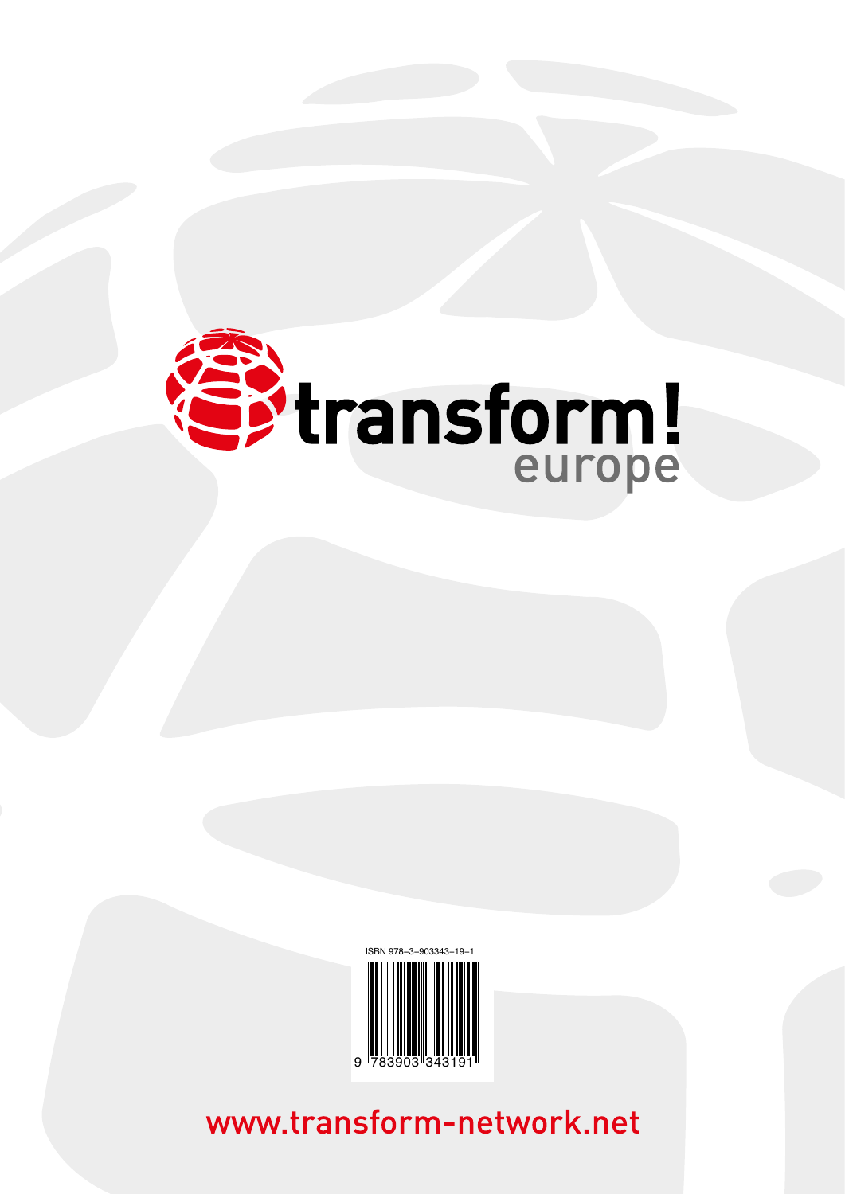transform! europe

ISBN 978-3-903343-19-1

9 783903 343191

www.transform-network.net